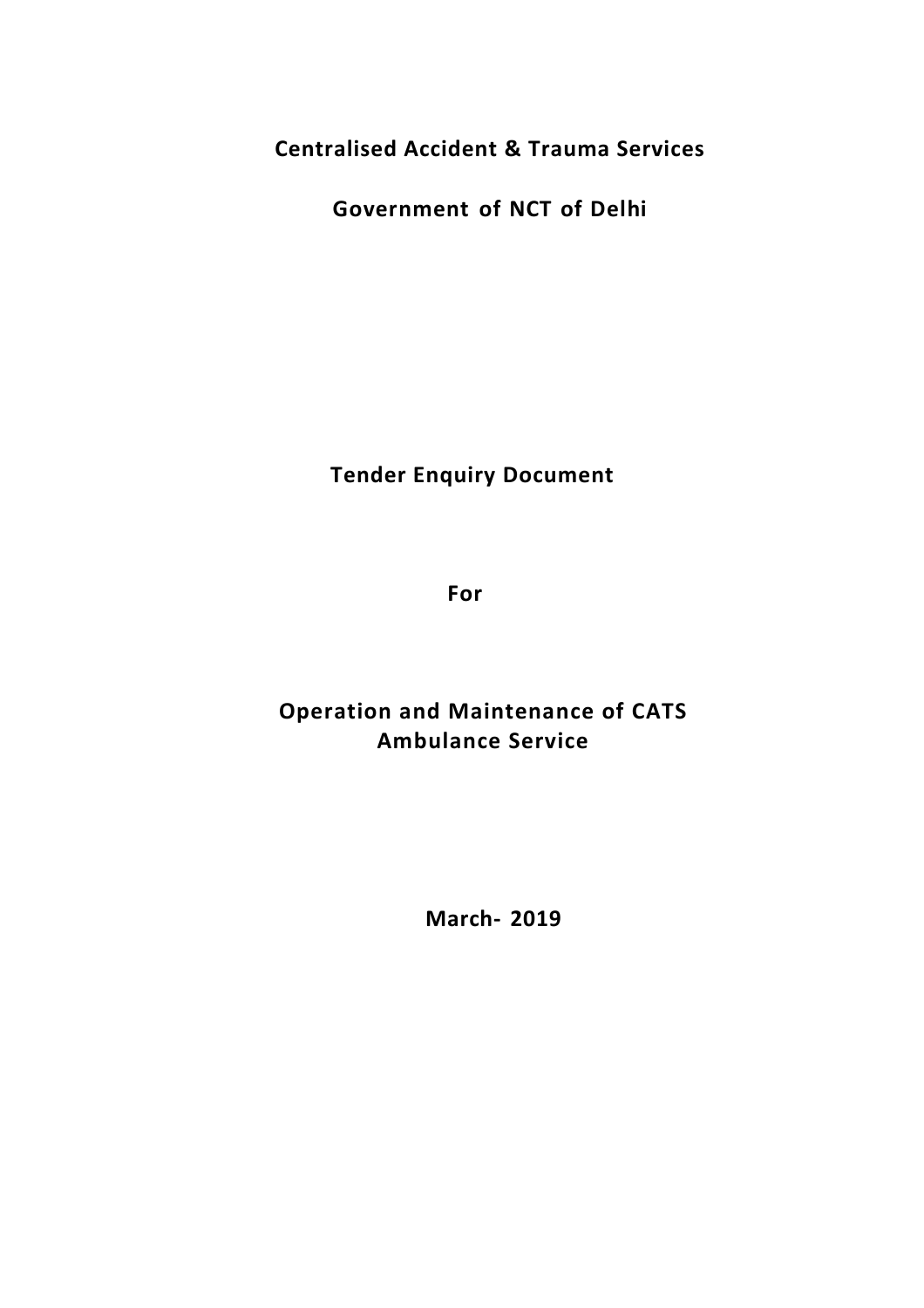**Centralised Accident & Trauma Services**

**Government of NCT of Delhi**

# Tender Enquiry Document

**For**

**Operation and Maintenance of CATS Ambulance Service**

**March- 2019**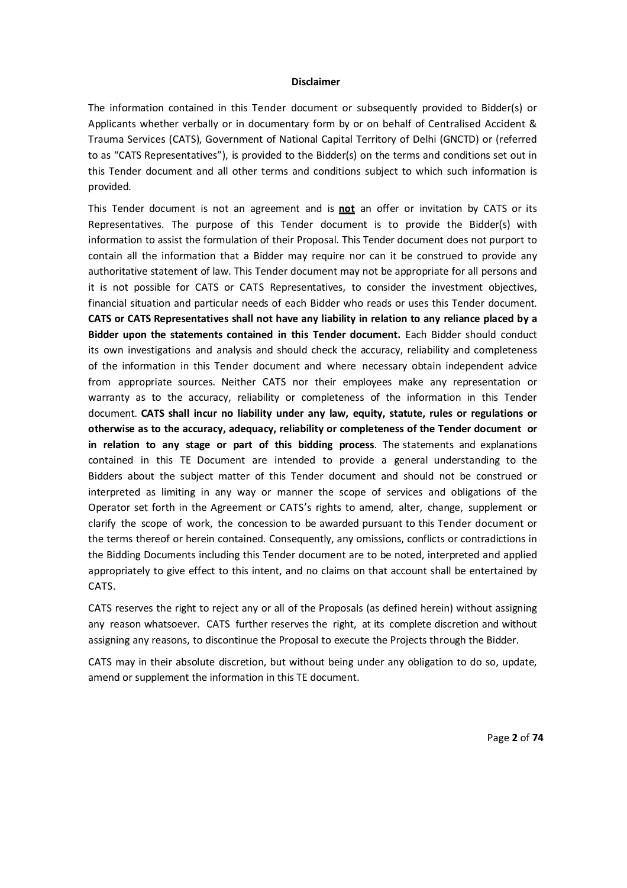# Disclaimer

The information contained in this Tender document or subsequently provided to Bidder(s) or Applicants whether verbally or in documentary form by or on behalf of Centralised Accident & Trauma Services (CATS), Government of National Capital Territory of Delhi (GNCTD) or (referred to as "CATS Representatives"), is provided to the Bidder(s) on the terms and conditions set out in this Tender document and all other terms and conditions subject to which such information is provided.

This Tender document is not an agreement and is **not** an offer or invitation by CATS or its Representatives. The purpose of this Tender document is to provide the Bidder(s) with information to assist the formulation of their Proposal. This Tender document does not purport to contain all the information that a Bidder may require nor can it be construed to provide any authoritative statement of law. This Tender document may not be appropriate for all persons and it is not possible for CATS or CATS Representatives, to consider the investment objectives, financial situation and particular needs of each Bidder who reads or uses this Tender document. **CATS or CATS Representatives shall not have any liability in relation to any reliance placed by a Bidder upon the statements contained in this Tender document.** Each Bidder should conduct its own investigations and analysis and should check the accuracy, reliability and completeness of the information in this Tender document and where necessary obtain independent advice from appropriate sources. Neither CATS nor their employees make any representation or warranty as to the accuracy, reliability or completeness of the information in this Tender document. **CATS shall incur no liability under any law, equity, statute, rules or regulations or otherwise as to the accuracy, adequacy, reliability or completeness of the Tender document or in relation to any stage or part of this bidding process**. The statements and explanations contained in this TE Document are intended to provide a general understanding to the Bidders about the subject matter of this Tender document and should not be construed or interpreted as limiting in any way or manner the scope of services and obligations of the Operator set forth in the Agreement or CATS's rights to amend, alter, change, supplement or clarify the scope of work, the concession to be awarded pursuant to this Tender document or the terms thereof or herein contained. Consequently, any omissions, conflicts or contradictions in the Bidding Documents including this Tender document are to be noted, interpreted and applied appropriately to give effect to this intent, and no claims on that account shall be entertained by CATS.

CATS reserves the right to reject any or all of the Proposals (as defined herein) without assigning any reason whatsoever. CATS further reserves the right, at its complete discretion and without assigning any reasons, to discontinue the Proposal to execute the Projects through the Bidder.

CATS may in their absolute discretion, but without being under any obligation to do so, update, amend or supplement the information in this TE document.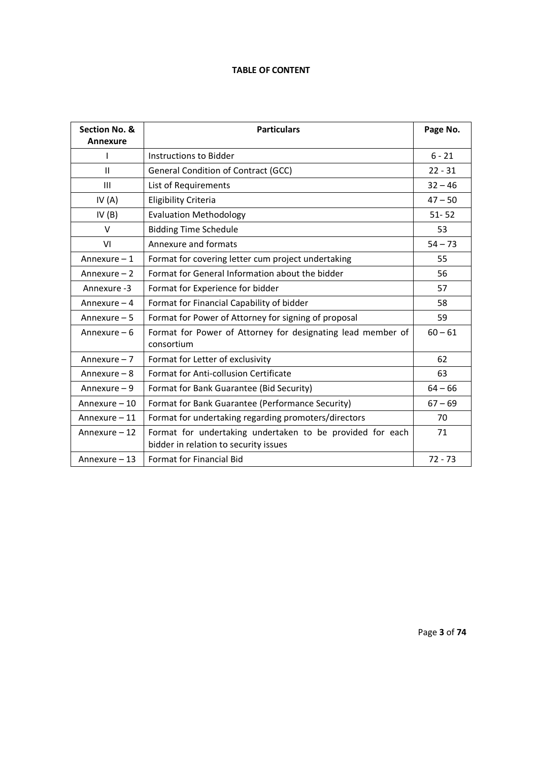**TABLE OF CONTENT**

| Section No. & Annexure | Particulars | Page No. |
|---|---|---|
| I | Instructions to Bidder | 6 - 21 |
| II | General Condition of Contract (GCC) | 22 - 31 |
| III | List of Requirements | 32 – 46 |
| IV (A) | Eligibility Criteria | 47 – 50 |
| IV (B) | Evaluation Methodology | 51- 52 |
| V | Bidding Time Schedule | 53 |
| VI | Annexure and formats | 54 – 73 |
| Annexure – 1 | Format for covering letter cum project undertaking | 55 |
| Annexure – 2 | Format for General Information about the bidder | 56 |
| Annexure -3 | Format for Experience for bidder | 57 |
| Annexure – 4 | Format for Financial Capability of bidder | 58 |
| Annexure – 5 | Format for Power of Attorney for signing of proposal | 59 |
| Annexure – 6 | Format for Power of Attorney for designating lead member of consortium | 60 – 61 |
| Annexure – 7 | Format for Letter of exclusivity | 62 |
| Annexure – 8 | Format for Anti-collusion Certificate | 63 |
| Annexure – 9 | Format for Bank Guarantee (Bid Security) | 64 – 66 |
| Annexure – 10 | Format for Bank Guarantee (Performance Security) | 67 – 69 |
| Annexure – 11 | Format for undertaking regarding promoters/directors | 70 |
| Annexure – 12 | Format for undertaking undertaken to be provided for each bidder in relation to security issues | 71 |
| Annexure – 13 | Format for Financial Bid | 72 - 73 |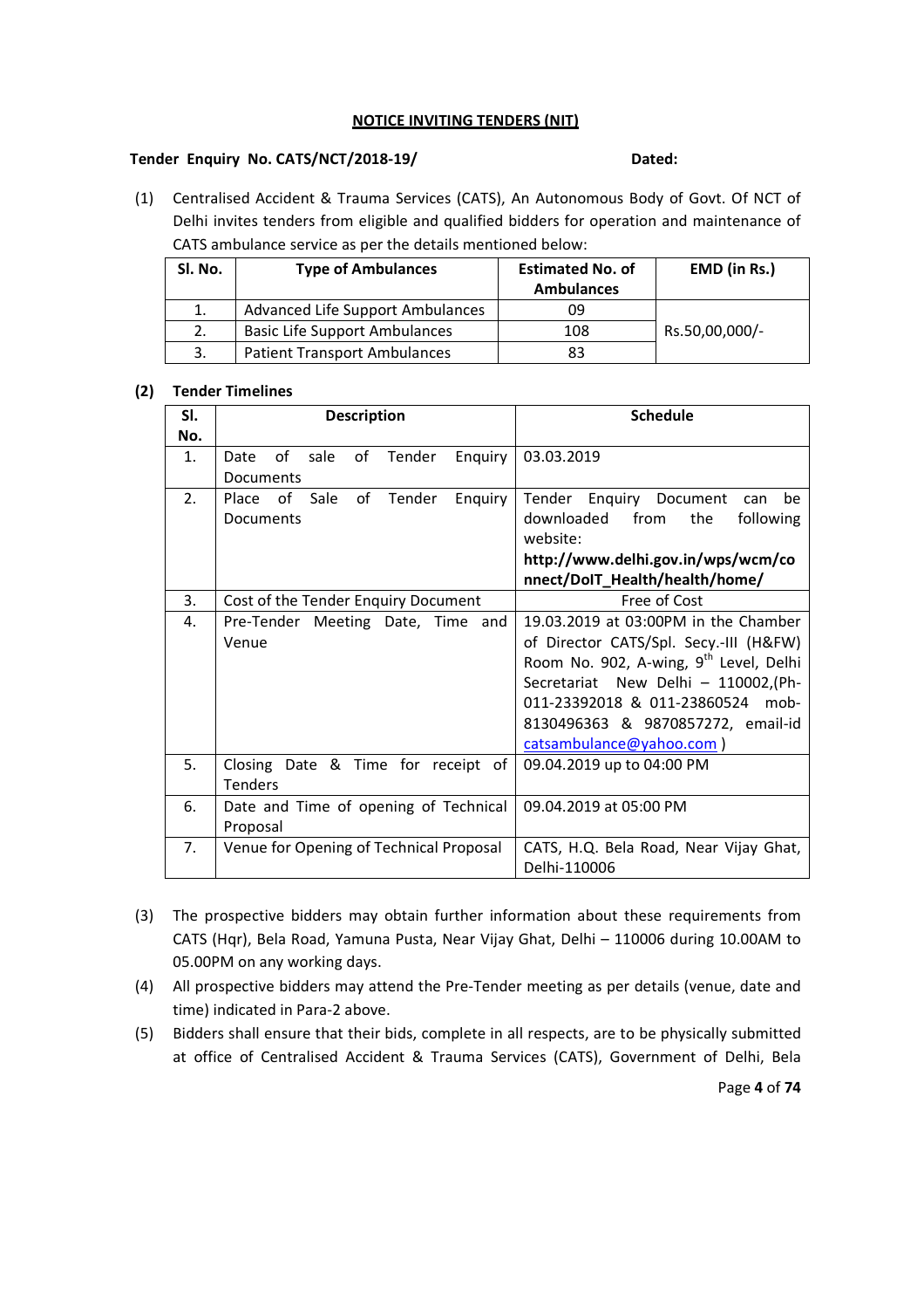## NOTICE INVITING TENDERS (NIT)

**Tender Enquiry No. CATS/NCT/2018-19/** **Dated:**

(1) Centralised Accident & Trauma Services (CATS), An Autonomous Body of Govt. Of NCT of Delhi invites tenders from eligible and qualified bidders for operation and maintenance of CATS ambulance service as per the details mentioned below:

| Sl. No. | Type of Ambulances | Estimated No. of Ambulances | EMD (in Rs.) |
|---|---|---|---|
| 1. | Advanced Life Support Ambulances | 09 | Rs.50,00,000/- |
| 2. | Basic Life Support Ambulances | 108 | |
| 3. | Patient Transport Ambulances | 83 | |

**(2) Tender Timelines**

| Sl. No. | Description | Schedule |
|---|---|---|
| 1. | Date of sale of Tender Enquiry Documents | 03.03.2019 |
| 2. | Place of Sale of Tender Enquiry Documents | Tender Enquiry Document can be downloaded from the following website: **http://www.delhi.gov.in/wps/wcm/connect/DoIT_Health/health/home/** |
| 3. | Cost of the Tender Enquiry Document | Free of Cost |
| 4. | Pre-Tender Meeting Date, Time and Venue | 19.03.2019 at 03:00PM in the Chamber of Director CATS/Spl. Secy.-III (H&FW) Room No. 902, A-wing, 9th Level, Delhi Secretariat New Delhi – 110002,(Ph- 011-23392018 & 011-23860524 mob- 8130496363 & 9870857272, email-id catsambulance@yahoo.com ) |
| 5. | Closing Date & Time for receipt of Tenders | 09.04.2019 up to 04:00 PM |
| 6. | Date and Time of opening of Technical Proposal | 09.04.2019 at 05:00 PM |
| 7. | Venue for Opening of Technical Proposal | CATS, H.Q. Bela Road, Near Vijay Ghat, Delhi-110006 |

(3) The prospective bidders may obtain further information about these requirements from CATS (Hqr), Bela Road, Yamuna Pusta, Near Vijay Ghat, Delhi – 110006 during 10.00AM to 05.00PM on any working days.

(4) All prospective bidders may attend the Pre-Tender meeting as per details (venue, date and time) indicated in Para-2 above.

(5) Bidders shall ensure that their bids, complete in all respects, are to be physically submitted at office of Centralised Accident & Trauma Services (CATS), Government of Delhi, Bela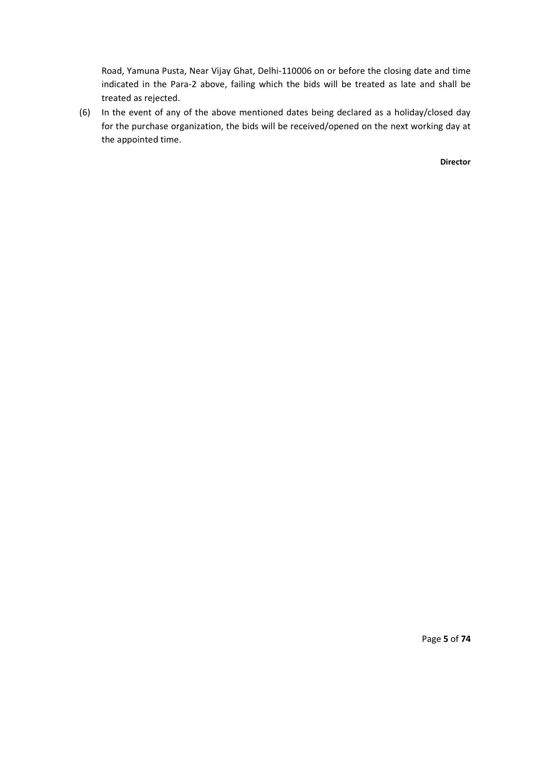Road, Yamuna Pusta, Near Vijay Ghat, Delhi-110006 on or before the closing date and time indicated in the Para-2 above, failing which the bids will be treated as late and shall be treated as rejected.

(6) In the event of any of the above mentioned dates being declared as a holiday/closed day for the purchase organization, the bids will be received/opened on the next working day at the appointed time.

**Director**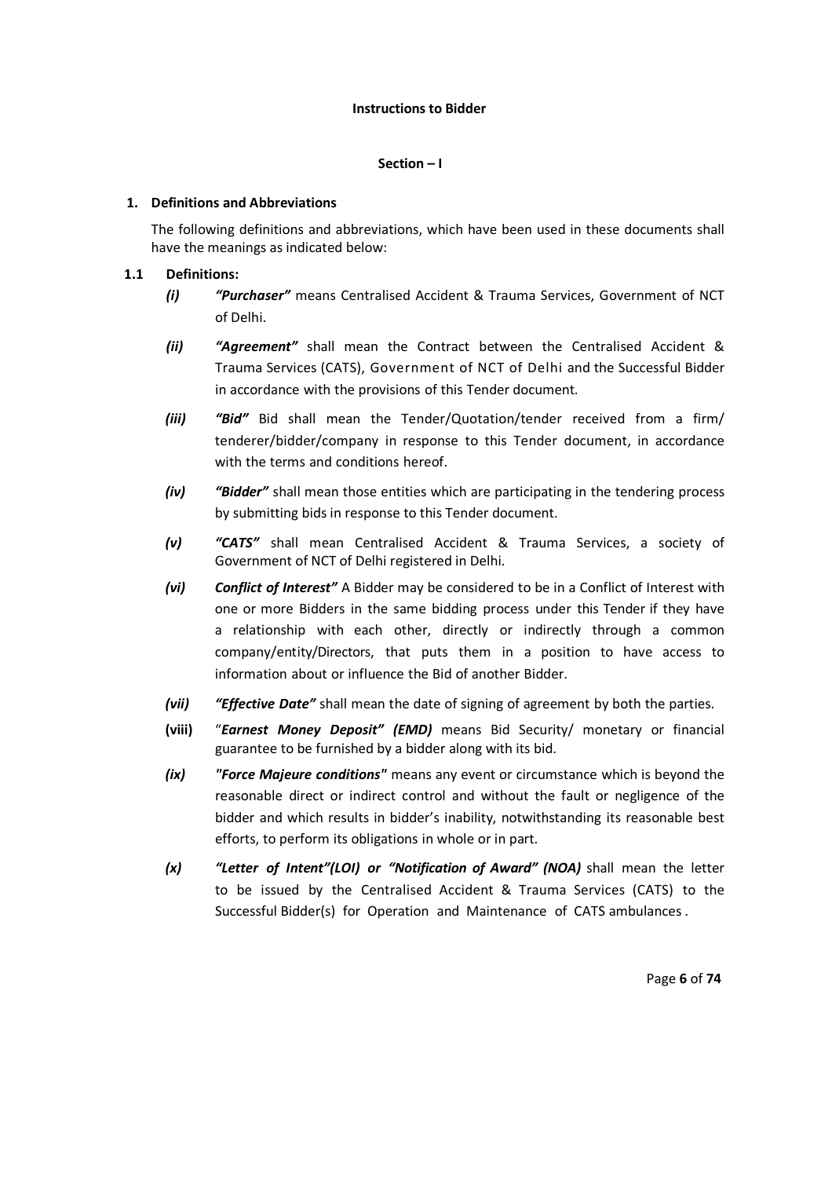**Instructions to Bidder**

**Section – I**

## 1. Definitions and Abbreviations

The following definitions and abbreviations, which have been used in these documents shall have the meanings as indicated below:

### 1.1 Definitions:

*(i)* ***"Purchaser"*** means Centralised Accident & Trauma Services, Government of NCT of Delhi.

*(ii)* ***"Agreement"*** shall mean the Contract between the Centralised Accident & Trauma Services (CATS), Government of NCT of Delhi and the Successful Bidder in accordance with the provisions of this Tender document.

*(iii)* ***"Bid"*** Bid shall mean the Tender/Quotation/tender received from a firm/ tenderer/bidder/company in response to this Tender document, in accordance with the terms and conditions hereof.

*(iv)* ***"Bidder"*** shall mean those entities which are participating in the tendering process by submitting bids in response to this Tender document.

*(v)* ***"CATS"*** shall mean Centralised Accident & Trauma Services, a society of Government of NCT of Delhi registered in Delhi.

*(vi)* ***Conflict of Interest"*** A Bidder may be considered to be in a Conflict of Interest with one or more Bidders in the same bidding process under this Tender if they have a relationship with each other, directly or indirectly through a common company/entity/Directors, that puts them in a position to have access to information about or influence the Bid of another Bidder.

*(vii)* ***"Effective Date"*** shall mean the date of signing of agreement by both the parties.

**(viii)** "***Earnest Money Deposit" (EMD)*** means Bid Security/ monetary or financial guarantee to be furnished by a bidder along with its bid.

*(ix)* ***"Force Majeure conditions"*** means any event or circumstance which is beyond the reasonable direct or indirect control and without the fault or negligence of the bidder and which results in bidder's inability, notwithstanding its reasonable best efforts, to perform its obligations in whole or in part.

*(x)* ***"Letter of Intent"(LOI) or "Notification of Award" (NOA)*** shall mean the letter to be issued by the Centralised Accident & Trauma Services (CATS) to the Successful Bidder(s) for Operation and Maintenance of CATS ambulances .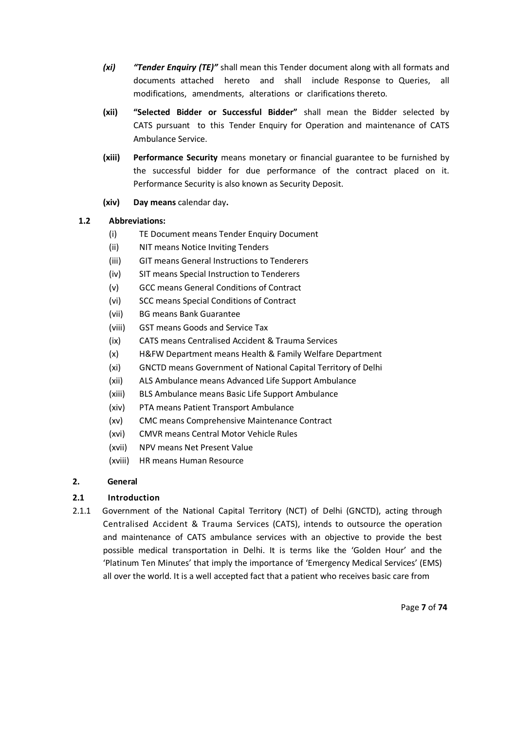(xi) ***"Tender Enquiry (TE)"*** shall mean this Tender document along with all formats and documents attached hereto and shall include Response to Queries, all modifications, amendments, alterations or clarifications thereto.

**(xii)** **"Selected Bidder or Successful Bidder"** shall mean the Bidder selected by CATS pursuant to this Tender Enquiry for Operation and maintenance of CATS Ambulance Service.

**(xiii)** **Performance Security** means monetary or financial guarantee to be furnished by the successful bidder for due performance of the contract placed on it. Performance Security is also known as Security Deposit.

**(xiv)** **Day means** calendar day**.**

### 1.2 Abbreviations:

(i) TE Document means Tender Enquiry Document
(ii) NIT means Notice Inviting Tenders
(iii) GIT means General Instructions to Tenderers
(iv) SIT means Special Instruction to Tenderers
(v) GCC means General Conditions of Contract
(vi) SCC means Special Conditions of Contract
(vii) BG means Bank Guarantee
(viii) GST means Goods and Service Tax
(ix) CATS means Centralised Accident & Trauma Services
(x) H&FW Department means Health & Family Welfare Department
(xi) GNCTD means Government of National Capital Territory of Delhi
(xii) ALS Ambulance means Advanced Life Support Ambulance
(xiii) BLS Ambulance means Basic Life Support Ambulance
(xiv) PTA means Patient Transport Ambulance
(xv) CMC means Comprehensive Maintenance Contract
(xvi) CMVR means Central Motor Vehicle Rules
(xvii) NPV means Net Present Value
(xviii) HR means Human Resource

## 2. General

### 2.1 Introduction

2.1.1 Government of the National Capital Territory (NCT) of Delhi (GNCTD), acting through Centralised Accident & Trauma Services (CATS), intends to outsource the operation and maintenance of CATS ambulance services with an objective to provide the best possible medical transportation in Delhi. It is terms like the 'Golden Hour' and the 'Platinum Ten Minutes' that imply the importance of 'Emergency Medical Services' (EMS) all over the world. It is a well accepted fact that a patient who receives basic care from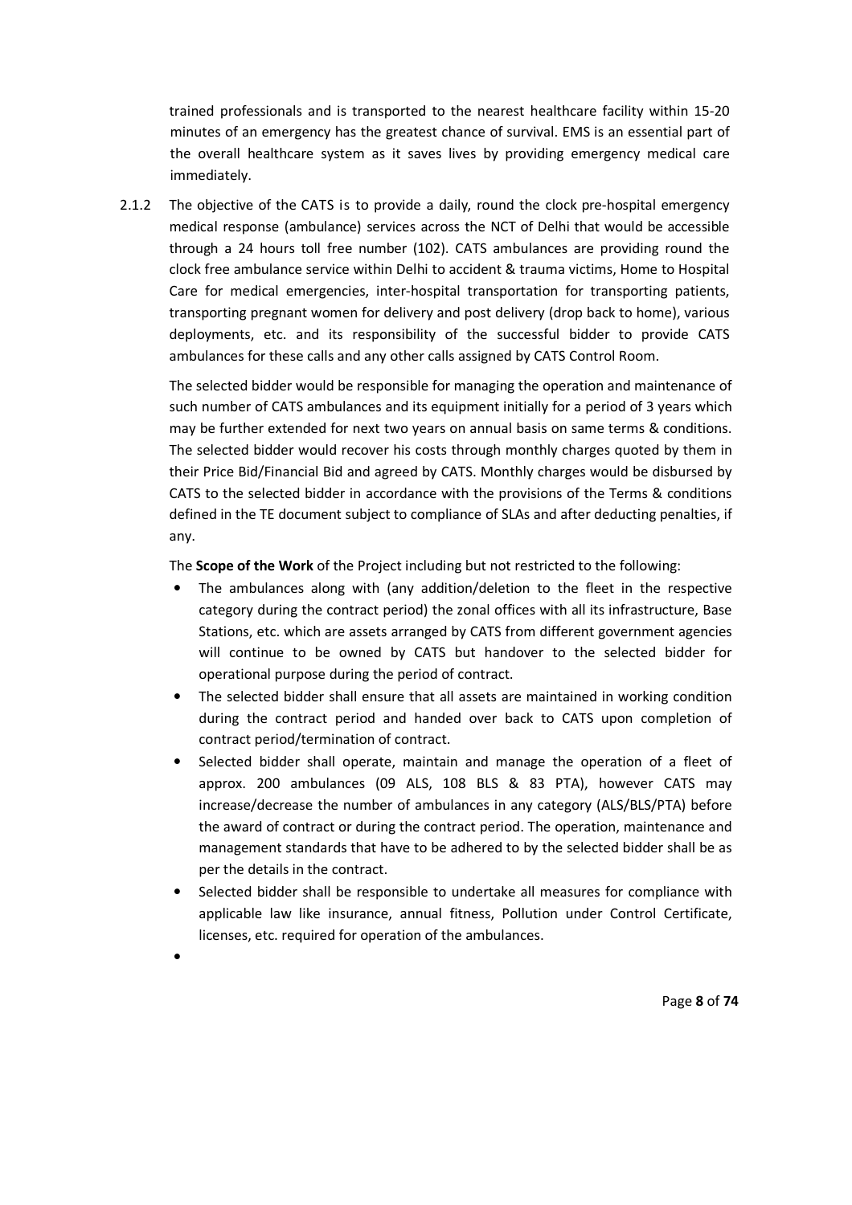trained professionals and is transported to the nearest healthcare facility within 15-20 minutes of an emergency has the greatest chance of survival. EMS is an essential part of the overall healthcare system as it saves lives by providing emergency medical care immediately.

2.1.2 The objective of the CATS is to provide a daily, round the clock pre-hospital emergency medical response (ambulance) services across the NCT of Delhi that would be accessible through a 24 hours toll free number (102). CATS ambulances are providing round the clock free ambulance service within Delhi to accident & trauma victims, Home to Hospital Care for medical emergencies, inter-hospital transportation for transporting patients, transporting pregnant women for delivery and post delivery (drop back to home), various deployments, etc. and its responsibility of the successful bidder to provide CATS ambulances for these calls and any other calls assigned by CATS Control Room.

The selected bidder would be responsible for managing the operation and maintenance of such number of CATS ambulances and its equipment initially for a period of 3 years which may be further extended for next two years on annual basis on same terms & conditions. The selected bidder would recover his costs through monthly charges quoted by them in their Price Bid/Financial Bid and agreed by CATS. Monthly charges would be disbursed by CATS to the selected bidder in accordance with the provisions of the Terms & conditions defined in the TE document subject to compliance of SLAs and after deducting penalties, if any.

The **Scope of the Work** of the Project including but not restricted to the following:

- The ambulances along with (any addition/deletion to the fleet in the respective category during the contract period) the zonal offices with all its infrastructure, Base Stations, etc. which are assets arranged by CATS from different government agencies will continue to be owned by CATS but handover to the selected bidder for operational purpose during the period of contract.
- The selected bidder shall ensure that all assets are maintained in working condition during the contract period and handed over back to CATS upon completion of contract period/termination of contract.
- Selected bidder shall operate, maintain and manage the operation of a fleet of approx. 200 ambulances (09 ALS, 108 BLS & 83 PTA), however CATS may increase/decrease the number of ambulances in any category (ALS/BLS/PTA) before the award of contract or during the contract period. The operation, maintenance and management standards that have to be adhered to by the selected bidder shall be as per the details in the contract.
- Selected bidder shall be responsible to undertake all measures for compliance with applicable law like insurance, annual fitness, Pollution under Control Certificate, licenses, etc. required for operation of the ambulances.
-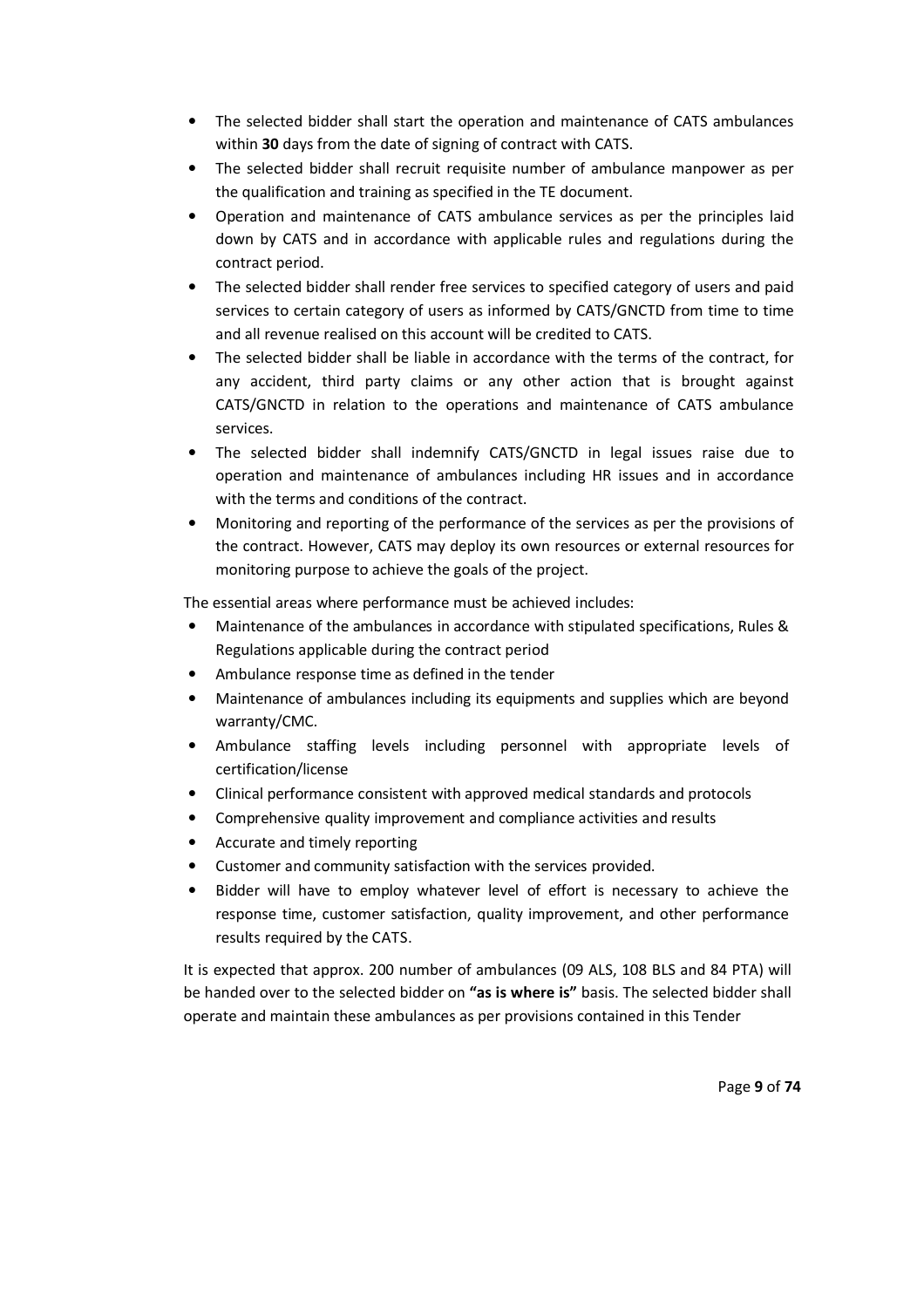- The selected bidder shall start the operation and maintenance of CATS ambulances within **30** days from the date of signing of contract with CATS.
- The selected bidder shall recruit requisite number of ambulance manpower as per the qualification and training as specified in the TE document.
- Operation and maintenance of CATS ambulance services as per the principles laid down by CATS and in accordance with applicable rules and regulations during the contract period.
- The selected bidder shall render free services to specified category of users and paid services to certain category of users as informed by CATS/GNCTD from time to time and all revenue realised on this account will be credited to CATS.
- The selected bidder shall be liable in accordance with the terms of the contract, for any accident, third party claims or any other action that is brought against CATS/GNCTD in relation to the operations and maintenance of CATS ambulance services.
- The selected bidder shall indemnify CATS/GNCTD in legal issues raise due to operation and maintenance of ambulances including HR issues and in accordance with the terms and conditions of the contract.
- Monitoring and reporting of the performance of the services as per the provisions of the contract. However, CATS may deploy its own resources or external resources for monitoring purpose to achieve the goals of the project.

The essential areas where performance must be achieved includes:

- Maintenance of the ambulances in accordance with stipulated specifications, Rules & Regulations applicable during the contract period
- Ambulance response time as defined in the tender
- Maintenance of ambulances including its equipments and supplies which are beyond warranty/CMC.
- Ambulance staffing levels including personnel with appropriate levels of certification/license
- Clinical performance consistent with approved medical standards and protocols
- Comprehensive quality improvement and compliance activities and results
- Accurate and timely reporting
- Customer and community satisfaction with the services provided.
- Bidder will have to employ whatever level of effort is necessary to achieve the response time, customer satisfaction, quality improvement, and other performance results required by the CATS.

It is expected that approx. 200 number of ambulances (09 ALS, 108 BLS and 84 PTA) will be handed over to the selected bidder on **"as is where is"** basis. The selected bidder shall operate and maintain these ambulances as per provisions contained in this Tender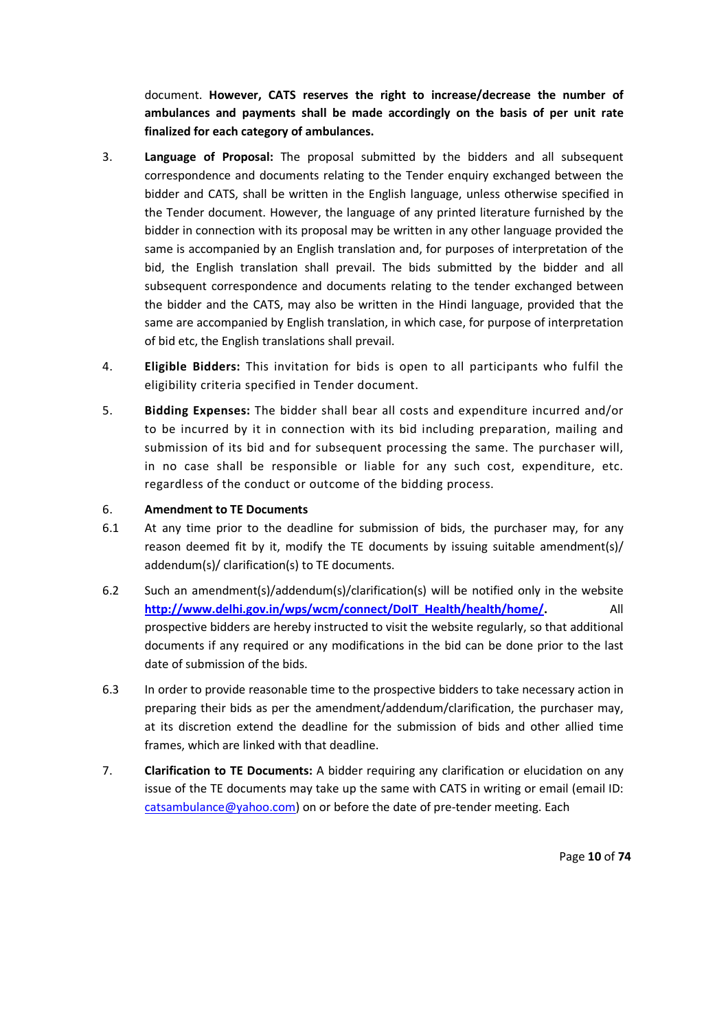document. **However, CATS reserves the right to increase/decrease the number of ambulances and payments shall be made accordingly on the basis of per unit rate finalized for each category of ambulances.**

3. **Language of Proposal:** The proposal submitted by the bidders and all subsequent correspondence and documents relating to the Tender enquiry exchanged between the bidder and CATS, shall be written in the English language, unless otherwise specified in the Tender document. However, the language of any printed literature furnished by the bidder in connection with its proposal may be written in any other language provided the same is accompanied by an English translation and, for purposes of interpretation of the bid, the English translation shall prevail. The bids submitted by the bidder and all subsequent correspondence and documents relating to the tender exchanged between the bidder and the CATS, may also be written in the Hindi language, provided that the same are accompanied by English translation, in which case, for purpose of interpretation of bid etc, the English translations shall prevail.

4. **Eligible Bidders:** This invitation for bids is open to all participants who fulfil the eligibility criteria specified in Tender document.

5. **Bidding Expenses:** The bidder shall bear all costs and expenditure incurred and/or to be incurred by it in connection with its bid including preparation, mailing and submission of its bid and for subsequent processing the same. The purchaser will, in no case shall be responsible or liable for any such cost, expenditure, etc. regardless of the conduct or outcome of the bidding process.

6. **Amendment to TE Documents**

6.1 At any time prior to the deadline for submission of bids, the purchaser may, for any reason deemed fit by it, modify the TE documents by issuing suitable amendment(s)/ addendum(s)/ clarification(s) to TE documents.

6.2 Such an amendment(s)/addendum(s)/clarification(s) will be notified only in the website **http://www.delhi.gov.in/wps/wcm/connect/DoIT_Health/health/home/.** All prospective bidders are hereby instructed to visit the website regularly, so that additional documents if any required or any modifications in the bid can be done prior to the last date of submission of the bids.

6.3 In order to provide reasonable time to the prospective bidders to take necessary action in preparing their bids as per the amendment/addendum/clarification, the purchaser may, at its discretion extend the deadline for the submission of bids and other allied time frames, which are linked with that deadline.

7. **Clarification to TE Documents:** A bidder requiring any clarification or elucidation on any issue of the TE documents may take up the same with CATS in writing or email (email ID: catsambulance@yahoo.com) on or before the date of pre-tender meeting. Each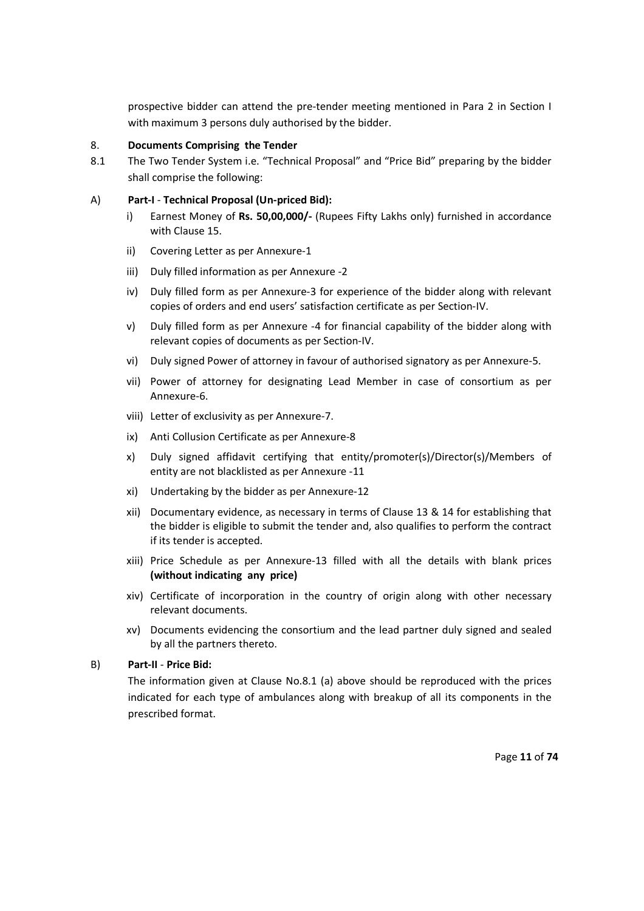prospective bidder can attend the pre-tender meeting mentioned in Para 2 in Section I with maximum 3 persons duly authorised by the bidder.

8. **Documents Comprising the Tender**

8.1 The Two Tender System i.e. "Technical Proposal" and "Price Bid" preparing by the bidder shall comprise the following:

A) **Part-I** - **Technical Proposal (Un-priced Bid):**

i) Earnest Money of **Rs. 50,00,000/-** (Rupees Fifty Lakhs only) furnished in accordance with Clause 15.

ii) Covering Letter as per Annexure-1

iii) Duly filled information as per Annexure -2

iv) Duly filled form as per Annexure-3 for experience of the bidder along with relevant copies of orders and end users' satisfaction certificate as per Section-IV.

v) Duly filled form as per Annexure -4 for financial capability of the bidder along with relevant copies of documents as per Section-IV.

vi) Duly signed Power of attorney in favour of authorised signatory as per Annexure-5.

vii) Power of attorney for designating Lead Member in case of consortium as per Annexure-6.

viii) Letter of exclusivity as per Annexure-7.

ix) Anti Collusion Certificate as per Annexure-8

x) Duly signed affidavit certifying that entity/promoter(s)/Director(s)/Members of entity are not blacklisted as per Annexure -11

xi) Undertaking by the bidder as per Annexure-12

xii) Documentary evidence, as necessary in terms of Clause 13 & 14 for establishing that the bidder is eligible to submit the tender and, also qualifies to perform the contract if its tender is accepted.

xiii) Price Schedule as per Annexure-13 filled with all the details with blank prices **(without indicating any price)**

xiv) Certificate of incorporation in the country of origin along with other necessary relevant documents.

xv) Documents evidencing the consortium and the lead partner duly signed and sealed by all the partners thereto.

B) **Part-II** - **Price Bid:**

The information given at Clause No.8.1 (a) above should be reproduced with the prices indicated for each type of ambulances along with breakup of all its components in the prescribed format.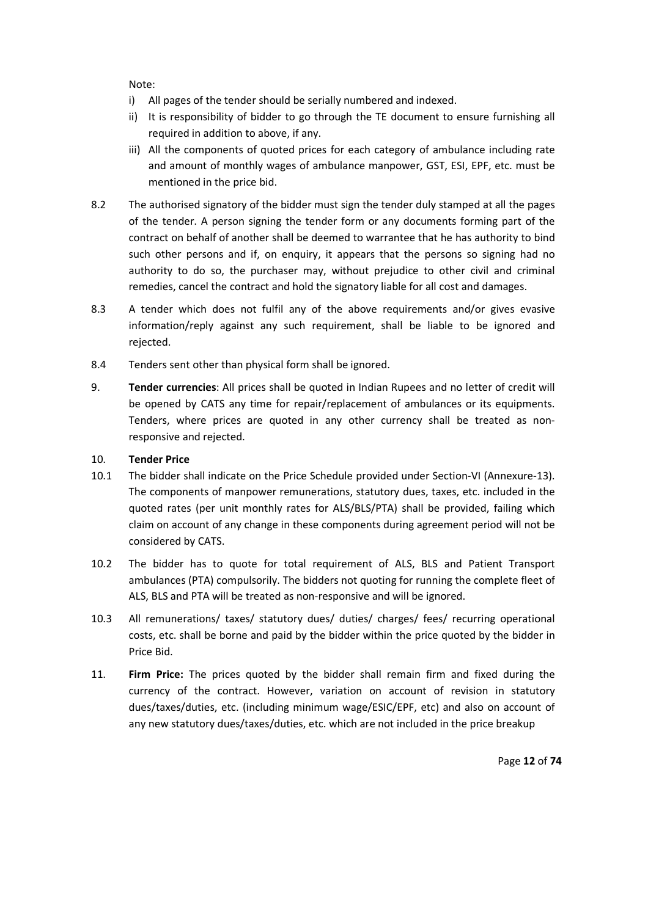Note:

1. All pages of the tender should be serially numbered and indexed.
2. It is responsibility of bidder to go through the TE document to ensure furnishing all required in addition to above, if any.
3. All the components of quoted prices for each category of ambulance including rate and amount of monthly wages of ambulance manpower, GST, ESI, EPF, etc. must be mentioned in the price bid.

8.2 The authorised signatory of the bidder must sign the tender duly stamped at all the pages of the tender. A person signing the tender form or any documents forming part of the contract on behalf of another shall be deemed to warrantee that he has authority to bind such other persons and if, on enquiry, it appears that the persons so signing had no authority to do so, the purchaser may, without prejudice to other civil and criminal remedies, cancel the contract and hold the signatory liable for all cost and damages.

8.3 A tender which does not fulfil any of the above requirements and/or gives evasive information/reply against any such requirement, shall be liable to be ignored and rejected.

8.4 Tenders sent other than physical form shall be ignored.

9. **Tender currencies**: All prices shall be quoted in Indian Rupees and no letter of credit will be opened by CATS any time for repair/replacement of ambulances or its equipments. Tenders, where prices are quoted in any other currency shall be treated as non-responsive and rejected.

10. **Tender Price**

10.1 The bidder shall indicate on the Price Schedule provided under Section-VI (Annexure-13). The components of manpower remunerations, statutory dues, taxes, etc. included in the quoted rates (per unit monthly rates for ALS/BLS/PTA) shall be provided, failing which claim on account of any change in these components during agreement period will not be considered by CATS.

10.2 The bidder has to quote for total requirement of ALS, BLS and Patient Transport ambulances (PTA) compulsorily. The bidders not quoting for running the complete fleet of ALS, BLS and PTA will be treated as non-responsive and will be ignored.

10.3 All remunerations/ taxes/ statutory dues/ duties/ charges/ fees/ recurring operational costs, etc. shall be borne and paid by the bidder within the price quoted by the bidder in Price Bid.

11. **Firm Price:** The prices quoted by the bidder shall remain firm and fixed during the currency of the contract. However, variation on account of revision in statutory dues/taxes/duties, etc. (including minimum wage/ESIC/EPF, etc) and also on account of any new statutory dues/taxes/duties, etc. which are not included in the price breakup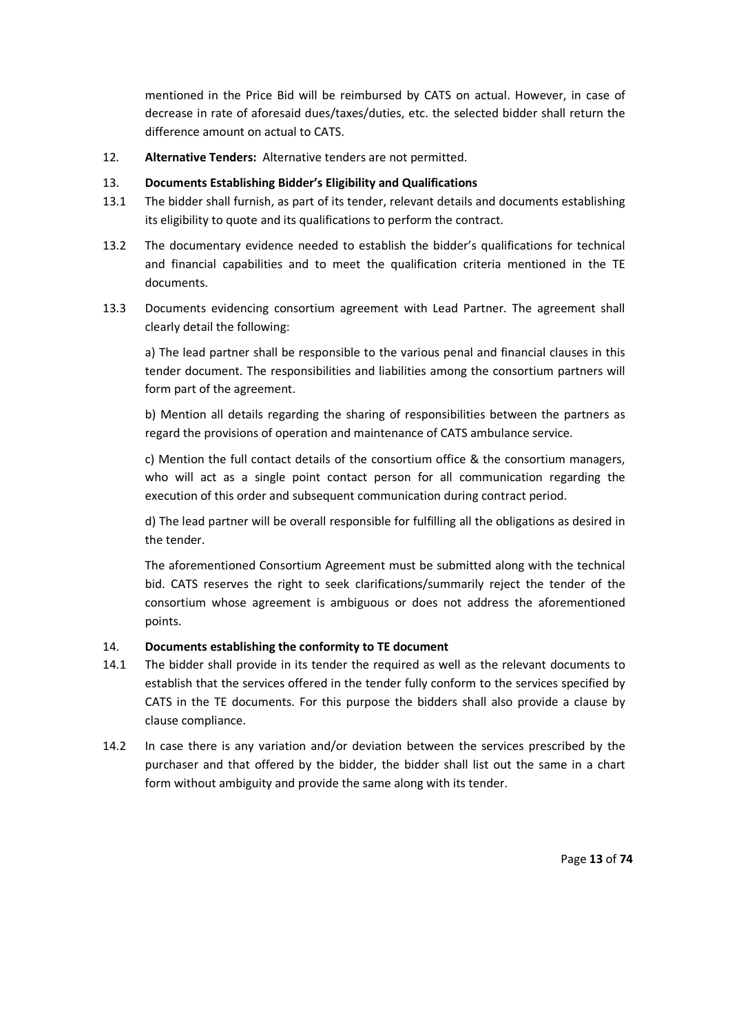mentioned in the Price Bid will be reimbursed by CATS on actual. However, in case of decrease in rate of aforesaid dues/taxes/duties, etc. the selected bidder shall return the difference amount on actual to CATS.

12. **Alternative Tenders:** Alternative tenders are not permitted.

13. **Documents Establishing Bidder's Eligibility and Qualifications**

13.1 The bidder shall furnish, as part of its tender, relevant details and documents establishing its eligibility to quote and its qualifications to perform the contract.

13.2 The documentary evidence needed to establish the bidder's qualifications for technical and financial capabilities and to meet the qualification criteria mentioned in the TE documents.

13.3 Documents evidencing consortium agreement with Lead Partner. The agreement shall clearly detail the following:

a) The lead partner shall be responsible to the various penal and financial clauses in this tender document. The responsibilities and liabilities among the consortium partners will form part of the agreement.

b) Mention all details regarding the sharing of responsibilities between the partners as regard the provisions of operation and maintenance of CATS ambulance service.

c) Mention the full contact details of the consortium office & the consortium managers, who will act as a single point contact person for all communication regarding the execution of this order and subsequent communication during contract period.

d) The lead partner will be overall responsible for fulfilling all the obligations as desired in the tender.

The aforementioned Consortium Agreement must be submitted along with the technical bid. CATS reserves the right to seek clarifications/summarily reject the tender of the consortium whose agreement is ambiguous or does not address the aforementioned points.

14. **Documents establishing the conformity to TE document**

14.1 The bidder shall provide in its tender the required as well as the relevant documents to establish that the services offered in the tender fully conform to the services specified by CATS in the TE documents. For this purpose the bidders shall also provide a clause by clause compliance.

14.2 In case there is any variation and/or deviation between the services prescribed by the purchaser and that offered by the bidder, the bidder shall list out the same in a chart form without ambiguity and provide the same along with its tender.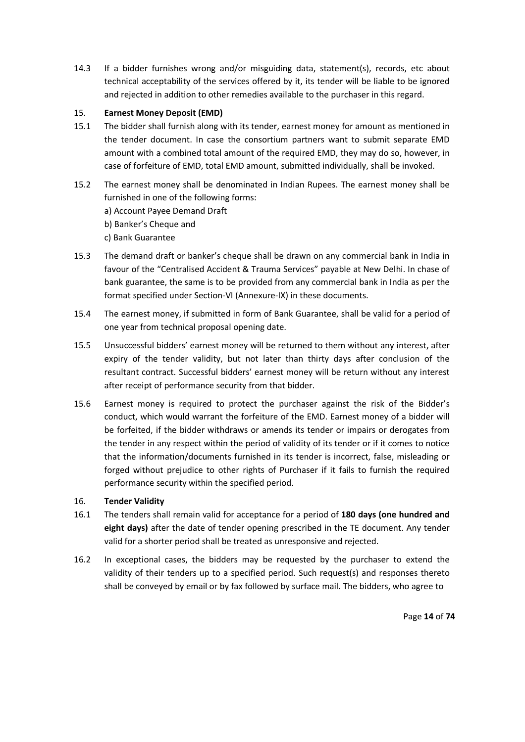14.3 If a bidder furnishes wrong and/or misguiding data, statement(s), records, etc about technical acceptability of the services offered by it, its tender will be liable to be ignored and rejected in addition to other remedies available to the purchaser in this regard.

## 15. Earnest Money Deposit (EMD)

15.1 The bidder shall furnish along with its tender, earnest money for amount as mentioned in the tender document. In case the consortium partners want to submit separate EMD amount with a combined total amount of the required EMD, they may do so, however, in case of forfeiture of EMD, total EMD amount, submitted individually, shall be invoked.

15.2 The earnest money shall be denominated in Indian Rupees. The earnest money shall be furnished in one of the following forms:

a) Account Payee Demand Draft
b) Banker's Cheque and
c) Bank Guarantee

15.3 The demand draft or banker's cheque shall be drawn on any commercial bank in India in favour of the "Centralised Accident & Trauma Services" payable at New Delhi. In chase of bank guarantee, the same is to be provided from any commercial bank in India as per the format specified under Section-VI (Annexure-IX) in these documents.

15.4 The earnest money, if submitted in form of Bank Guarantee, shall be valid for a period of one year from technical proposal opening date.

15.5 Unsuccessful bidders' earnest money will be returned to them without any interest, after expiry of the tender validity, but not later than thirty days after conclusion of the resultant contract. Successful bidders' earnest money will be return without any interest after receipt of performance security from that bidder.

15.6 Earnest money is required to protect the purchaser against the risk of the Bidder's conduct, which would warrant the forfeiture of the EMD. Earnest money of a bidder will be forfeited, if the bidder withdraws or amends its tender or impairs or derogates from the tender in any respect within the period of validity of its tender or if it comes to notice that the information/documents furnished in its tender is incorrect, false, misleading or forged without prejudice to other rights of Purchaser if it fails to furnish the required performance security within the specified period.

## 16. Tender Validity

16.1 The tenders shall remain valid for acceptance for a period of **180 days (one hundred and eight days)** after the date of tender opening prescribed in the TE document. Any tender valid for a shorter period shall be treated as unresponsive and rejected.

16.2 In exceptional cases, the bidders may be requested by the purchaser to extend the validity of their tenders up to a specified period. Such request(s) and responses thereto shall be conveyed by email or by fax followed by surface mail. The bidders, who agree to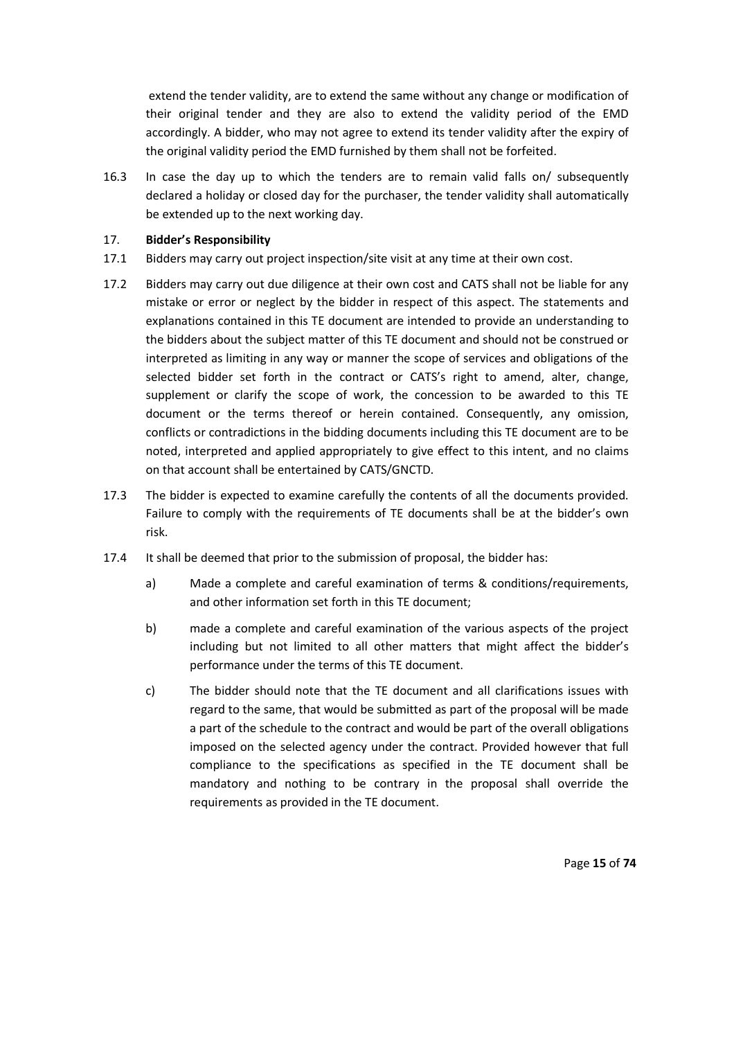extend the tender validity, are to extend the same without any change or modification of their original tender and they are also to extend the validity period of the EMD accordingly. A bidder, who may not agree to extend its tender validity after the expiry of the original validity period the EMD furnished by them shall not be forfeited.

16.3 In case the day up to which the tenders are to remain valid falls on/ subsequently declared a holiday or closed day for the purchaser, the tender validity shall automatically be extended up to the next working day.

17. **Bidder's Responsibility**

17.1 Bidders may carry out project inspection/site visit at any time at their own cost.

17.2 Bidders may carry out due diligence at their own cost and CATS shall not be liable for any mistake or error or neglect by the bidder in respect of this aspect. The statements and explanations contained in this TE document are intended to provide an understanding to the bidders about the subject matter of this TE document and should not be construed or interpreted as limiting in any way or manner the scope of services and obligations of the selected bidder set forth in the contract or CATS's right to amend, alter, change, supplement or clarify the scope of work, the concession to be awarded to this TE document or the terms thereof or herein contained. Consequently, any omission, conflicts or contradictions in the bidding documents including this TE document are to be noted, interpreted and applied appropriately to give effect to this intent, and no claims on that account shall be entertained by CATS/GNCTD.

17.3 The bidder is expected to examine carefully the contents of all the documents provided. Failure to comply with the requirements of TE documents shall be at the bidder's own risk.

17.4 It shall be deemed that prior to the submission of proposal, the bidder has:

a) Made a complete and careful examination of terms & conditions/requirements, and other information set forth in this TE document;

b) made a complete and careful examination of the various aspects of the project including but not limited to all other matters that might affect the bidder's performance under the terms of this TE document.

c) The bidder should note that the TE document and all clarifications issues with regard to the same, that would be submitted as part of the proposal will be made a part of the schedule to the contract and would be part of the overall obligations imposed on the selected agency under the contract. Provided however that full compliance to the specifications as specified in the TE document shall be mandatory and nothing to be contrary in the proposal shall override the requirements as provided in the TE document.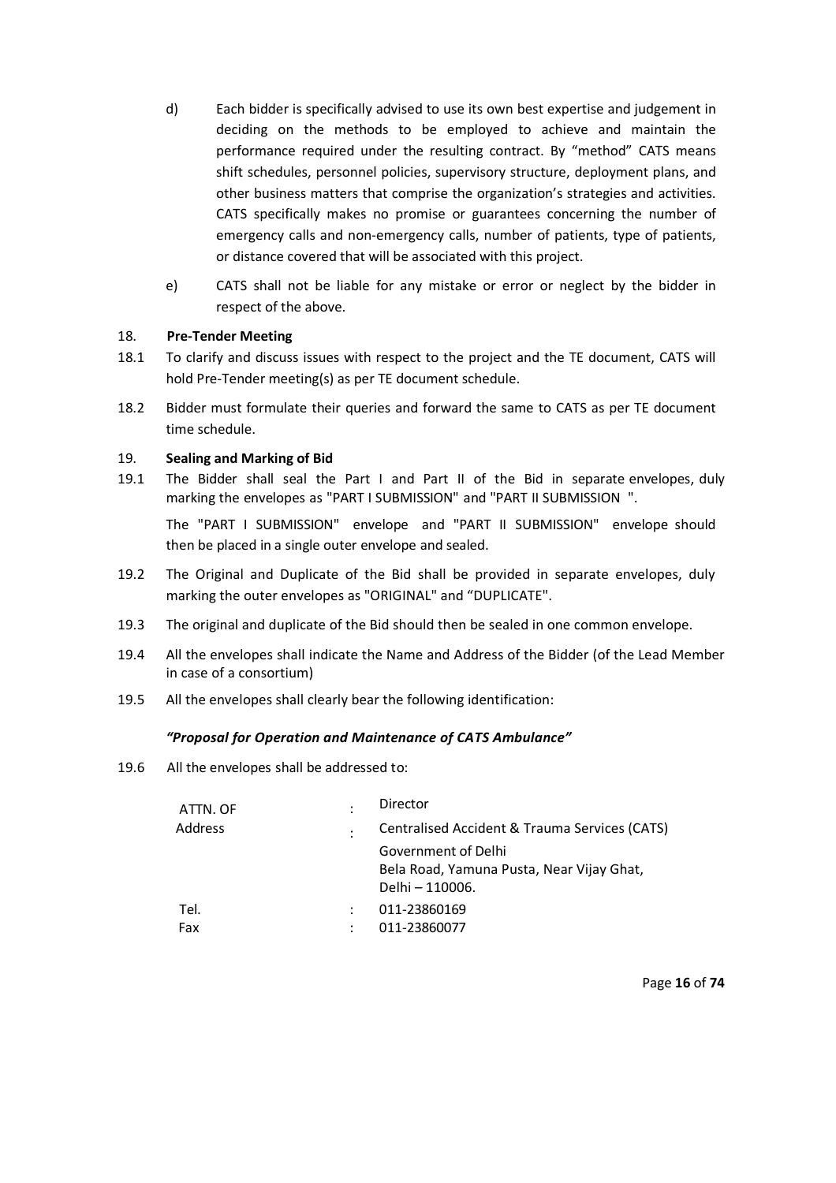d) Each bidder is specifically advised to use its own best expertise and judgement in deciding on the methods to be employed to achieve and maintain the performance required under the resulting contract. By "method" CATS means shift schedules, personnel policies, supervisory structure, deployment plans, and other business matters that comprise the organization's strategies and activities. CATS specifically makes no promise or guarantees concerning the number of emergency calls and non-emergency calls, number of patients, type of patients, or distance covered that will be associated with this project.

e) CATS shall not be liable for any mistake or error or neglect by the bidder in respect of the above.

**18. Pre-Tender Meeting**

18.1 To clarify and discuss issues with respect to the project and the TE document, CATS will hold Pre-Tender meeting(s) as per TE document schedule.

18.2 Bidder must formulate their queries and forward the same to CATS as per TE document time schedule.

**19. Sealing and Marking of Bid**

19.1 The Bidder shall seal the Part I and Part II of the Bid in separate envelopes, duly marking the envelopes as "PART I SUBMISSION" and "PART II SUBMISSION ".

The "PART I SUBMISSION" envelope and "PART II SUBMISSION" envelope should then be placed in a single outer envelope and sealed.

19.2 The Original and Duplicate of the Bid shall be provided in separate envelopes, duly marking the outer envelopes as "ORIGINAL" and "DUPLICATE".

19.3 The original and duplicate of the Bid should then be sealed in one common envelope.

19.4 All the envelopes shall indicate the Name and Address of the Bidder (of the Lead Member in case of a consortium)

19.5 All the envelopes shall clearly bear the following identification:

***"Proposal for Operation and Maintenance of CATS Ambulance"***

19.6 All the envelopes shall be addressed to:

| | | |
|---|---|---|
| ATTN. OF | : | Director |
| Address | : | Centralised Accident & Trauma Services (CATS)<br>Government of Delhi<br>Bela Road, Yamuna Pusta, Near Vijay Ghat,<br>Delhi – 110006. |
| Tel. | : | 011-23860169 |
| Fax | : | 011-23860077 |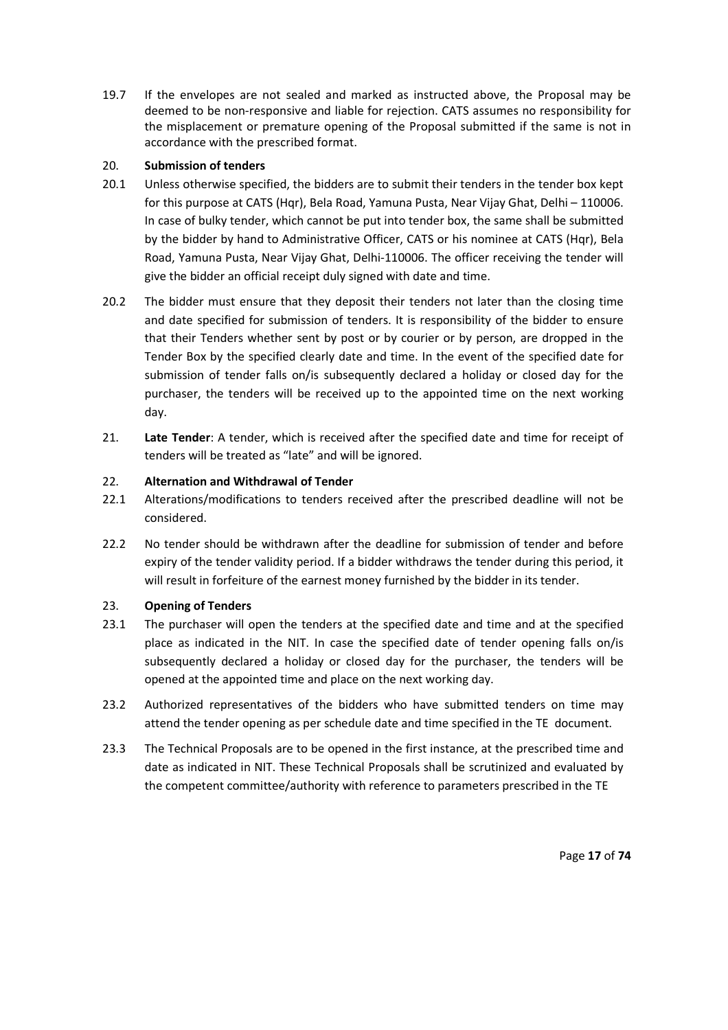19.7 If the envelopes are not sealed and marked as instructed above, the Proposal may be deemed to be non-responsive and liable for rejection. CATS assumes no responsibility for the misplacement or premature opening of the Proposal submitted if the same is not in accordance with the prescribed format.

20. **Submission of tenders**

20.1 Unless otherwise specified, the bidders are to submit their tenders in the tender box kept for this purpose at CATS (Hqr), Bela Road, Yamuna Pusta, Near Vijay Ghat, Delhi – 110006. In case of bulky tender, which cannot be put into tender box, the same shall be submitted by the bidder by hand to Administrative Officer, CATS or his nominee at CATS (Hqr), Bela Road, Yamuna Pusta, Near Vijay Ghat, Delhi-110006. The officer receiving the tender will give the bidder an official receipt duly signed with date and time.

20.2 The bidder must ensure that they deposit their tenders not later than the closing time and date specified for submission of tenders. It is responsibility of the bidder to ensure that their Tenders whether sent by post or by courier or by person, are dropped in the Tender Box by the specified clearly date and time. In the event of the specified date for submission of tender falls on/is subsequently declared a holiday or closed day for the purchaser, the tenders will be received up to the appointed time on the next working day.

21. **Late Tender**: A tender, which is received after the specified date and time for receipt of tenders will be treated as "late" and will be ignored.

22. **Alternation and Withdrawal of Tender**

22.1 Alterations/modifications to tenders received after the prescribed deadline will not be considered.

22.2 No tender should be withdrawn after the deadline for submission of tender and before expiry of the tender validity period. If a bidder withdraws the tender during this period, it will result in forfeiture of the earnest money furnished by the bidder in its tender.

23. **Opening of Tenders**

23.1 The purchaser will open the tenders at the specified date and time and at the specified place as indicated in the NIT. In case the specified date of tender opening falls on/is subsequently declared a holiday or closed day for the purchaser, the tenders will be opened at the appointed time and place on the next working day.

23.2 Authorized representatives of the bidders who have submitted tenders on time may attend the tender opening as per schedule date and time specified in the TE document.

23.3 The Technical Proposals are to be opened in the first instance, at the prescribed time and date as indicated in NIT. These Technical Proposals shall be scrutinized and evaluated by the competent committee/authority with reference to parameters prescribed in the TE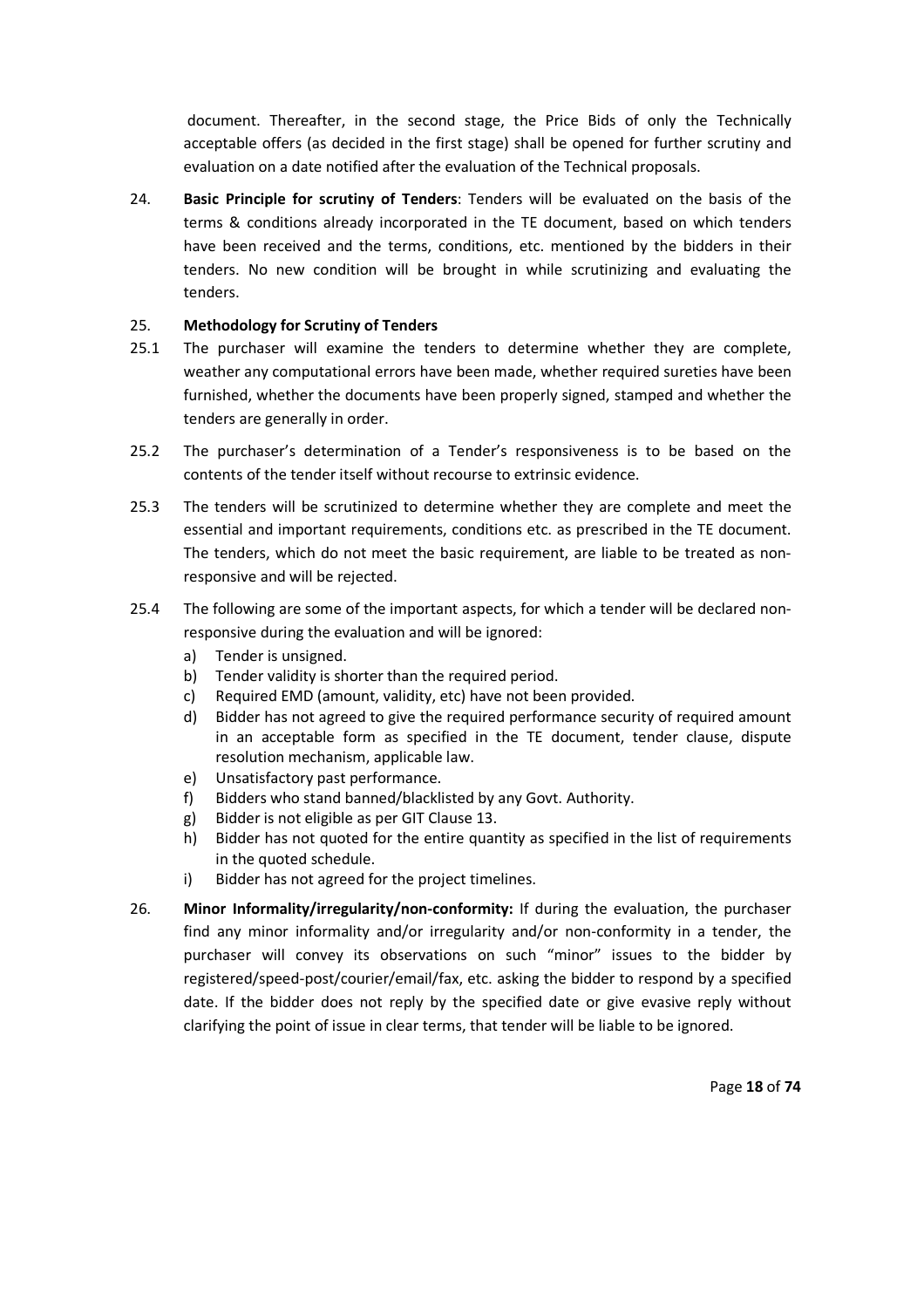document. Thereafter, in the second stage, the Price Bids of only the Technically acceptable offers (as decided in the first stage) shall be opened for further scrutiny and evaluation on a date notified after the evaluation of the Technical proposals.

24. **Basic Principle for scrutiny of Tenders**: Tenders will be evaluated on the basis of the terms & conditions already incorporated in the TE document, based on which tenders have been received and the terms, conditions, etc. mentioned by the bidders in their tenders. No new condition will be brought in while scrutinizing and evaluating the tenders.

25. **Methodology for Scrutiny of Tenders**

25.1 The purchaser will examine the tenders to determine whether they are complete, weather any computational errors have been made, whether required sureties have been furnished, whether the documents have been properly signed, stamped and whether the tenders are generally in order.

25.2 The purchaser's determination of a Tender's responsiveness is to be based on the contents of the tender itself without recourse to extrinsic evidence.

25.3 The tenders will be scrutinized to determine whether they are complete and meet the essential and important requirements, conditions etc. as prescribed in the TE document. The tenders, which do not meet the basic requirement, are liable to be treated as non-responsive and will be rejected.

25.4 The following are some of the important aspects, for which a tender will be declared non-responsive during the evaluation and will be ignored:

a) Tender is unsigned.
b) Tender validity is shorter than the required period.
c) Required EMD (amount, validity, etc) have not been provided.
d) Bidder has not agreed to give the required performance security of required amount in an acceptable form as specified in the TE document, tender clause, dispute resolution mechanism, applicable law.
e) Unsatisfactory past performance.
f) Bidders who stand banned/blacklisted by any Govt. Authority.
g) Bidder is not eligible as per GIT Clause 13.
h) Bidder has not quoted for the entire quantity as specified in the list of requirements in the quoted schedule.
i) Bidder has not agreed for the project timelines.

26. **Minor Informality/irregularity/non-conformity:** If during the evaluation, the purchaser find any minor informality and/or irregularity and/or non-conformity in a tender, the purchaser will convey its observations on such "minor" issues to the bidder by registered/speed-post/courier/email/fax, etc. asking the bidder to respond by a specified date. If the bidder does not reply by the specified date or give evasive reply without clarifying the point of issue in clear terms, that tender will be liable to be ignored.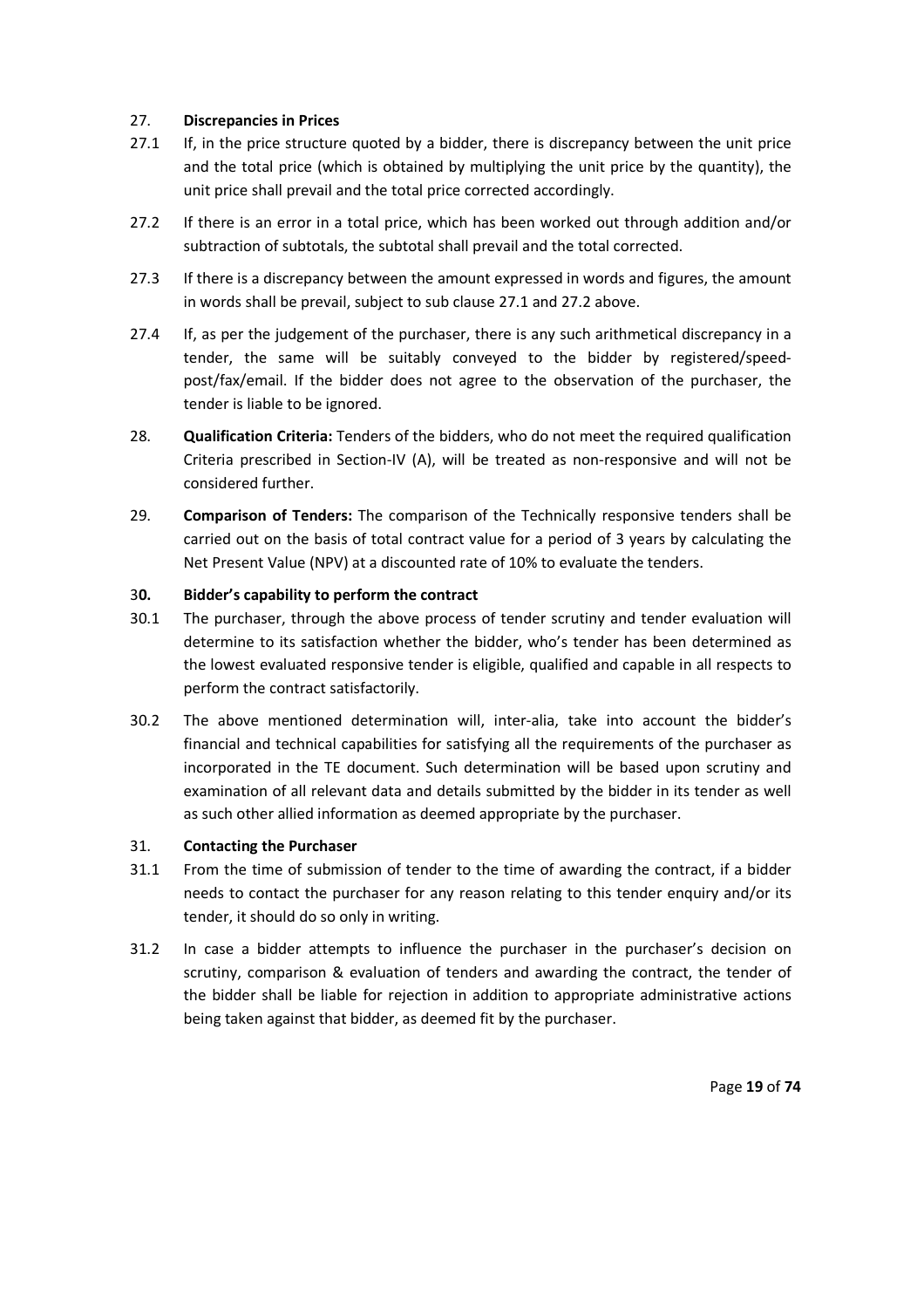**27. Discrepancies in Prices**

27.1 If, in the price structure quoted by a bidder, there is discrepancy between the unit price and the total price (which is obtained by multiplying the unit price by the quantity), the unit price shall prevail and the total price corrected accordingly.

27.2 If there is an error in a total price, which has been worked out through addition and/or subtraction of subtotals, the subtotal shall prevail and the total corrected.

27.3 If there is a discrepancy between the amount expressed in words and figures, the amount in words shall be prevail, subject to sub clause 27.1 and 27.2 above.

27.4 If, as per the judgement of the purchaser, there is any such arithmetical discrepancy in a tender, the same will be suitably conveyed to the bidder by registered/speed-post/fax/email. If the bidder does not agree to the observation of the purchaser, the tender is liable to be ignored.

28. **Qualification Criteria:** Tenders of the bidders, who do not meet the required qualification Criteria prescribed in Section-IV (A), will be treated as non-responsive and will not be considered further.

29. **Comparison of Tenders:** The comparison of the Technically responsive tenders shall be carried out on the basis of total contract value for a period of 3 years by calculating the Net Present Value (NPV) at a discounted rate of 10% to evaluate the tenders.

**30. Bidder's capability to perform the contract**

30.1 The purchaser, through the above process of tender scrutiny and tender evaluation will determine to its satisfaction whether the bidder, who's tender has been determined as the lowest evaluated responsive tender is eligible, qualified and capable in all respects to perform the contract satisfactorily.

30.2 The above mentioned determination will, inter-alia, take into account the bidder's financial and technical capabilities for satisfying all the requirements of the purchaser as incorporated in the TE document. Such determination will be based upon scrutiny and examination of all relevant data and details submitted by the bidder in its tender as well as such other allied information as deemed appropriate by the purchaser.

**31. Contacting the Purchaser**

31.1 From the time of submission of tender to the time of awarding the contract, if a bidder needs to contact the purchaser for any reason relating to this tender enquiry and/or its tender, it should do so only in writing.

31.2 In case a bidder attempts to influence the purchaser in the purchaser's decision on scrutiny, comparison & evaluation of tenders and awarding the contract, the tender of the bidder shall be liable for rejection in addition to appropriate administrative actions being taken against that bidder, as deemed fit by the purchaser.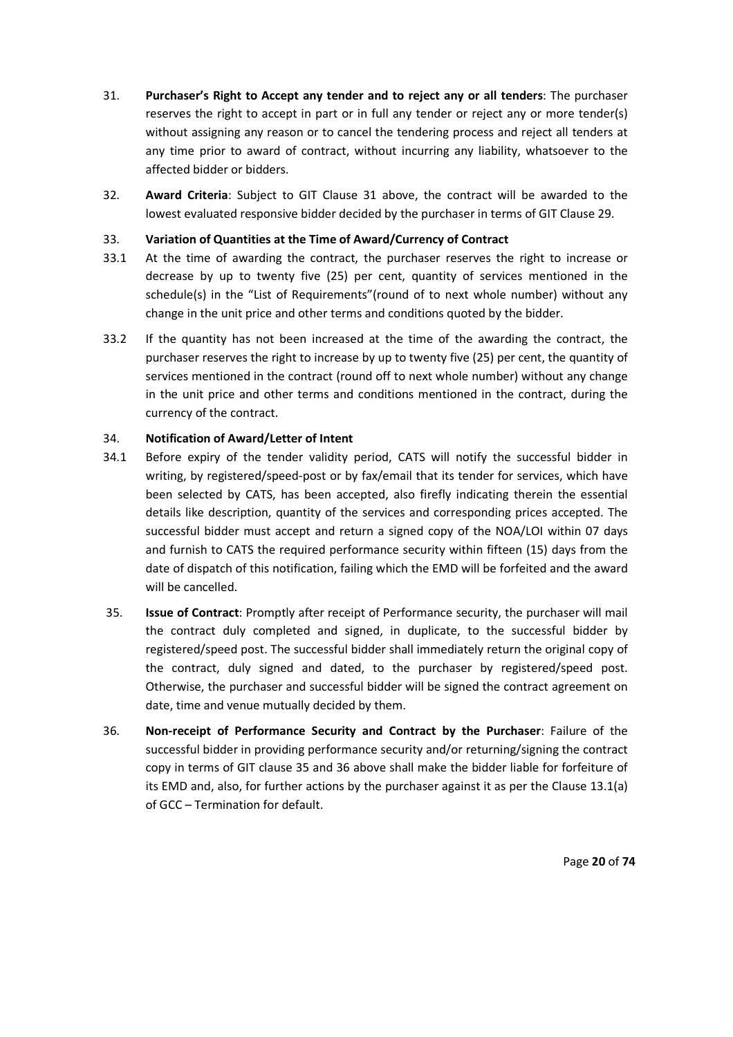31. **Purchaser's Right to Accept any tender and to reject any or all tenders**: The purchaser reserves the right to accept in part or in full any tender or reject any or more tender(s) without assigning any reason or to cancel the tendering process and reject all tenders at any time prior to award of contract, without incurring any liability, whatsoever to the affected bidder or bidders.

32. **Award Criteria**: Subject to GIT Clause 31 above, the contract will be awarded to the lowest evaluated responsive bidder decided by the purchaser in terms of GIT Clause 29.

33. **Variation of Quantities at the Time of Award/Currency of Contract**

33.1 At the time of awarding the contract, the purchaser reserves the right to increase or decrease by up to twenty five (25) per cent, quantity of services mentioned in the schedule(s) in the "List of Requirements"(round of to next whole number) without any change in the unit price and other terms and conditions quoted by the bidder.

33.2 If the quantity has not been increased at the time of the awarding the contract, the purchaser reserves the right to increase by up to twenty five (25) per cent, the quantity of services mentioned in the contract (round off to next whole number) without any change in the unit price and other terms and conditions mentioned in the contract, during the currency of the contract.

34. **Notification of Award/Letter of Intent**

34.1 Before expiry of the tender validity period, CATS will notify the successful bidder in writing, by registered/speed-post or by fax/email that its tender for services, which have been selected by CATS, has been accepted, also firefly indicating therein the essential details like description, quantity of the services and corresponding prices accepted. The successful bidder must accept and return a signed copy of the NOA/LOI within 07 days and furnish to CATS the required performance security within fifteen (15) days from the date of dispatch of this notification, failing which the EMD will be forfeited and the award will be cancelled.

35. **Issue of Contract**: Promptly after receipt of Performance security, the purchaser will mail the contract duly completed and signed, in duplicate, to the successful bidder by registered/speed post. The successful bidder shall immediately return the original copy of the contract, duly signed and dated, to the purchaser by registered/speed post. Otherwise, the purchaser and successful bidder will be signed the contract agreement on date, time and venue mutually decided by them.

36. **Non-receipt of Performance Security and Contract by the Purchaser**: Failure of the successful bidder in providing performance security and/or returning/signing the contract copy in terms of GIT clause 35 and 36 above shall make the bidder liable for forfeiture of its EMD and, also, for further actions by the purchaser against it as per the Clause 13.1(a) of GCC – Termination for default.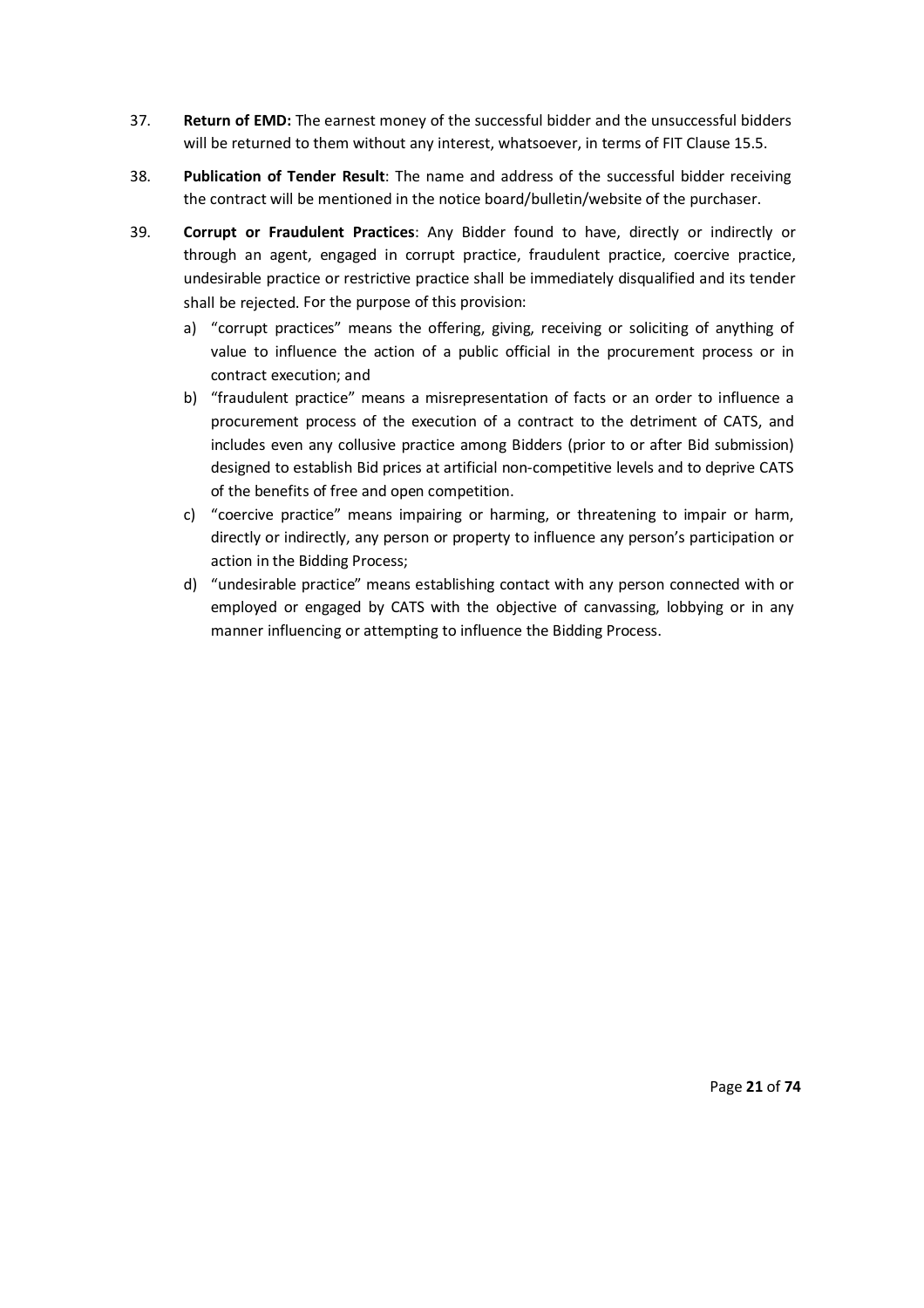37. **Return of EMD:** The earnest money of the successful bidder and the unsuccessful bidders will be returned to them without any interest, whatsoever, in terms of FIT Clause 15.5.

38. **Publication of Tender Result**: The name and address of the successful bidder receiving the contract will be mentioned in the notice board/bulletin/website of the purchaser.

39. **Corrupt or Fraudulent Practices**: Any Bidder found to have, directly or indirectly or through an agent, engaged in corrupt practice, fraudulent practice, coercive practice, undesirable practice or restrictive practice shall be immediately disqualified and its tender shall be rejected. For the purpose of this provision:

    a) "corrupt practices" means the offering, giving, receiving or soliciting of anything of value to influence the action of a public official in the procurement process or in contract execution; and

    b) "fraudulent practice" means a misrepresentation of facts or an order to influence a procurement process of the execution of a contract to the detriment of CATS, and includes even any collusive practice among Bidders (prior to or after Bid submission) designed to establish Bid prices at artificial non-competitive levels and to deprive CATS of the benefits of free and open competition.

    c) "coercive practice" means impairing or harming, or threatening to impair or harm, directly or indirectly, any person or property to influence any person's participation or action in the Bidding Process;

    d) "undesirable practice" means establishing contact with any person connected with or employed or engaged by CATS with the objective of canvassing, lobbying or in any manner influencing or attempting to influence the Bidding Process.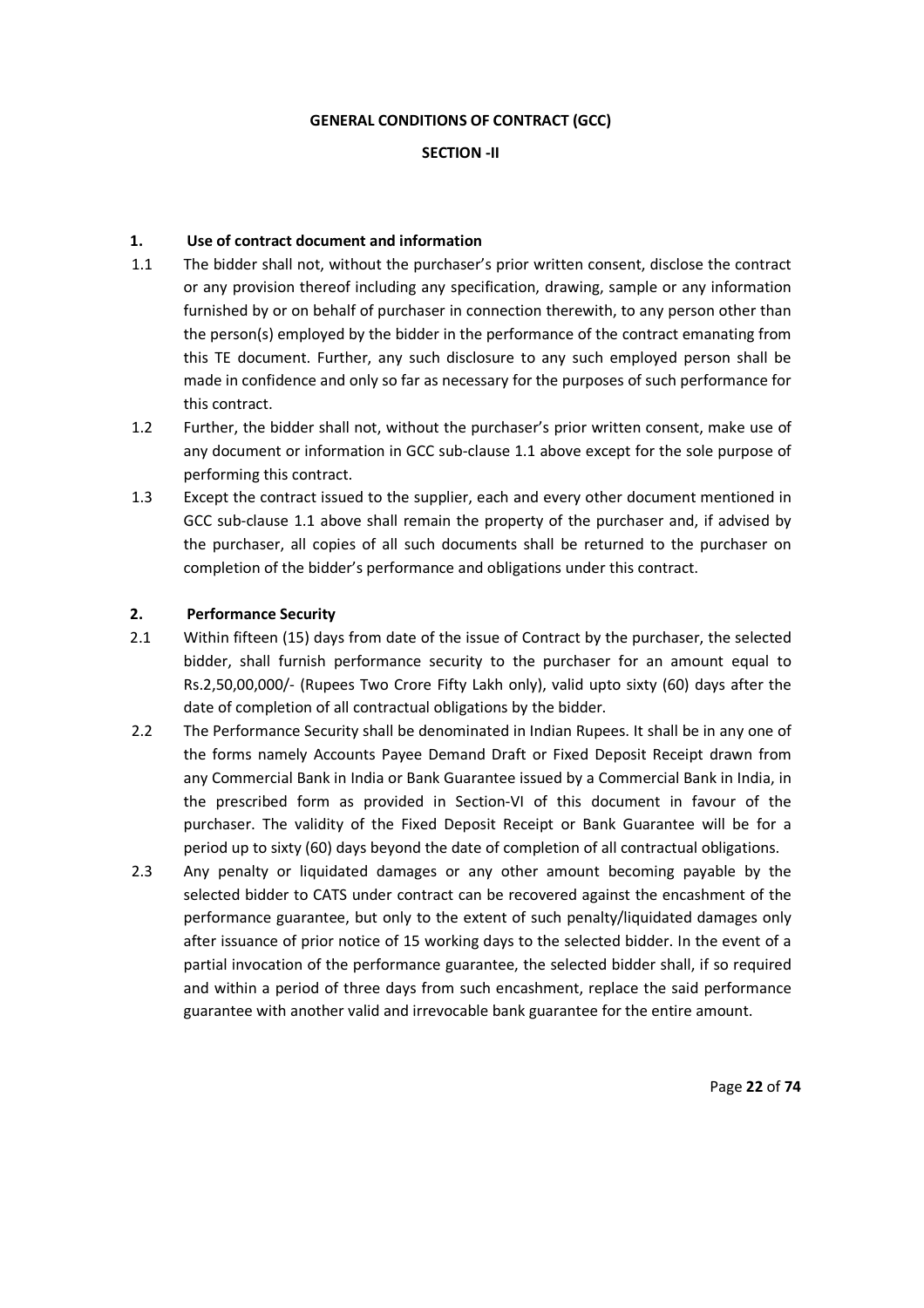**GENERAL CONDITIONS OF CONTRACT (GCC)**

**SECTION -II**

**1. Use of contract document and information**

1.1 The bidder shall not, without the purchaser's prior written consent, disclose the contract or any provision thereof including any specification, drawing, sample or any information furnished by or on behalf of purchaser in connection therewith, to any person other than the person(s) employed by the bidder in the performance of the contract emanating from this TE document. Further, any such disclosure to any such employed person shall be made in confidence and only so far as necessary for the purposes of such performance for this contract.

1.2 Further, the bidder shall not, without the purchaser's prior written consent, make use of any document or information in GCC sub-clause 1.1 above except for the sole purpose of performing this contract.

1.3 Except the contract issued to the supplier, each and every other document mentioned in GCC sub-clause 1.1 above shall remain the property of the purchaser and, if advised by the purchaser, all copies of all such documents shall be returned to the purchaser on completion of the bidder's performance and obligations under this contract.

**2. Performance Security**

2.1 Within fifteen (15) days from date of the issue of Contract by the purchaser, the selected bidder, shall furnish performance security to the purchaser for an amount equal to Rs.2,50,00,000/- (Rupees Two Crore Fifty Lakh only), valid upto sixty (60) days after the date of completion of all contractual obligations by the bidder.

2.2 The Performance Security shall be denominated in Indian Rupees. It shall be in any one of the forms namely Accounts Payee Demand Draft or Fixed Deposit Receipt drawn from any Commercial Bank in India or Bank Guarantee issued by a Commercial Bank in India, in the prescribed form as provided in Section-VI of this document in favour of the purchaser. The validity of the Fixed Deposit Receipt or Bank Guarantee will be for a period up to sixty (60) days beyond the date of completion of all contractual obligations.

2.3 Any penalty or liquidated damages or any other amount becoming payable by the selected bidder to CATS under contract can be recovered against the encashment of the performance guarantee, but only to the extent of such penalty/liquidated damages only after issuance of prior notice of 15 working days to the selected bidder. In the event of a partial invocation of the performance guarantee, the selected bidder shall, if so required and within a period of three days from such encashment, replace the said performance guarantee with another valid and irrevocable bank guarantee for the entire amount.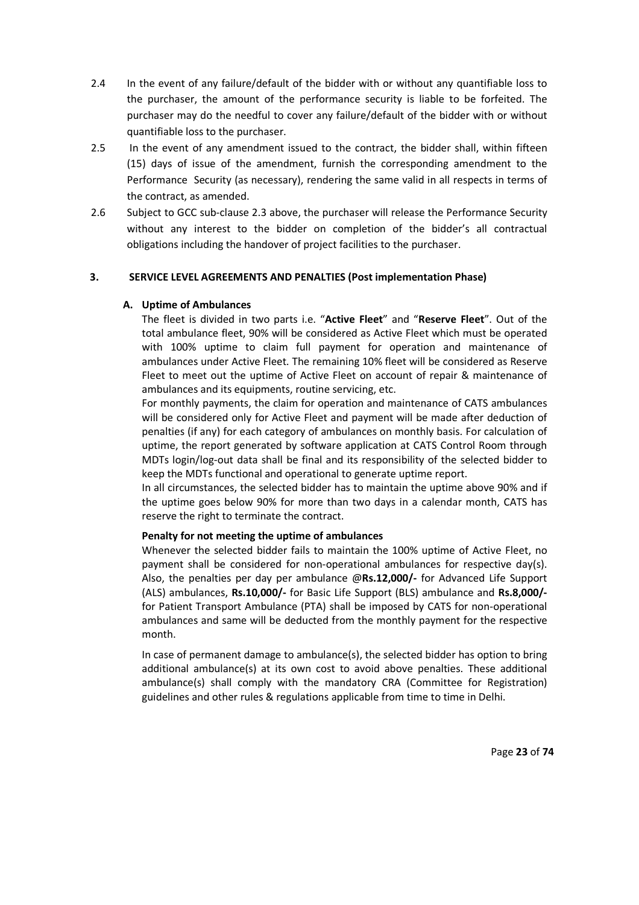2.4 In the event of any failure/default of the bidder with or without any quantifiable loss to the purchaser, the amount of the performance security is liable to be forfeited. The purchaser may do the needful to cover any failure/default of the bidder with or without quantifiable loss to the purchaser.

2.5 In the event of any amendment issued to the contract, the bidder shall, within fifteen (15) days of issue of the amendment, furnish the corresponding amendment to the Performance Security (as necessary), rendering the same valid in all respects in terms of the contract, as amended.

2.6 Subject to GCC sub-clause 2.3 above, the purchaser will release the Performance Security without any interest to the bidder on completion of the bidder's all contractual obligations including the handover of project facilities to the purchaser.

## 3. SERVICE LEVEL AGREEMENTS AND PENALTIES (Post implementation Phase)

### A. Uptime of Ambulances

The fleet is divided in two parts i.e. "**Active Fleet**" and "**Reserve Fleet**". Out of the total ambulance fleet, 90% will be considered as Active Fleet which must be operated with 100% uptime to claim full payment for operation and maintenance of ambulances under Active Fleet. The remaining 10% fleet will be considered as Reserve Fleet to meet out the uptime of Active Fleet on account of repair & maintenance of ambulances and its equipments, routine servicing, etc.

For monthly payments, the claim for operation and maintenance of CATS ambulances will be considered only for Active Fleet and payment will be made after deduction of penalties (if any) for each category of ambulances on monthly basis. For calculation of uptime, the report generated by software application at CATS Control Room through MDTs login/log-out data shall be final and its responsibility of the selected bidder to keep the MDTs functional and operational to generate uptime report.

In all circumstances, the selected bidder has to maintain the uptime above 90% and if the uptime goes below 90% for more than two days in a calendar month, CATS has reserve the right to terminate the contract.

**Penalty for not meeting the uptime of ambulances**

Whenever the selected bidder fails to maintain the 100% uptime of Active Fleet, no payment shall be considered for non-operational ambulances for respective day(s). Also, the penalties per day per ambulance @**Rs.12,000/-** for Advanced Life Support (ALS) ambulances, **Rs.10,000/-** for Basic Life Support (BLS) ambulance and **Rs.8,000/-** for Patient Transport Ambulance (PTA) shall be imposed by CATS for non-operational ambulances and same will be deducted from the monthly payment for the respective month.

In case of permanent damage to ambulance(s), the selected bidder has option to bring additional ambulance(s) at its own cost to avoid above penalties. These additional ambulance(s) shall comply with the mandatory CRA (Committee for Registration) guidelines and other rules & regulations applicable from time to time in Delhi.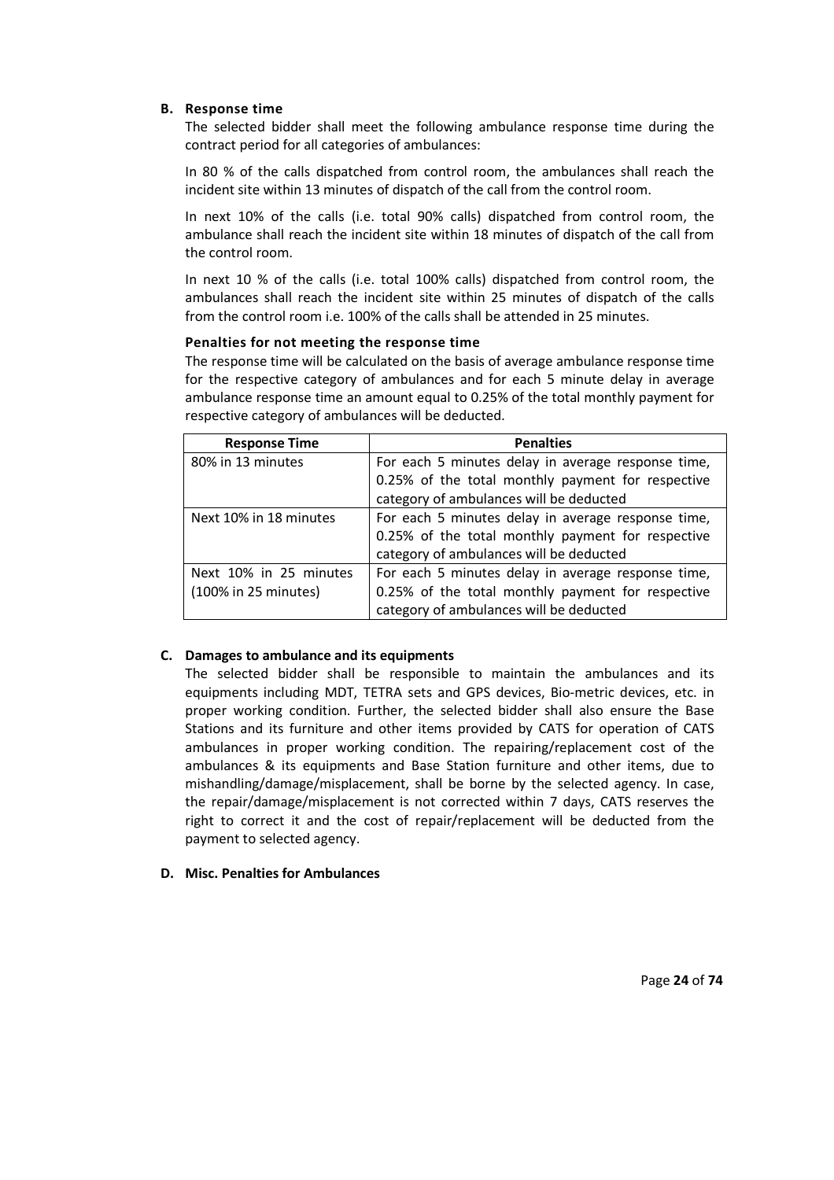**B. Response time**

The selected bidder shall meet the following ambulance response time during the contract period for all categories of ambulances:

In 80 % of the calls dispatched from control room, the ambulances shall reach the incident site within 13 minutes of dispatch of the call from the control room.

In next 10% of the calls (i.e. total 90% calls) dispatched from control room, the ambulance shall reach the incident site within 18 minutes of dispatch of the call from the control room.

In next 10 % of the calls (i.e. total 100% calls) dispatched from control room, the ambulances shall reach the incident site within 25 minutes of dispatch of the calls from the control room i.e. 100% of the calls shall be attended in 25 minutes.

**Penalties for not meeting the response time**

The response time will be calculated on the basis of average ambulance response time for the respective category of ambulances and for each 5 minute delay in average ambulance response time an amount equal to 0.25% of the total monthly payment for respective category of ambulances will be deducted.

| Response Time | Penalties |
|---|---|
| 80% in 13 minutes | For each 5 minutes delay in average response time, 0.25% of the total monthly payment for respective category of ambulances will be deducted |
| Next 10% in 18 minutes | For each 5 minutes delay in average response time, 0.25% of the total monthly payment for respective category of ambulances will be deducted |
| Next 10% in 25 minutes (100% in 25 minutes) | For each 5 minutes delay in average response time, 0.25% of the total monthly payment for respective category of ambulances will be deducted |

**C. Damages to ambulance and its equipments**

The selected bidder shall be responsible to maintain the ambulances and its equipments including MDT, TETRA sets and GPS devices, Bio-metric devices, etc. in proper working condition. Further, the selected bidder shall also ensure the Base Stations and its furniture and other items provided by CATS for operation of CATS ambulances in proper working condition. The repairing/replacement cost of the ambulances & its equipments and Base Station furniture and other items, due to mishandling/damage/misplacement, shall be borne by the selected agency. In case, the repair/damage/misplacement is not corrected within 7 days, CATS reserves the right to correct it and the cost of repair/replacement will be deducted from the payment to selected agency.

**D. Misc. Penalties for Ambulances**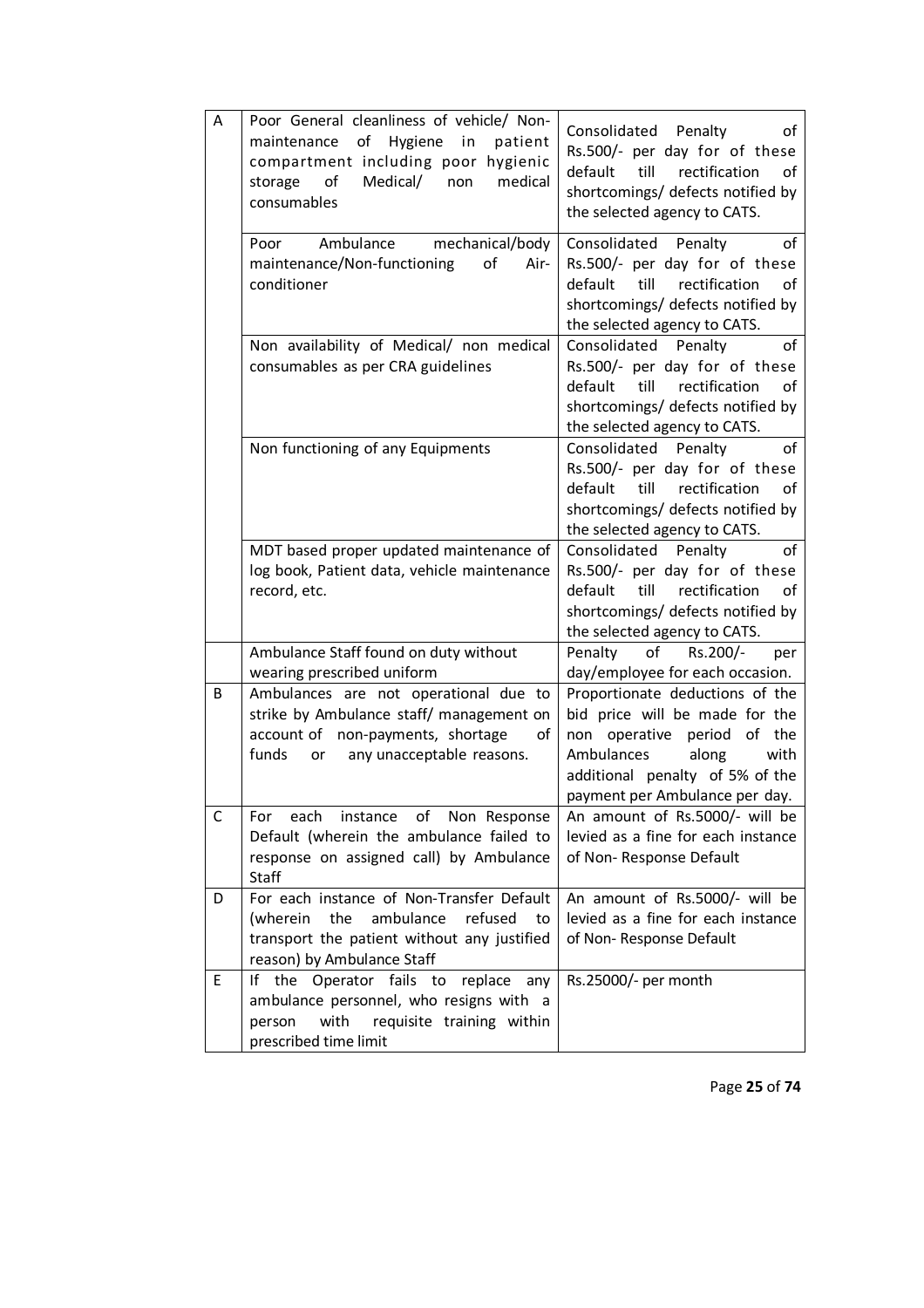| | | |
|---|---|---|
| A | Poor General cleanliness of vehicle/ Non-maintenance of Hygiene in patient compartment including poor hygienic storage of Medical/ non medical consumables | Consolidated Penalty of Rs.500/- per day for of these default till rectification of shortcomings/ defects notified by the selected agency to CATS. |
| | Poor Ambulance mechanical/body maintenance/Non-functioning of Air-conditioner | Consolidated Penalty of Rs.500/- per day for of these default till rectification of shortcomings/ defects notified by the selected agency to CATS. |
| | Non availability of Medical/ non medical consumables as per CRA guidelines | Consolidated Penalty of Rs.500/- per day for of these default till rectification of shortcomings/ defects notified by the selected agency to CATS. |
| | Non functioning of any Equipments | Consolidated Penalty of Rs.500/- per day for of these default till rectification of shortcomings/ defects notified by the selected agency to CATS. |
| | MDT based proper updated maintenance of log book, Patient data, vehicle maintenance record, etc. | Consolidated Penalty of Rs.500/- per day for of these default till rectification of shortcomings/ defects notified by the selected agency to CATS. |
| | Ambulance Staff found on duty without wearing prescribed uniform | Penalty of Rs.200/- per day/employee for each occasion. |
| B | Ambulances are not operational due to strike by Ambulance staff/ management on account of non-payments, shortage of funds or any unacceptable reasons. | Proportionate deductions of the bid price will be made for the non operative period of the Ambulances along with additional penalty of 5% of the payment per Ambulance per day. |
| C | For each instance of Non Response Default (wherein the ambulance failed to response on assigned call) by Ambulance Staff | An amount of Rs.5000/- will be levied as a fine for each instance of Non- Response Default |
| D | For each instance of Non-Transfer Default (wherein the ambulance refused to transport the patient without any justified reason) by Ambulance Staff | An amount of Rs.5000/- will be levied as a fine for each instance of Non- Response Default |
| E | If the Operator fails to replace any ambulance personnel, who resigns with a person with requisite training within prescribed time limit | Rs.25000/- per month |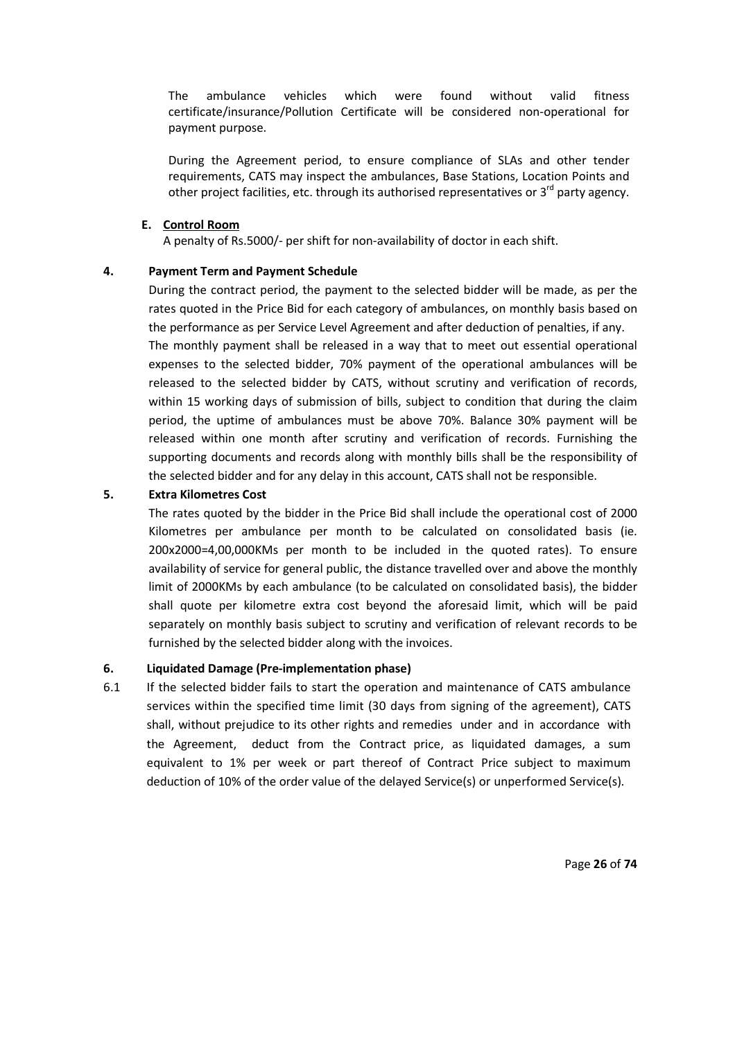The ambulance vehicles which were found without valid fitness certificate/insurance/Pollution Certificate will be considered non-operational for payment purpose.

During the Agreement period, to ensure compliance of SLAs and other tender requirements, CATS may inspect the ambulances, Base Stations, Location Points and other project facilities, etc. through its authorised representatives or 3rd party agency.

**E. Control Room**

A penalty of Rs.5000/- per shift for non-availability of doctor in each shift.

**4. Payment Term and Payment Schedule**

During the contract period, the payment to the selected bidder will be made, as per the rates quoted in the Price Bid for each category of ambulances, on monthly basis based on the performance as per Service Level Agreement and after deduction of penalties, if any.

The monthly payment shall be released in a way that to meet out essential operational expenses to the selected bidder, 70% payment of the operational ambulances will be released to the selected bidder by CATS, without scrutiny and verification of records, within 15 working days of submission of bills, subject to condition that during the claim period, the uptime of ambulances must be above 70%. Balance 30% payment will be released within one month after scrutiny and verification of records. Furnishing the supporting documents and records along with monthly bills shall be the responsibility of the selected bidder and for any delay in this account, CATS shall not be responsible.

**5. Extra Kilometres Cost**

The rates quoted by the bidder in the Price Bid shall include the operational cost of 2000 Kilometres per ambulance per month to be calculated on consolidated basis (ie. 200x2000=4,00,000KMs per month to be included in the quoted rates). To ensure availability of service for general public, the distance travelled over and above the monthly limit of 2000KMs by each ambulance (to be calculated on consolidated basis), the bidder shall quote per kilometre extra cost beyond the aforesaid limit, which will be paid separately on monthly basis subject to scrutiny and verification of relevant records to be furnished by the selected bidder along with the invoices.

**6. Liquidated Damage (Pre-implementation phase)**

6.1 If the selected bidder fails to start the operation and maintenance of CATS ambulance services within the specified time limit (30 days from signing of the agreement), CATS shall, without prejudice to its other rights and remedies under and in accordance with the Agreement, deduct from the Contract price, as liquidated damages, a sum equivalent to 1% per week or part thereof of Contract Price subject to maximum deduction of 10% of the order value of the delayed Service(s) or unperformed Service(s).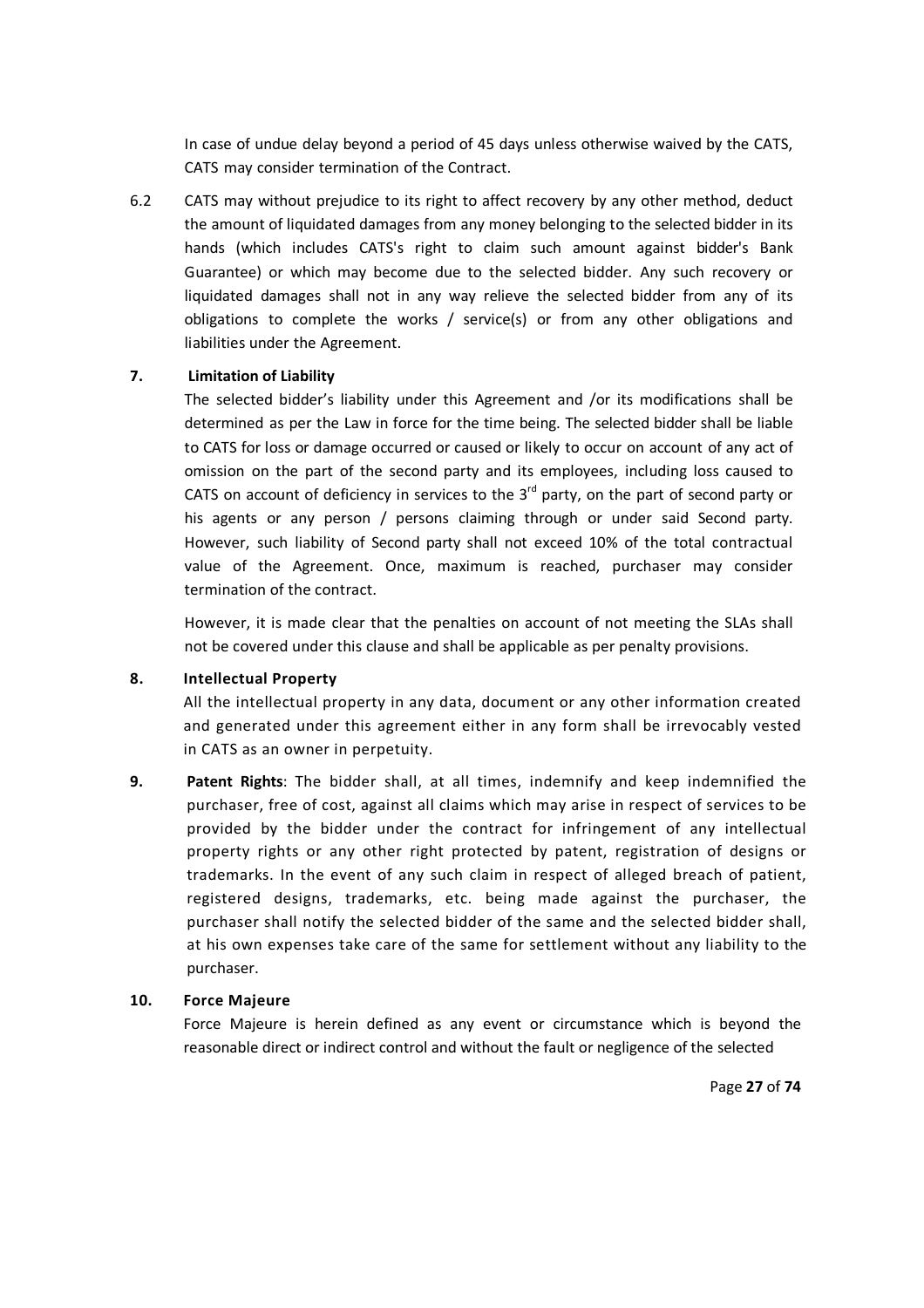In case of undue delay beyond a period of 45 days unless otherwise waived by the CATS, CATS may consider termination of the Contract.

6.2 CATS may without prejudice to its right to affect recovery by any other method, deduct the amount of liquidated damages from any money belonging to the selected bidder in its hands (which includes CATS's right to claim such amount against bidder's Bank Guarantee) or which may become due to the selected bidder. Any such recovery or liquidated damages shall not in any way relieve the selected bidder from any of its obligations to complete the works / service(s) or from any other obligations and liabilities under the Agreement.

**7. Limitation of Liability**

The selected bidder's liability under this Agreement and /or its modifications shall be determined as per the Law in force for the time being. The selected bidder shall be liable to CATS for loss or damage occurred or caused or likely to occur on account of any act of omission on the part of the second party and its employees, including loss caused to CATS on account of deficiency in services to the 3rd party, on the part of second party or his agents or any person / persons claiming through or under said Second party. However, such liability of Second party shall not exceed 10% of the total contractual value of the Agreement. Once, maximum is reached, purchaser may consider termination of the contract.

However, it is made clear that the penalties on account of not meeting the SLAs shall not be covered under this clause and shall be applicable as per penalty provisions.

**8. Intellectual Property**

All the intellectual property in any data, document or any other information created and generated under this agreement either in any form shall be irrevocably vested in CATS as an owner in perpetuity.

**9. Patent Rights**: The bidder shall, at all times, indemnify and keep indemnified the purchaser, free of cost, against all claims which may arise in respect of services to be provided by the bidder under the contract for infringement of any intellectual property rights or any other right protected by patent, registration of designs or trademarks. In the event of any such claim in respect of alleged breach of patient, registered designs, trademarks, etc. being made against the purchaser, the purchaser shall notify the selected bidder of the same and the selected bidder shall, at his own expenses take care of the same for settlement without any liability to the purchaser.

**10. Force Majeure**

Force Majeure is herein defined as any event or circumstance which is beyond the reasonable direct or indirect control and without the fault or negligence of the selected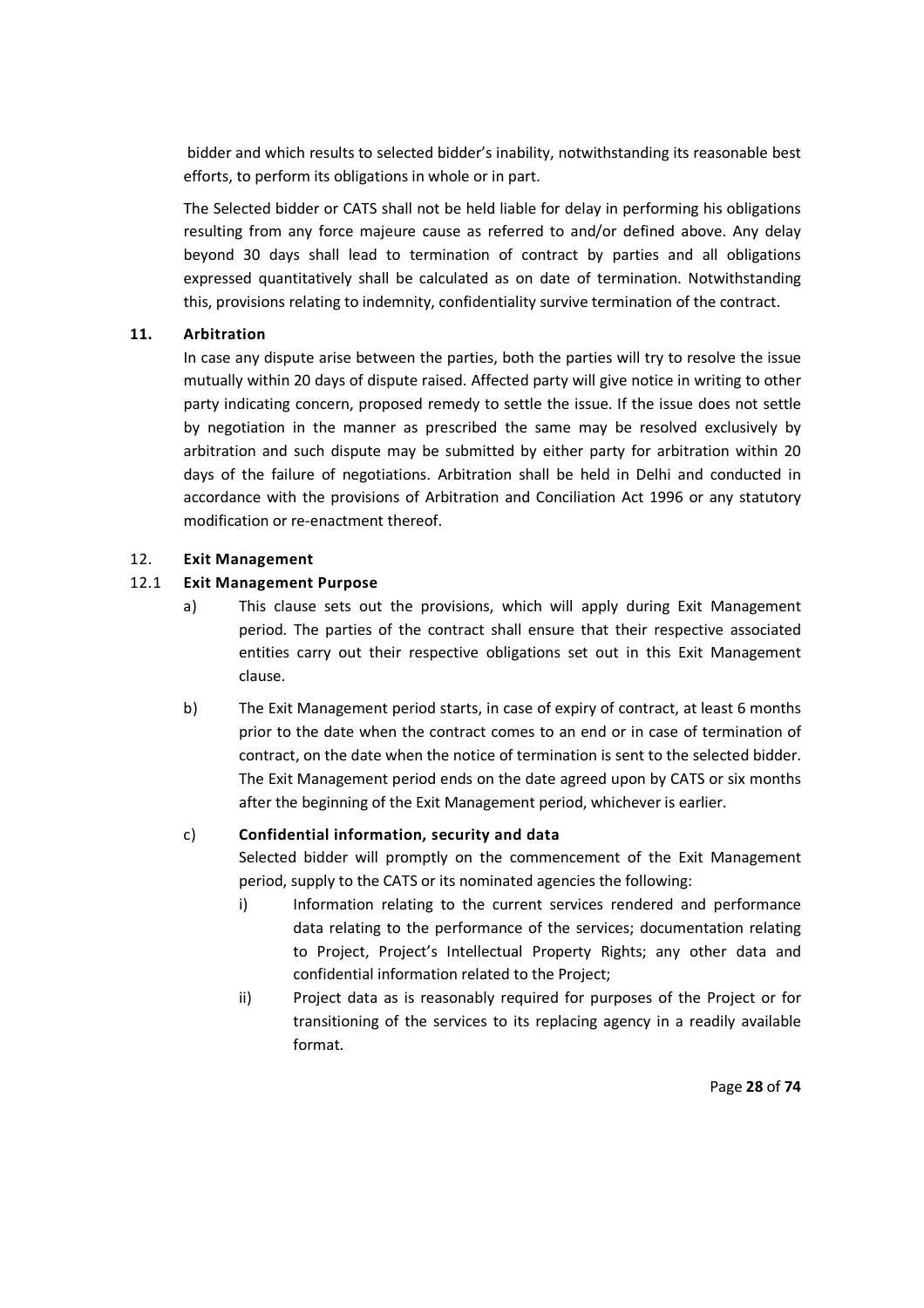bidder and which results to selected bidder's inability, notwithstanding its reasonable best efforts, to perform its obligations in whole or in part.

The Selected bidder or CATS shall not be held liable for delay in performing his obligations resulting from any force majeure cause as referred to and/or defined above. Any delay beyond 30 days shall lead to termination of contract by parties and all obligations expressed quantitatively shall be calculated as on date of termination. Notwithstanding this, provisions relating to indemnity, confidentiality survive termination of the contract.

## 11. Arbitration

In case any dispute arise between the parties, both the parties will try to resolve the issue mutually within 20 days of dispute raised. Affected party will give notice in writing to other party indicating concern, proposed remedy to settle the issue. If the issue does not settle by negotiation in the manner as prescribed the same may be resolved exclusively by arbitration and such dispute may be submitted by either party for arbitration within 20 days of the failure of negotiations. Arbitration shall be held in Delhi and conducted in accordance with the provisions of Arbitration and Conciliation Act 1996 or any statutory modification or re-enactment thereof.

## 12. Exit Management

### 12.1 Exit Management Purpose

a) This clause sets out the provisions, which will apply during Exit Management period. The parties of the contract shall ensure that their respective associated entities carry out their respective obligations set out in this Exit Management clause.

b) The Exit Management period starts, in case of expiry of contract, at least 6 months prior to the date when the contract comes to an end or in case of termination of contract, on the date when the notice of termination is sent to the selected bidder. The Exit Management period ends on the date agreed upon by CATS or six months after the beginning of the Exit Management period, whichever is earlier.

c) **Confidential information, security and data**

Selected bidder will promptly on the commencement of the Exit Management period, supply to the CATS or its nominated agencies the following:

i) Information relating to the current services rendered and performance data relating to the performance of the services; documentation relating to Project, Project's Intellectual Property Rights; any other data and confidential information related to the Project;

ii) Project data as is reasonably required for purposes of the Project or for transitioning of the services to its replacing agency in a readily available format.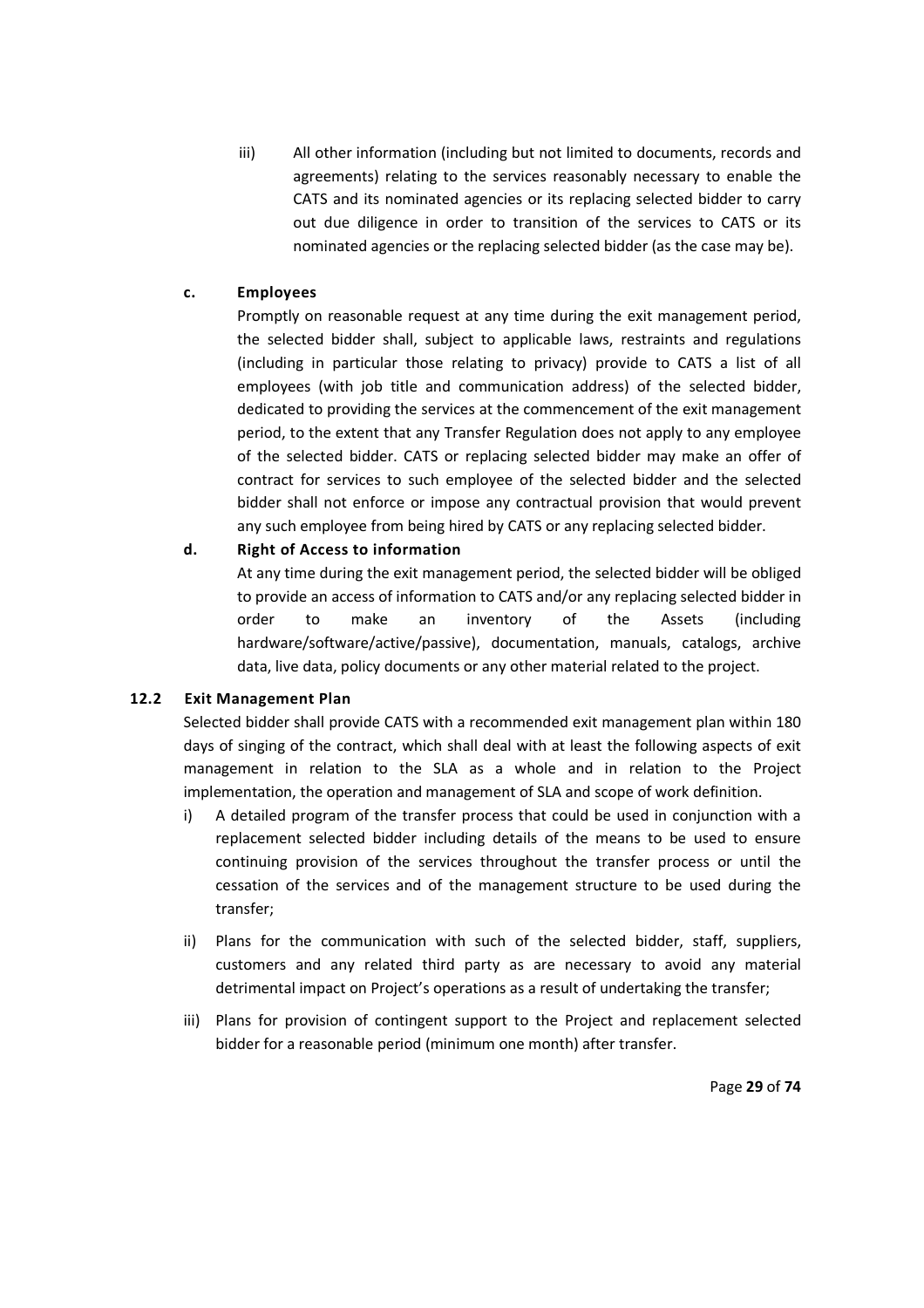iii) All other information (including but not limited to documents, records and agreements) relating to the services reasonably necessary to enable the CATS and its nominated agencies or its replacing selected bidder to carry out due diligence in order to transition of the services to CATS or its nominated agencies or the replacing selected bidder (as the case may be).

**c. Employees**

Promptly on reasonable request at any time during the exit management period, the selected bidder shall, subject to applicable laws, restraints and regulations (including in particular those relating to privacy) provide to CATS a list of all employees (with job title and communication address) of the selected bidder, dedicated to providing the services at the commencement of the exit management period, to the extent that any Transfer Regulation does not apply to any employee of the selected bidder. CATS or replacing selected bidder may make an offer of contract for services to such employee of the selected bidder and the selected bidder shall not enforce or impose any contractual provision that would prevent any such employee from being hired by CATS or any replacing selected bidder.

**d. Right of Access to information**

At any time during the exit management period, the selected bidder will be obliged to provide an access of information to CATS and/or any replacing selected bidder in order to make an inventory of the Assets (including hardware/software/active/passive), documentation, manuals, catalogs, archive data, live data, policy documents or any other material related to the project.

### 12.2 Exit Management Plan

Selected bidder shall provide CATS with a recommended exit management plan within 180 days of singing of the contract, which shall deal with at least the following aspects of exit management in relation to the SLA as a whole and in relation to the Project implementation, the operation and management of SLA and scope of work definition.

i) A detailed program of the transfer process that could be used in conjunction with a replacement selected bidder including details of the means to be used to ensure continuing provision of the services throughout the transfer process or until the cessation of the services and of the management structure to be used during the transfer;

ii) Plans for the communication with such of the selected bidder, staff, suppliers, customers and any related third party as are necessary to avoid any material detrimental impact on Project's operations as a result of undertaking the transfer;

iii) Plans for provision of contingent support to the Project and replacement selected bidder for a reasonable period (minimum one month) after transfer.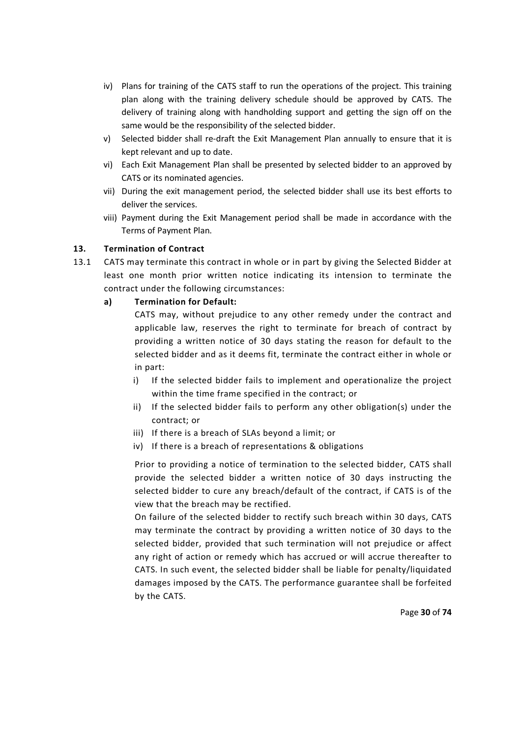iv) Plans for training of the CATS staff to run the operations of the project. This training plan along with the training delivery schedule should be approved by CATS. The delivery of training along with handholding support and getting the sign off on the same would be the responsibility of the selected bidder.

v) Selected bidder shall re-draft the Exit Management Plan annually to ensure that it is kept relevant and up to date.

vi) Each Exit Management Plan shall be presented by selected bidder to an approved by CATS or its nominated agencies.

vii) During the exit management period, the selected bidder shall use its best efforts to deliver the services.

viii) Payment during the Exit Management period shall be made in accordance with the Terms of Payment Plan.

### 13. Termination of Contract

13.1 CATS may terminate this contract in whole or in part by giving the Selected Bidder at least one month prior written notice indicating its intension to terminate the contract under the following circumstances:

**a) Termination for Default:**

CATS may, without prejudice to any other remedy under the contract and applicable law, reserves the right to terminate for breach of contract by providing a written notice of 30 days stating the reason for default to the selected bidder and as it deems fit, terminate the contract either in whole or in part:

i) If the selected bidder fails to implement and operationalize the project within the time frame specified in the contract; or

ii) If the selected bidder fails to perform any other obligation(s) under the contract; or

iii) If there is a breach of SLAs beyond a limit; or

iv) If there is a breach of representations & obligations

Prior to providing a notice of termination to the selected bidder, CATS shall provide the selected bidder a written notice of 30 days instructing the selected bidder to cure any breach/default of the contract, if CATS is of the view that the breach may be rectified.

On failure of the selected bidder to rectify such breach within 30 days, CATS may terminate the contract by providing a written notice of 30 days to the selected bidder, provided that such termination will not prejudice or affect any right of action or remedy which has accrued or will accrue thereafter to CATS. In such event, the selected bidder shall be liable for penalty/liquidated damages imposed by the CATS. The performance guarantee shall be forfeited by the CATS.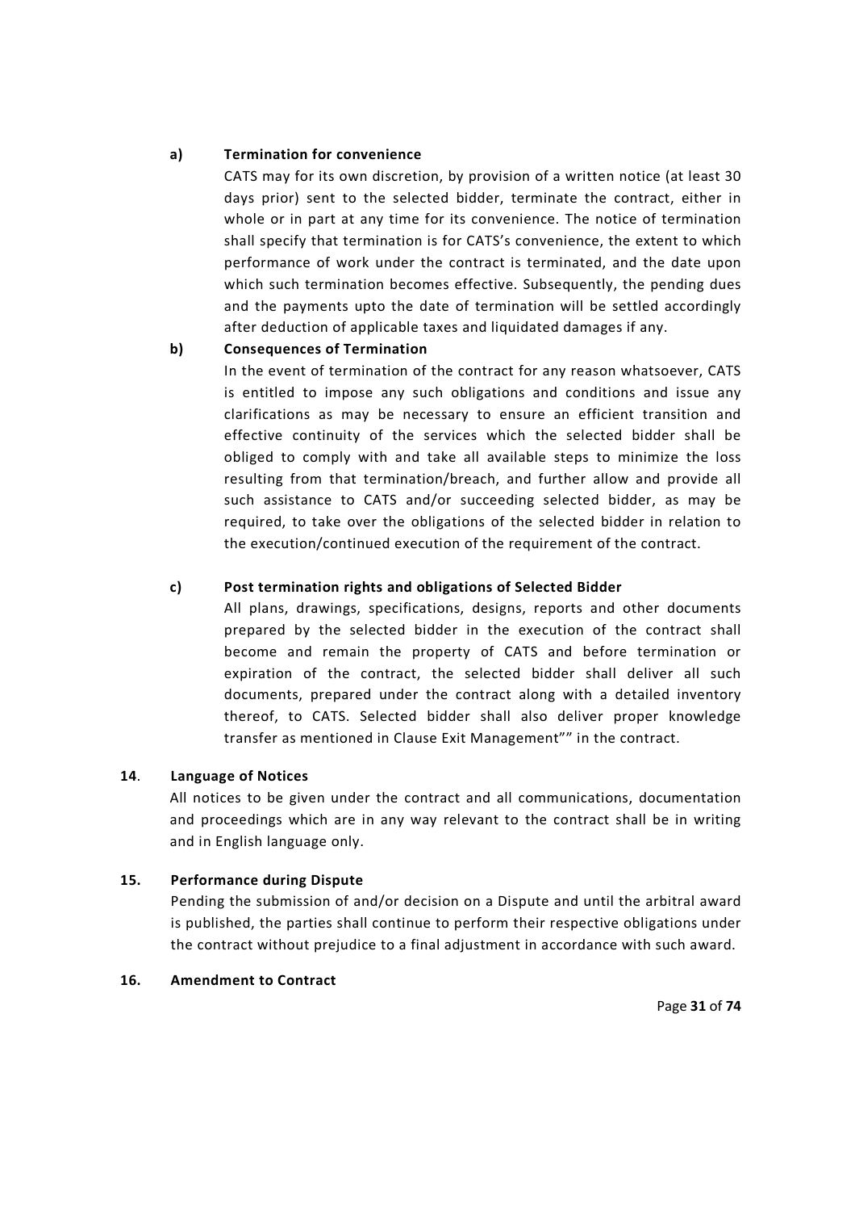**a) Termination for convenience**

CATS may for its own discretion, by provision of a written notice (at least 30 days prior) sent to the selected bidder, terminate the contract, either in whole or in part at any time for its convenience. The notice of termination shall specify that termination is for CATS's convenience, the extent to which performance of work under the contract is terminated, and the date upon which such termination becomes effective. Subsequently, the pending dues and the payments upto the date of termination will be settled accordingly after deduction of applicable taxes and liquidated damages if any.

**b) Consequences of Termination**

In the event of termination of the contract for any reason whatsoever, CATS is entitled to impose any such obligations and conditions and issue any clarifications as may be necessary to ensure an efficient transition and effective continuity of the services which the selected bidder shall be obliged to comply with and take all available steps to minimize the loss resulting from that termination/breach, and further allow and provide all such assistance to CATS and/or succeeding selected bidder, as may be required, to take over the obligations of the selected bidder in relation to the execution/continued execution of the requirement of the contract.

**c) Post termination rights and obligations of Selected Bidder**

All plans, drawings, specifications, designs, reports and other documents prepared by the selected bidder in the execution of the contract shall become and remain the property of CATS and before termination or expiration of the contract, the selected bidder shall deliver all such documents, prepared under the contract along with a detailed inventory thereof, to CATS. Selected bidder shall also deliver proper knowledge transfer as mentioned in Clause Exit Management"" in the contract.

**14. Language of Notices**

All notices to be given under the contract and all communications, documentation and proceedings which are in any way relevant to the contract shall be in writing and in English language only.

**15. Performance during Dispute**

Pending the submission of and/or decision on a Dispute and until the arbitral award is published, the parties shall continue to perform their respective obligations under the contract without prejudice to a final adjustment in accordance with such award.

**16. Amendment to Contract**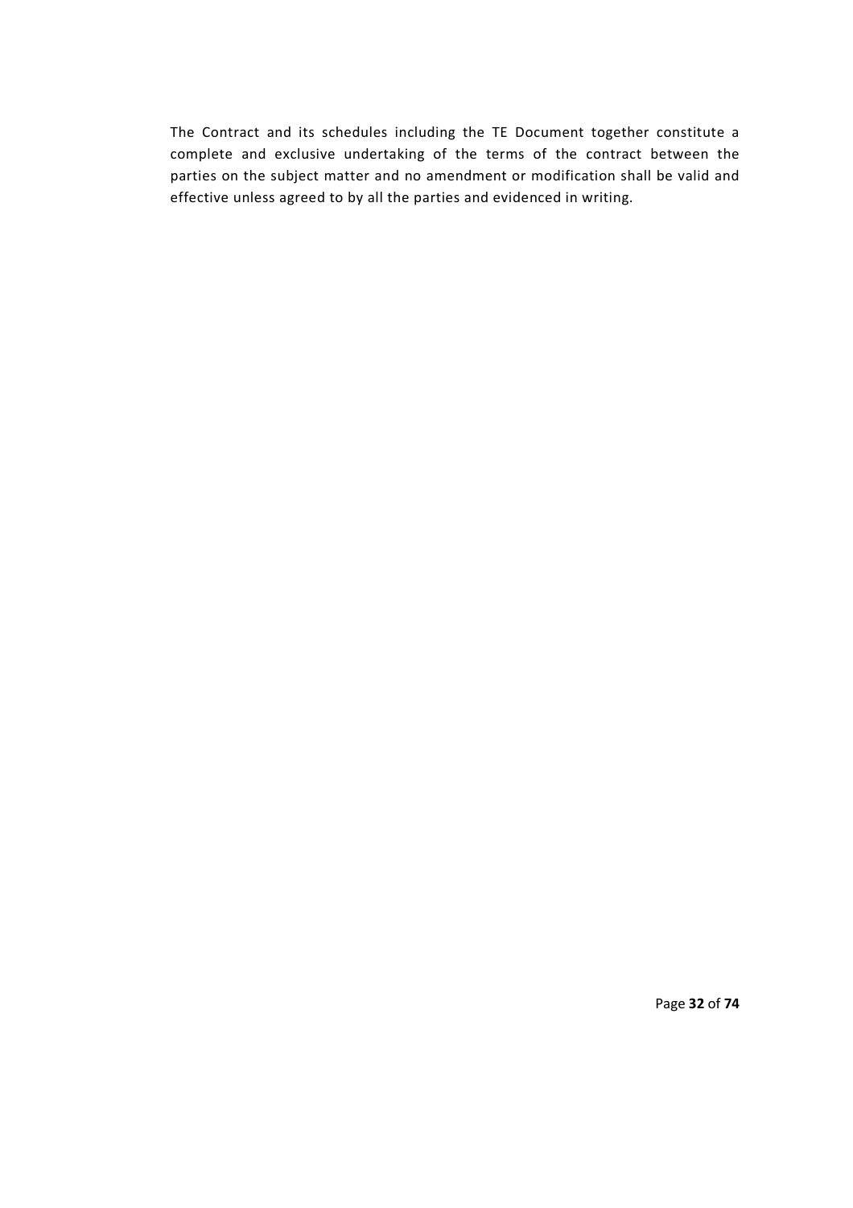The Contract and its schedules including the TE Document together constitute a complete and exclusive undertaking of the terms of the contract between the parties on the subject matter and no amendment or modification shall be valid and effective unless agreed to by all the parties and evidenced in writing.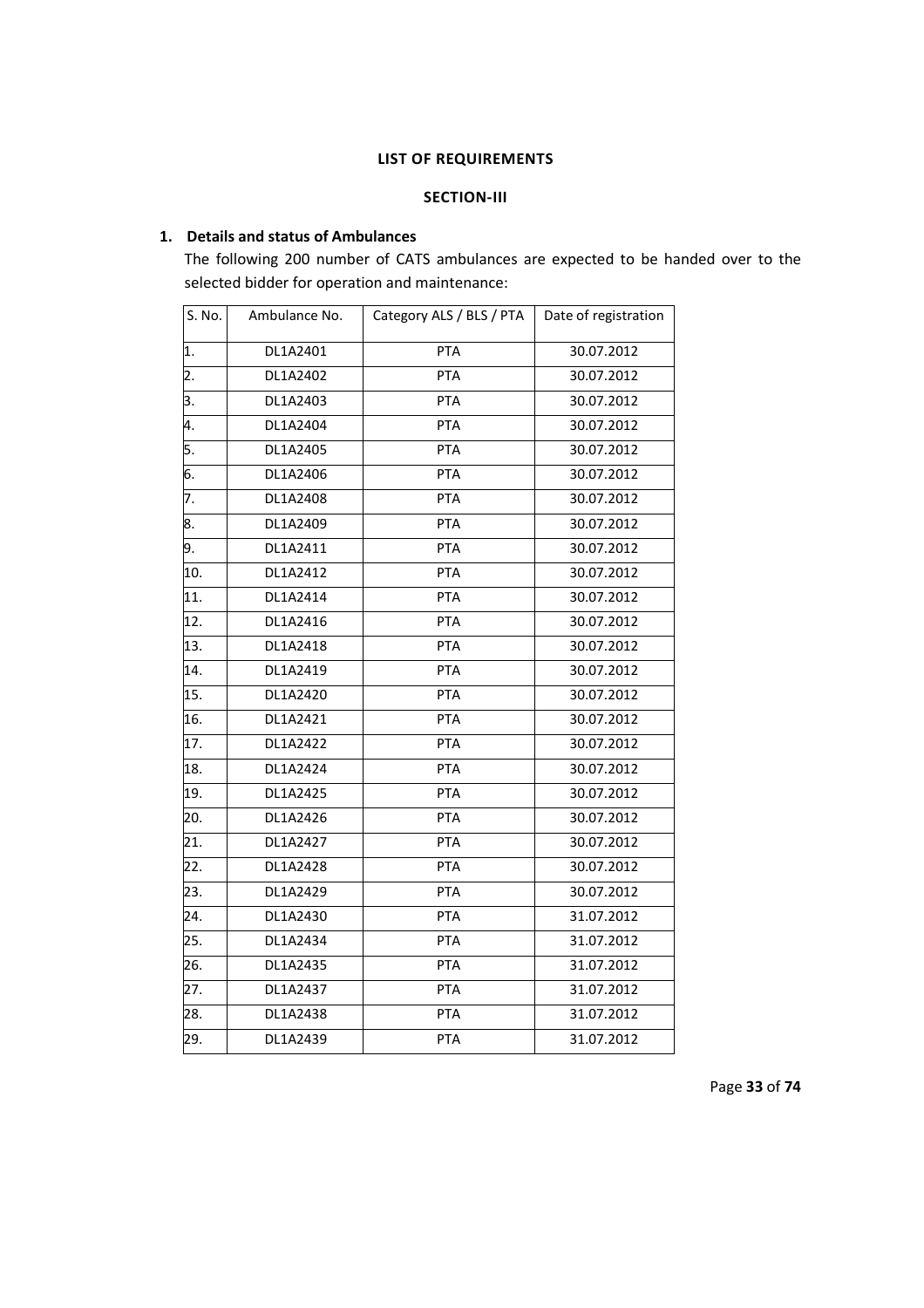## LIST OF REQUIREMENTS

### SECTION-III

**1. Details and status of Ambulances**

The following 200 number of CATS ambulances are expected to be handed over to the selected bidder for operation and maintenance:

| S. No. | Ambulance No. | Category ALS / BLS / PTA | Date of registration |
|---|---|---|---|
| 1. | DL1A2401 | PTA | 30.07.2012 |
| 2. | DL1A2402 | PTA | 30.07.2012 |
| 3. | DL1A2403 | PTA | 30.07.2012 |
| 4. | DL1A2404 | PTA | 30.07.2012 |
| 5. | DL1A2405 | PTA | 30.07.2012 |
| 6. | DL1A2406 | PTA | 30.07.2012 |
| 7. | DL1A2408 | PTA | 30.07.2012 |
| 8. | DL1A2409 | PTA | 30.07.2012 |
| 9. | DL1A2411 | PTA | 30.07.2012 |
| 10. | DL1A2412 | PTA | 30.07.2012 |
| 11. | DL1A2414 | PTA | 30.07.2012 |
| 12. | DL1A2416 | PTA | 30.07.2012 |
| 13. | DL1A2418 | PTA | 30.07.2012 |
| 14. | DL1A2419 | PTA | 30.07.2012 |
| 15. | DL1A2420 | PTA | 30.07.2012 |
| 16. | DL1A2421 | PTA | 30.07.2012 |
| 17. | DL1A2422 | PTA | 30.07.2012 |
| 18. | DL1A2424 | PTA | 30.07.2012 |
| 19. | DL1A2425 | PTA | 30.07.2012 |
| 20. | DL1A2426 | PTA | 30.07.2012 |
| 21. | DL1A2427 | PTA | 30.07.2012 |
| 22. | DL1A2428 | PTA | 30.07.2012 |
| 23. | DL1A2429 | PTA | 30.07.2012 |
| 24. | DL1A2430 | PTA | 31.07.2012 |
| 25. | DL1A2434 | PTA | 31.07.2012 |
| 26. | DL1A2435 | PTA | 31.07.2012 |
| 27. | DL1A2437 | PTA | 31.07.2012 |
| 28. | DL1A2438 | PTA | 31.07.2012 |
| 29. | DL1A2439 | PTA | 31.07.2012 |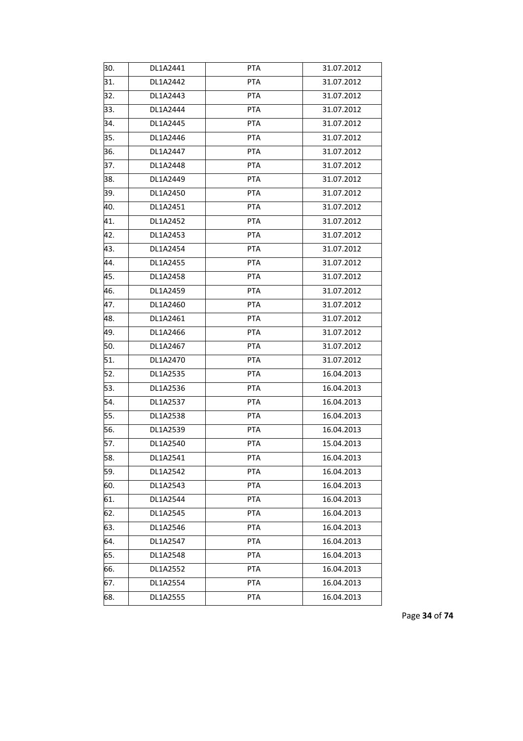| 30. | DL1A2441 | PTA | 31.07.2012 |
|---|---|---|---|
| 31. | DL1A2442 | PTA | 31.07.2012 |
| 32. | DL1A2443 | PTA | 31.07.2012 |
| 33. | DL1A2444 | PTA | 31.07.2012 |
| 34. | DL1A2445 | PTA | 31.07.2012 |
| 35. | DL1A2446 | PTA | 31.07.2012 |
| 36. | DL1A2447 | PTA | 31.07.2012 |
| 37. | DL1A2448 | PTA | 31.07.2012 |
| 38. | DL1A2449 | PTA | 31.07.2012 |
| 39. | DL1A2450 | PTA | 31.07.2012 |
| 40. | DL1A2451 | PTA | 31.07.2012 |
| 41. | DL1A2452 | PTA | 31.07.2012 |
| 42. | DL1A2453 | PTA | 31.07.2012 |
| 43. | DL1A2454 | PTA | 31.07.2012 |
| 44. | DL1A2455 | PTA | 31.07.2012 |
| 45. | DL1A2458 | PTA | 31.07.2012 |
| 46. | DL1A2459 | PTA | 31.07.2012 |
| 47. | DL1A2460 | PTA | 31.07.2012 |
| 48. | DL1A2461 | PTA | 31.07.2012 |
| 49. | DL1A2466 | PTA | 31.07.2012 |
| 50. | DL1A2467 | PTA | 31.07.2012 |
| 51. | DL1A2470 | PTA | 31.07.2012 |
| 52. | DL1A2535 | PTA | 16.04.2013 |
| 53. | DL1A2536 | PTA | 16.04.2013 |
| 54. | DL1A2537 | PTA | 16.04.2013 |
| 55. | DL1A2538 | PTA | 16.04.2013 |
| 56. | DL1A2539 | PTA | 16.04.2013 |
| 57. | DL1A2540 | PTA | 15.04.2013 |
| 58. | DL1A2541 | PTA | 16.04.2013 |
| 59. | DL1A2542 | PTA | 16.04.2013 |
| 60. | DL1A2543 | PTA | 16.04.2013 |
| 61. | DL1A2544 | PTA | 16.04.2013 |
| 62. | DL1A2545 | PTA | 16.04.2013 |
| 63. | DL1A2546 | PTA | 16.04.2013 |
| 64. | DL1A2547 | PTA | 16.04.2013 |
| 65. | DL1A2548 | PTA | 16.04.2013 |
| 66. | DL1A2552 | PTA | 16.04.2013 |
| 67. | DL1A2554 | PTA | 16.04.2013 |
| 68. | DL1A2555 | PTA | 16.04.2013 |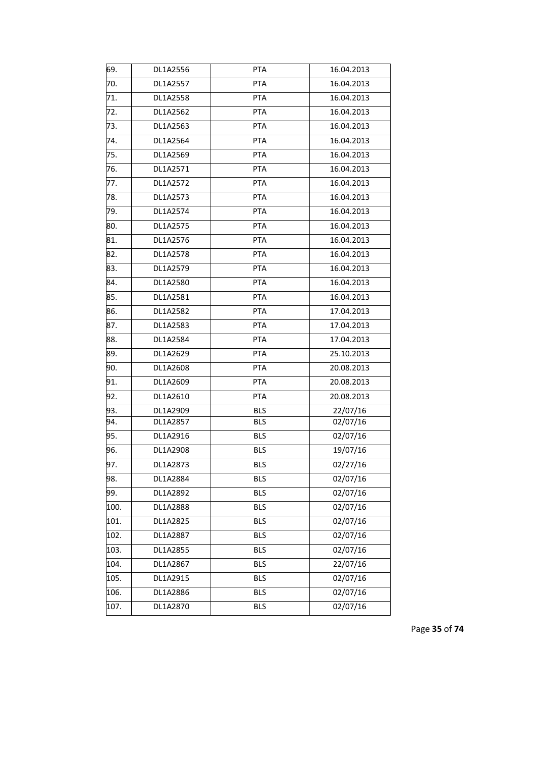| | | | |
|---|---|---|---|
| 69. | DL1A2556 | PTA | 16.04.2013 |
| 70. | DL1A2557 | PTA | 16.04.2013 |
| 71. | DL1A2558 | PTA | 16.04.2013 |
| 72. | DL1A2562 | PTA | 16.04.2013 |
| 73. | DL1A2563 | PTA | 16.04.2013 |
| 74. | DL1A2564 | PTA | 16.04.2013 |
| 75. | DL1A2569 | PTA | 16.04.2013 |
| 76. | DL1A2571 | PTA | 16.04.2013 |
| 77. | DL1A2572 | PTA | 16.04.2013 |
| 78. | DL1A2573 | PTA | 16.04.2013 |
| 79. | DL1A2574 | PTA | 16.04.2013 |
| 80. | DL1A2575 | PTA | 16.04.2013 |
| 81. | DL1A2576 | PTA | 16.04.2013 |
| 82. | DL1A2578 | PTA | 16.04.2013 |
| 83. | DL1A2579 | PTA | 16.04.2013 |
| 84. | DL1A2580 | PTA | 16.04.2013 |
| 85. | DL1A2581 | PTA | 16.04.2013 |
| 86. | DL1A2582 | PTA | 17.04.2013 |
| 87. | DL1A2583 | PTA | 17.04.2013 |
| 88. | DL1A2584 | PTA | 17.04.2013 |
| 89. | DL1A2629 | PTA | 25.10.2013 |
| 90. | DL1A2608 | PTA | 20.08.2013 |
| 91. | DL1A2609 | PTA | 20.08.2013 |
| 92. | DL1A2610 | PTA | 20.08.2013 |
| 93. | DL1A2909 | BLS | 22/07/16 |
| 94. | DL1A2857 | BLS | 02/07/16 |
| 95. | DL1A2916 | BLS | 02/07/16 |
| 96. | DL1A2908 | BLS | 19/07/16 |
| 97. | DL1A2873 | BLS | 02/27/16 |
| 98. | DL1A2884 | BLS | 02/07/16 |
| 99. | DL1A2892 | BLS | 02/07/16 |
| 100. | DL1A2888 | BLS | 02/07/16 |
| 101. | DL1A2825 | BLS | 02/07/16 |
| 102. | DL1A2887 | BLS | 02/07/16 |
| 103. | DL1A2855 | BLS | 02/07/16 |
| 104. | DL1A2867 | BLS | 22/07/16 |
| 105. | DL1A2915 | BLS | 02/07/16 |
| 106. | DL1A2886 | BLS | 02/07/16 |
| 107. | DL1A2870 | BLS | 02/07/16 |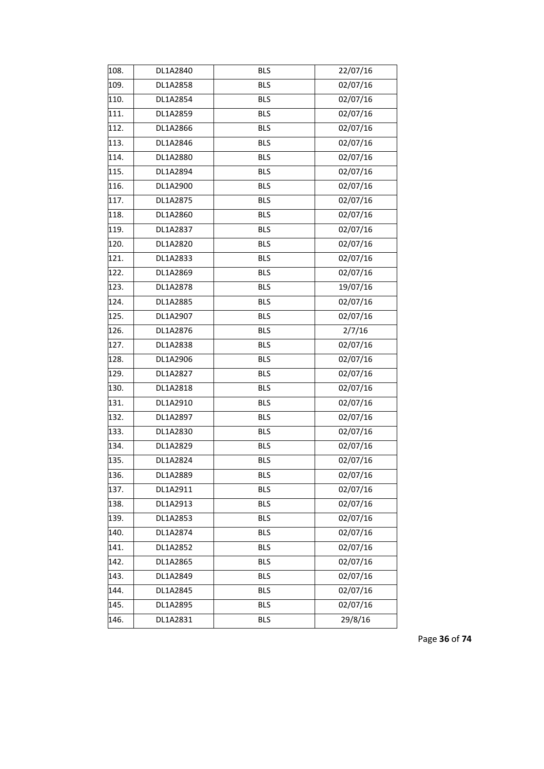| 108. | DL1A2840 | BLS | 22/07/16 |
|---|---|---|---|
| 109. | DL1A2858 | BLS | 02/07/16 |
| 110. | DL1A2854 | BLS | 02/07/16 |
| 111. | DL1A2859 | BLS | 02/07/16 |
| 112. | DL1A2866 | BLS | 02/07/16 |
| 113. | DL1A2846 | BLS | 02/07/16 |
| 114. | DL1A2880 | BLS | 02/07/16 |
| 115. | DL1A2894 | BLS | 02/07/16 |
| 116. | DL1A2900 | BLS | 02/07/16 |
| 117. | DL1A2875 | BLS | 02/07/16 |
| 118. | DL1A2860 | BLS | 02/07/16 |
| 119. | DL1A2837 | BLS | 02/07/16 |
| 120. | DL1A2820 | BLS | 02/07/16 |
| 121. | DL1A2833 | BLS | 02/07/16 |
| 122. | DL1A2869 | BLS | 02/07/16 |
| 123. | DL1A2878 | BLS | 19/07/16 |
| 124. | DL1A2885 | BLS | 02/07/16 |
| 125. | DL1A2907 | BLS | 02/07/16 |
| 126. | DL1A2876 | BLS | 2/7/16 |
| 127. | DL1A2838 | BLS | 02/07/16 |
| 128. | DL1A2906 | BLS | 02/07/16 |
| 129. | DL1A2827 | BLS | 02/07/16 |
| 130. | DL1A2818 | BLS | 02/07/16 |
| 131. | DL1A2910 | BLS | 02/07/16 |
| 132. | DL1A2897 | BLS | 02/07/16 |
| 133. | DL1A2830 | BLS | 02/07/16 |
| 134. | DL1A2829 | BLS | 02/07/16 |
| 135. | DL1A2824 | BLS | 02/07/16 |
| 136. | DL1A2889 | BLS | 02/07/16 |
| 137. | DL1A2911 | BLS | 02/07/16 |
| 138. | DL1A2913 | BLS | 02/07/16 |
| 139. | DL1A2853 | BLS | 02/07/16 |
| 140. | DL1A2874 | BLS | 02/07/16 |
| 141. | DL1A2852 | BLS | 02/07/16 |
| 142. | DL1A2865 | BLS | 02/07/16 |
| 143. | DL1A2849 | BLS | 02/07/16 |
| 144. | DL1A2845 | BLS | 02/07/16 |
| 145. | DL1A2895 | BLS | 02/07/16 |
| 146. | DL1A2831 | BLS | 29/8/16 |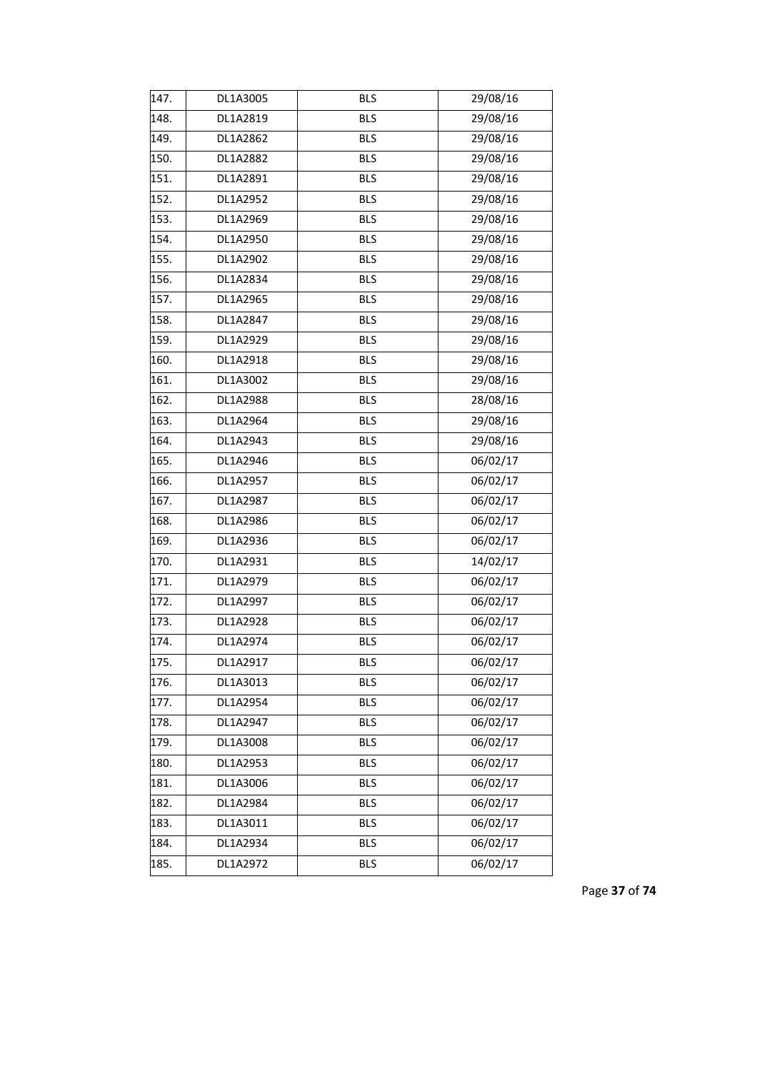| 147. | DL1A3005 | BLS | 29/08/16 |
|---|---|---|---|
| 148. | DL1A2819 | BLS | 29/08/16 |
| 149. | DL1A2862 | BLS | 29/08/16 |
| 150. | DL1A2882 | BLS | 29/08/16 |
| 151. | DL1A2891 | BLS | 29/08/16 |
| 152. | DL1A2952 | BLS | 29/08/16 |
| 153. | DL1A2969 | BLS | 29/08/16 |
| 154. | DL1A2950 | BLS | 29/08/16 |
| 155. | DL1A2902 | BLS | 29/08/16 |
| 156. | DL1A2834 | BLS | 29/08/16 |
| 157. | DL1A2965 | BLS | 29/08/16 |
| 158. | DL1A2847 | BLS | 29/08/16 |
| 159. | DL1A2929 | BLS | 29/08/16 |
| 160. | DL1A2918 | BLS | 29/08/16 |
| 161. | DL1A3002 | BLS | 29/08/16 |
| 162. | DL1A2988 | BLS | 28/08/16 |
| 163. | DL1A2964 | BLS | 29/08/16 |
| 164. | DL1A2943 | BLS | 29/08/16 |
| 165. | DL1A2946 | BLS | 06/02/17 |
| 166. | DL1A2957 | BLS | 06/02/17 |
| 167. | DL1A2987 | BLS | 06/02/17 |
| 168. | DL1A2986 | BLS | 06/02/17 |
| 169. | DL1A2936 | BLS | 06/02/17 |
| 170. | DL1A2931 | BLS | 14/02/17 |
| 171. | DL1A2979 | BLS | 06/02/17 |
| 172. | DL1A2997 | BLS | 06/02/17 |
| 173. | DL1A2928 | BLS | 06/02/17 |
| 174. | DL1A2974 | BLS | 06/02/17 |
| 175. | DL1A2917 | BLS | 06/02/17 |
| 176. | DL1A3013 | BLS | 06/02/17 |
| 177. | DL1A2954 | BLS | 06/02/17 |
| 178. | DL1A2947 | BLS | 06/02/17 |
| 179. | DL1A3008 | BLS | 06/02/17 |
| 180. | DL1A2953 | BLS | 06/02/17 |
| 181. | DL1A3006 | BLS | 06/02/17 |
| 182. | DL1A2984 | BLS | 06/02/17 |
| 183. | DL1A3011 | BLS | 06/02/17 |
| 184. | DL1A2934 | BLS | 06/02/17 |
| 185. | DL1A2972 | BLS | 06/02/17 |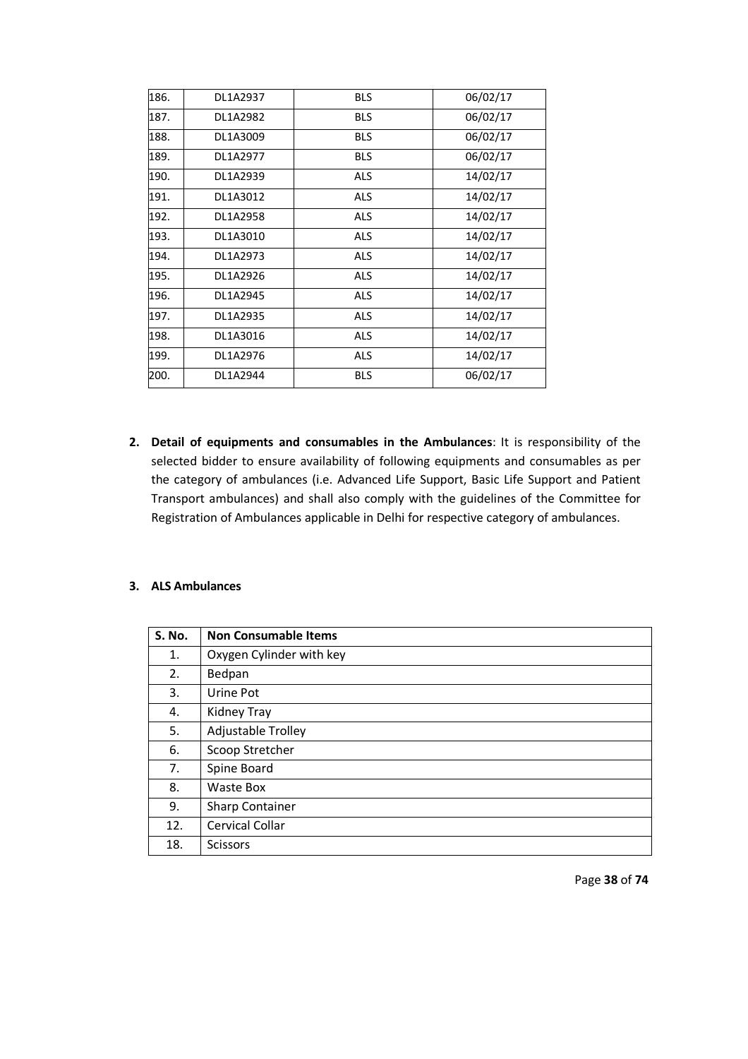| | | | |
|---|---|---|---|
| 186. | DL1A2937 | BLS | 06/02/17 |
| 187. | DL1A2982 | BLS | 06/02/17 |
| 188. | DL1A3009 | BLS | 06/02/17 |
| 189. | DL1A2977 | BLS | 06/02/17 |
| 190. | DL1A2939 | ALS | 14/02/17 |
| 191. | DL1A3012 | ALS | 14/02/17 |
| 192. | DL1A2958 | ALS | 14/02/17 |
| 193. | DL1A3010 | ALS | 14/02/17 |
| 194. | DL1A2973 | ALS | 14/02/17 |
| 195. | DL1A2926 | ALS | 14/02/17 |
| 196. | DL1A2945 | ALS | 14/02/17 |
| 197. | DL1A2935 | ALS | 14/02/17 |
| 198. | DL1A3016 | ALS | 14/02/17 |
| 199. | DL1A2976 | ALS | 14/02/17 |
| 200. | DL1A2944 | BLS | 06/02/17 |

2. **Detail of equipments and consumables in the Ambulances**: It is responsibility of the selected bidder to ensure availability of following equipments and consumables as per the category of ambulances (i.e. Advanced Life Support, Basic Life Support and Patient Transport ambulances) and shall also comply with the guidelines of the Committee for Registration of Ambulances applicable in Delhi for respective category of ambulances.

3. **ALS Ambulances**

| S. No. | Non Consumable Items |
|---|---|
| 1. | Oxygen Cylinder with key |
| 2. | Bedpan |
| 3. | Urine Pot |
| 4. | Kidney Tray |
| 5. | Adjustable Trolley |
| 6. | Scoop Stretcher |
| 7. | Spine Board |
| 8. | Waste Box |
| 9. | Sharp Container |
| 12. | Cervical Collar |
| 18. | Scissors |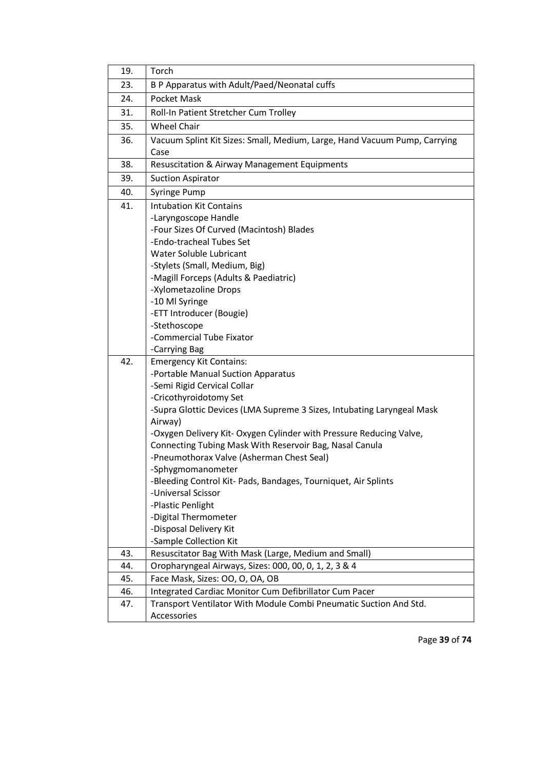| | |
|---|---|
| 19. | Torch |
| 23. | B P Apparatus with Adult/Paed/Neonatal cuffs |
| 24. | Pocket Mask |
| 31. | Roll-In Patient Stretcher Cum Trolley |
| 35. | Wheel Chair |
| 36. | Vacuum Splint Kit Sizes: Small, Medium, Large, Hand Vacuum Pump, Carrying Case |
| 38. | Resuscitation & Airway Management Equipments |
| 39. | Suction Aspirator |
| 40. | Syringe Pump |
| 41. | Intubation Kit Contains<br>-Laryngoscope Handle<br>-Four Sizes Of Curved (Macintosh) Blades<br>-Endo-tracheal Tubes Set<br>Water Soluble Lubricant<br>-Stylets (Small, Medium, Big)<br>-Magill Forceps (Adults & Paediatric)<br>-Xylometazoline Drops<br>-10 Ml Syringe<br>-ETT Introducer (Bougie)<br>-Stethoscope<br>-Commercial Tube Fixator<br>-Carrying Bag |
| 42. | Emergency Kit Contains:<br>-Portable Manual Suction Apparatus<br>-Semi Rigid Cervical Collar<br>-Cricothyroidotomy Set<br>-Supra Glottic Devices (LMA Supreme 3 Sizes, Intubating Laryngeal Mask Airway)<br>-Oxygen Delivery Kit- Oxygen Cylinder with Pressure Reducing Valve, Connecting Tubing Mask With Reservoir Bag, Nasal Canula<br>-Pneumothorax Valve (Asherman Chest Seal)<br>-Sphygmomanometer<br>-Bleeding Control Kit- Pads, Bandages, Tourniquet, Air Splints<br>-Universal Scissor<br>-Plastic Penlight<br>-Digital Thermometer<br>-Disposal Delivery Kit<br>-Sample Collection Kit |
| 43. | Resuscitator Bag With Mask (Large, Medium and Small) |
| 44. | Oropharyngeal Airways, Sizes: 000, 00, 0, 1, 2, 3 & 4 |
| 45. | Face Mask, Sizes: OO, O, OA, OB |
| 46. | Integrated Cardiac Monitor Cum Defibrillator Cum Pacer |
| 47. | Transport Ventilator With Module Combi Pneumatic Suction And Std. Accessories |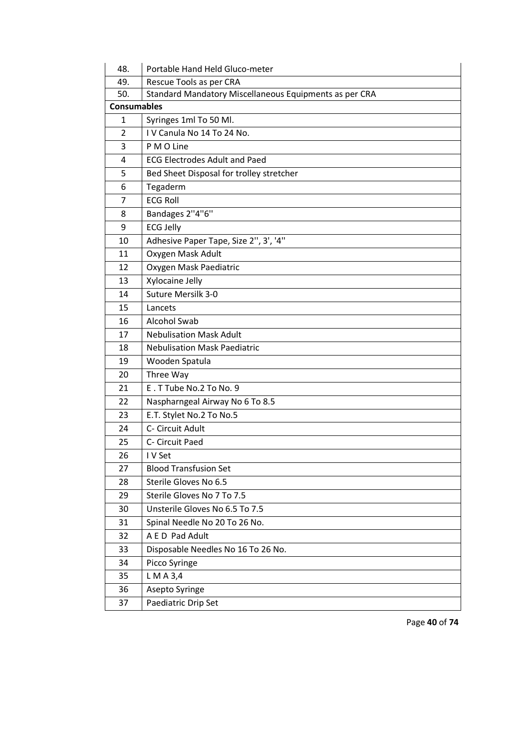| | |
|---|---|
| 48. | Portable Hand Held Gluco-meter |
| 49. | Rescue Tools as per CRA |
| 50. | Standard Mandatory Miscellaneous Equipments as per CRA |
| **Consumables** | |
| 1 | Syringes 1ml To 50 Ml. |
| 2 | I V Canula No 14 To 24 No. |
| 3 | P M O Line |
| 4 | ECG Electrodes Adult and Paed |
| 5 | Bed Sheet Disposal for trolley stretcher |
| 6 | Tegaderm |
| 7 | ECG Roll |
| 8 | Bandages 2''4''6'' |
| 9 | ECG Jelly |
| 10 | Adhesive Paper Tape, Size 2'', 3', '4'' |
| 11 | Oxygen Mask Adult |
| 12 | Oxygen Mask Paediatric |
| 13 | Xylocaine Jelly |
| 14 | Suture Mersilk 3-0 |
| 15 | Lancets |
| 16 | Alcohol Swab |
| 17 | Nebulisation Mask Adult |
| 18 | Nebulisation Mask Paediatric |
| 19 | Wooden Spatula |
| 20 | Three Way |
| 21 | E . T Tube No.2 To No. 9 |
| 22 | Naspharngeal Airway No 6 To 8.5 |
| 23 | E.T. Stylet No.2 To No.5 |
| 24 | C- Circuit Adult |
| 25 | C- Circuit Paed |
| 26 | I V Set |
| 27 | Blood Transfusion Set |
| 28 | Sterile Gloves No 6.5 |
| 29 | Sterile Gloves No 7 To 7.5 |
| 30 | Unsterile Gloves No 6.5 To 7.5 |
| 31 | Spinal Needle No 20 To 26 No. |
| 32 | A E D Pad Adult |
| 33 | Disposable Needles No 16 To 26 No. |
| 34 | Picco Syringe |
| 35 | L M A 3,4 |
| 36 | Asepto Syringe |
| 37 | Paediatric Drip Set |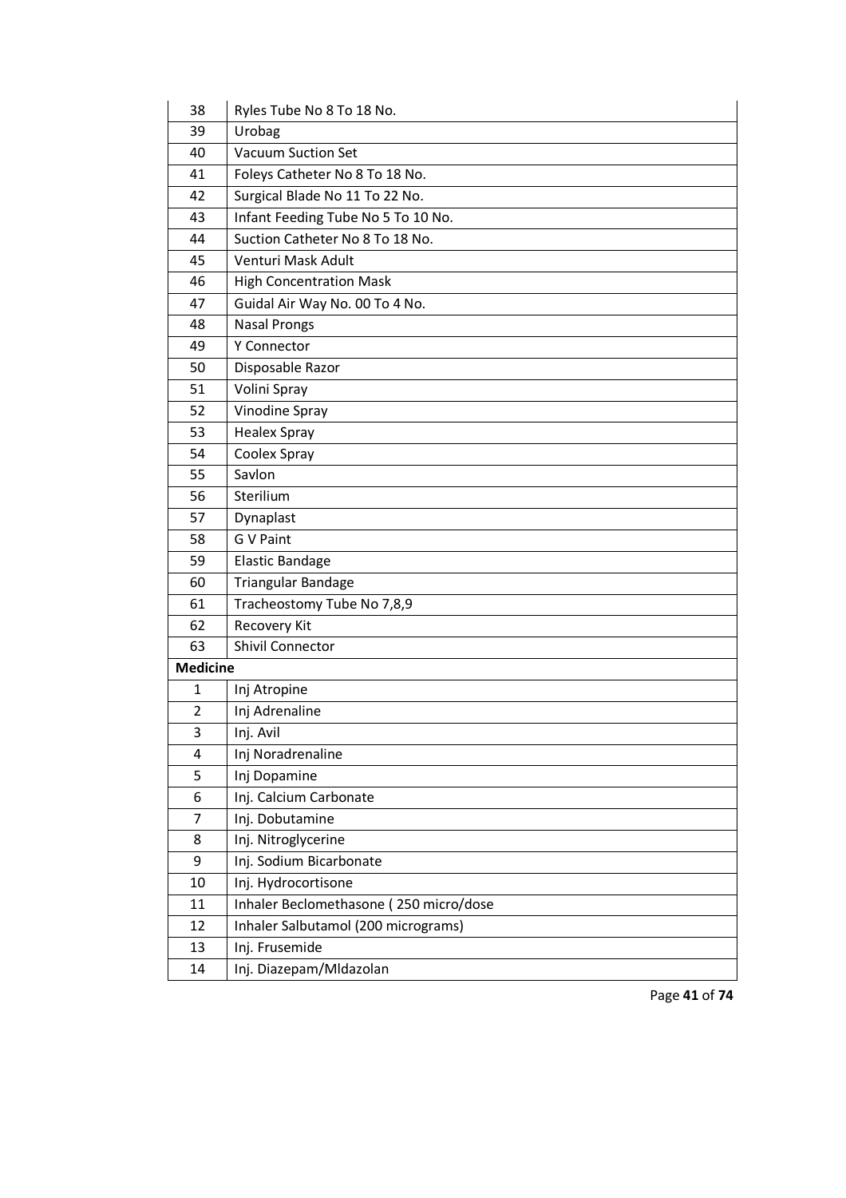| | |
|---|---|
| 38 | Ryles Tube No 8 To 18 No. |
| 39 | Urobag |
| 40 | Vacuum Suction Set |
| 41 | Foleys Catheter No 8 To 18 No. |
| 42 | Surgical Blade No 11 To 22 No. |
| 43 | Infant Feeding Tube No 5 To 10 No. |
| 44 | Suction Catheter No 8 To 18 No. |
| 45 | Venturi Mask Adult |
| 46 | High Concentration Mask |
| 47 | Guidal Air Way No. 00 To 4 No. |
| 48 | Nasal Prongs |
| 49 | Y Connector |
| 50 | Disposable Razor |
| 51 | Volini Spray |
| 52 | Vinodine Spray |
| 53 | Healex Spray |
| 54 | Coolex Spray |
| 55 | Savlon |
| 56 | Sterilium |
| 57 | Dynaplast |
| 58 | G V Paint |
| 59 | Elastic Bandage |
| 60 | Triangular Bandage |
| 61 | Tracheostomy Tube No 7,8,9 |
| 62 | Recovery Kit |
| 63 | Shivil Connector |
| **Medicine** | |
| 1 | Inj Atropine |
| 2 | Inj Adrenaline |
| 3 | Inj. Avil |
| 4 | Inj Noradrenaline |
| 5 | Inj Dopamine |
| 6 | Inj. Calcium Carbonate |
| 7 | Inj. Dobutamine |
| 8 | Inj. Nitroglycerine |
| 9 | Inj. Sodium Bicarbonate |
| 10 | Inj. Hydrocortisone |
| 11 | Inhaler Beclomethasone ( 250 micro/dose |
| 12 | Inhaler Salbutamol (200 micrograms) |
| 13 | Inj. Frusemide |
| 14 | Inj. Diazepam/Mldazolan |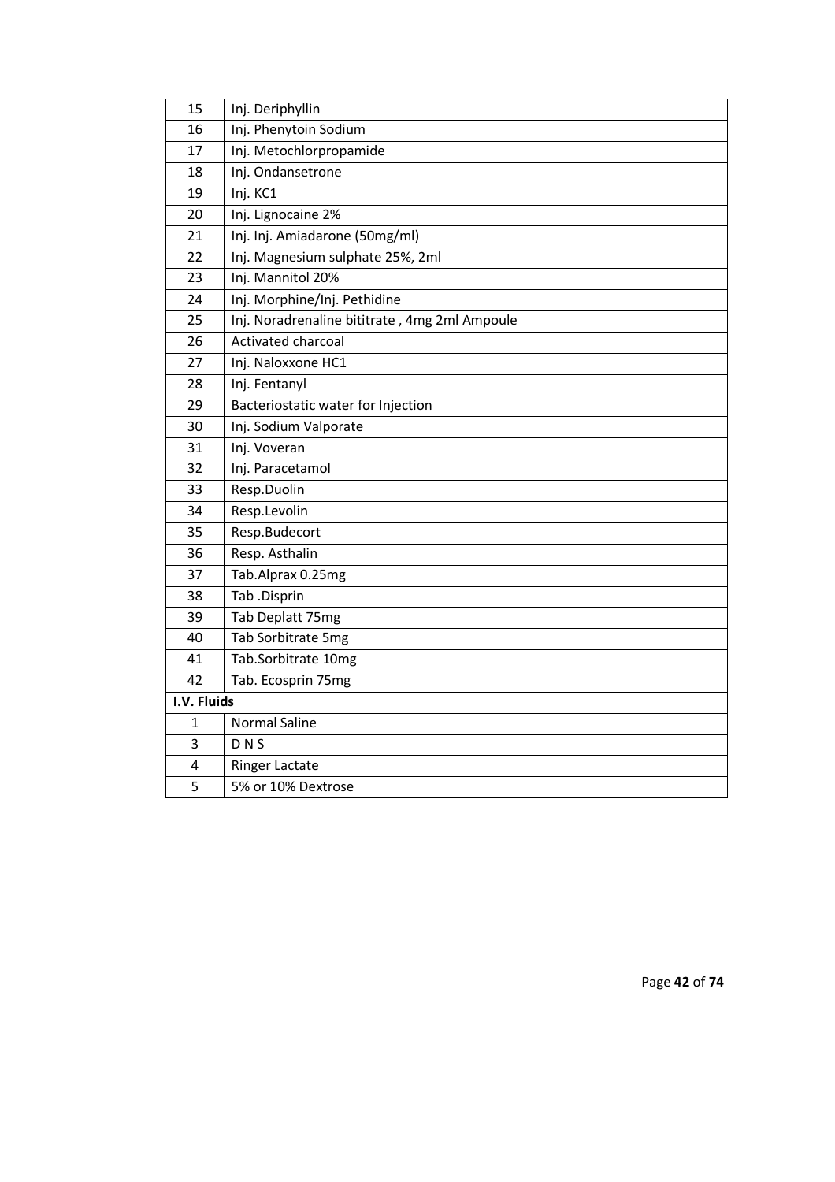| | |
|---|---|
| 15 | Inj. Deriphyllin |
| 16 | Inj. Phenytoin Sodium |
| 17 | Inj. Metochlorpropamide |
| 18 | Inj. Ondansetrone |
| 19 | Inj. KC1 |
| 20 | Inj. Lignocaine 2% |
| 21 | Inj. Inj. Amiadarone (50mg/ml) |
| 22 | Inj. Magnesium sulphate 25%, 2ml |
| 23 | Inj. Mannitol 20% |
| 24 | Inj. Morphine/Inj. Pethidine |
| 25 | Inj. Noradrenaline bititrate , 4mg 2ml Ampoule |
| 26 | Activated charcoal |
| 27 | Inj. Naloxxone HC1 |
| 28 | Inj. Fentanyl |
| 29 | Bacteriostatic water for Injection |
| 30 | Inj. Sodium Valporate |
| 31 | Inj. Voveran |
| 32 | Inj. Paracetamol |
| 33 | Resp.Duolin |
| 34 | Resp.Levolin |
| 35 | Resp.Budecort |
| 36 | Resp. Asthalin |
| 37 | Tab.Alprax 0.25mg |
| 38 | Tab .Disprin |
| 39 | Tab Deplatt 75mg |
| 40 | Tab Sorbitrate 5mg |
| 41 | Tab.Sorbitrate 10mg |
| 42 | Tab. Ecosprin 75mg |
| **I.V. Fluids** | |
| 1 | Normal Saline |
| 3 | D N S |
| 4 | Ringer Lactate |
| 5 | 5% or 10% Dextrose |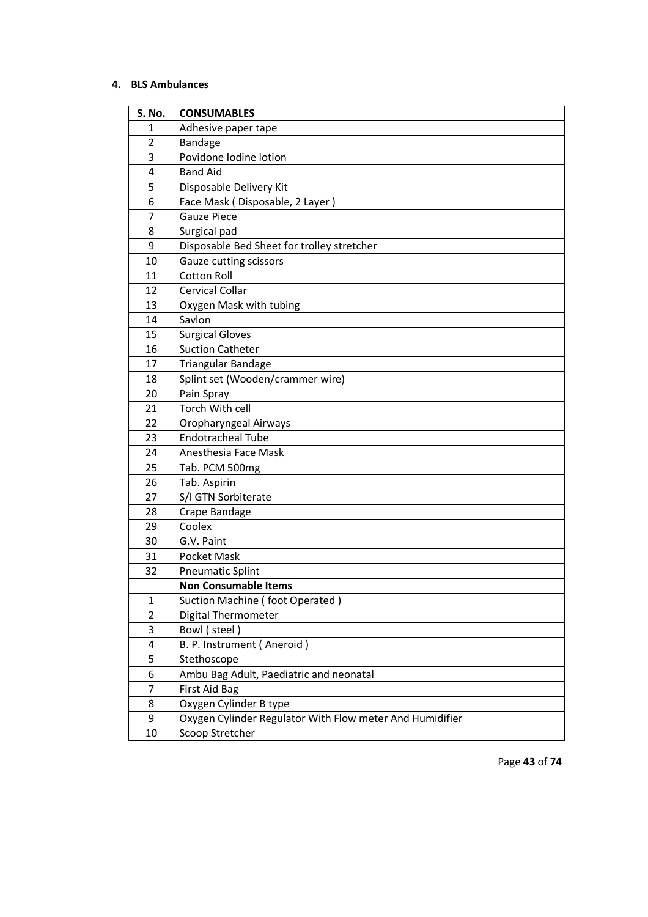## 4. BLS Ambulances

| S. No. | CONSUMABLES |
|---|---|
| 1 | Adhesive paper tape |
| 2 | Bandage |
| 3 | Povidone Iodine lotion |
| 4 | Band Aid |
| 5 | Disposable Delivery Kit |
| 6 | Face Mask ( Disposable, 2 Layer ) |
| 7 | Gauze Piece |
| 8 | Surgical pad |
| 9 | Disposable Bed Sheet for trolley stretcher |
| 10 | Gauze cutting scissors |
| 11 | Cotton Roll |
| 12 | Cervical Collar |
| 13 | Oxygen Mask with tubing |
| 14 | Savlon |
| 15 | Surgical Gloves |
| 16 | Suction Catheter |
| 17 | Triangular Bandage |
| 18 | Splint set (Wooden/crammer wire) |
| 20 | Pain Spray |
| 21 | Torch With cell |
| 22 | Oropharyngeal Airways |
| 23 | Endotracheal Tube |
| 24 | Anesthesia Face Mask |
| 25 | Tab. PCM 500mg |
| 26 | Tab. Aspirin |
| 27 | S/l GTN Sorbiterate |
| 28 | Crape Bandage |
| 29 | Coolex |
| 30 | G.V. Paint |
| 31 | Pocket Mask |
| 32 | Pneumatic Splint |
| | **Non Consumable Items** |
| 1 | Suction Machine ( foot Operated ) |
| 2 | Digital Thermometer |
| 3 | Bowl ( steel ) |
| 4 | B. P. Instrument ( Aneroid ) |
| 5 | Stethoscope |
| 6 | Ambu Bag Adult, Paediatric and neonatal |
| 7 | First Aid Bag |
| 8 | Oxygen Cylinder B type |
| 9 | Oxygen Cylinder Regulator With Flow meter And Humidifier |
| 10 | Scoop Stretcher |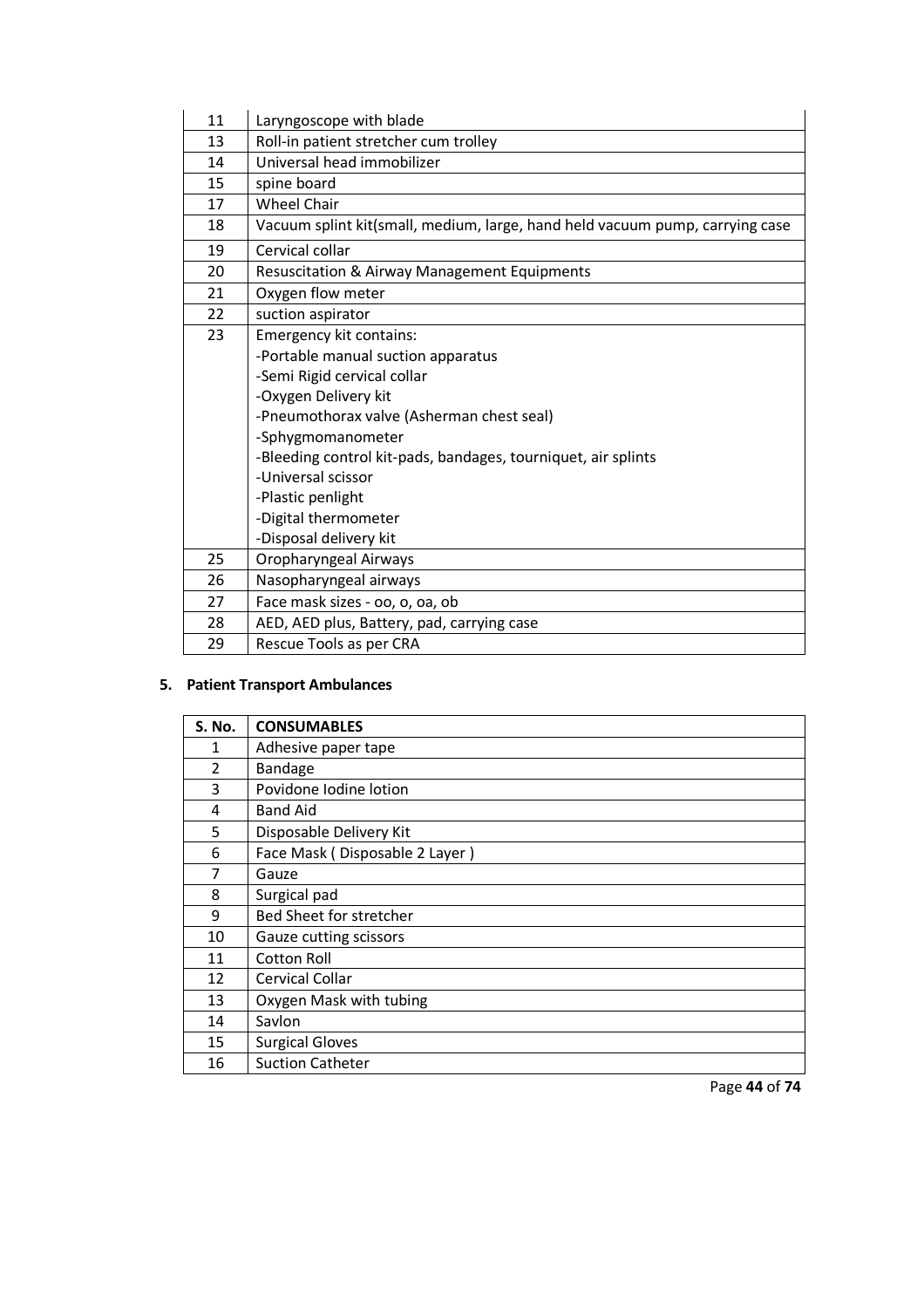| | |
|---|---|
| 11 | Laryngoscope with blade |
| 13 | Roll-in patient stretcher cum trolley |
| 14 | Universal head immobilizer |
| 15 | spine board |
| 17 | Wheel Chair |
| 18 | Vacuum splint kit(small, medium, large, hand held vacuum pump, carrying case |
| 19 | Cervical collar |
| 20 | Resuscitation & Airway Management Equipments |
| 21 | Oxygen flow meter |
| 22 | suction aspirator |
| 23 | Emergency kit contains:<br>-Portable manual suction apparatus<br>-Semi Rigid cervical collar<br>-Oxygen Delivery kit<br>-Pneumothorax valve (Asherman chest seal)<br>-Sphygmomanometer<br>-Bleeding control kit-pads, bandages, tourniquet, air splints<br>-Universal scissor<br>-Plastic penlight<br>-Digital thermometer<br>-Disposal delivery kit |
| 25 | Oropharyngeal Airways |
| 26 | Nasopharyngeal airways |
| 27 | Face mask sizes - oo, o, oa, ob |
| 28 | AED, AED plus, Battery, pad, carrying case |
| 29 | Rescue Tools as per CRA |

**5. Patient Transport Ambulances**

| S. No. | CONSUMABLES |
|---|---|
| 1 | Adhesive paper tape |
| 2 | Bandage |
| 3 | Povidone Iodine lotion |
| 4 | Band Aid |
| 5 | Disposable Delivery Kit |
| 6 | Face Mask ( Disposable 2 Layer ) |
| 7 | Gauze |
| 8 | Surgical pad |
| 9 | Bed Sheet for stretcher |
| 10 | Gauze cutting scissors |
| 11 | Cotton Roll |
| 12 | Cervical Collar |
| 13 | Oxygen Mask with tubing |
| 14 | Savlon |
| 15 | Surgical Gloves |
| 16 | Suction Catheter |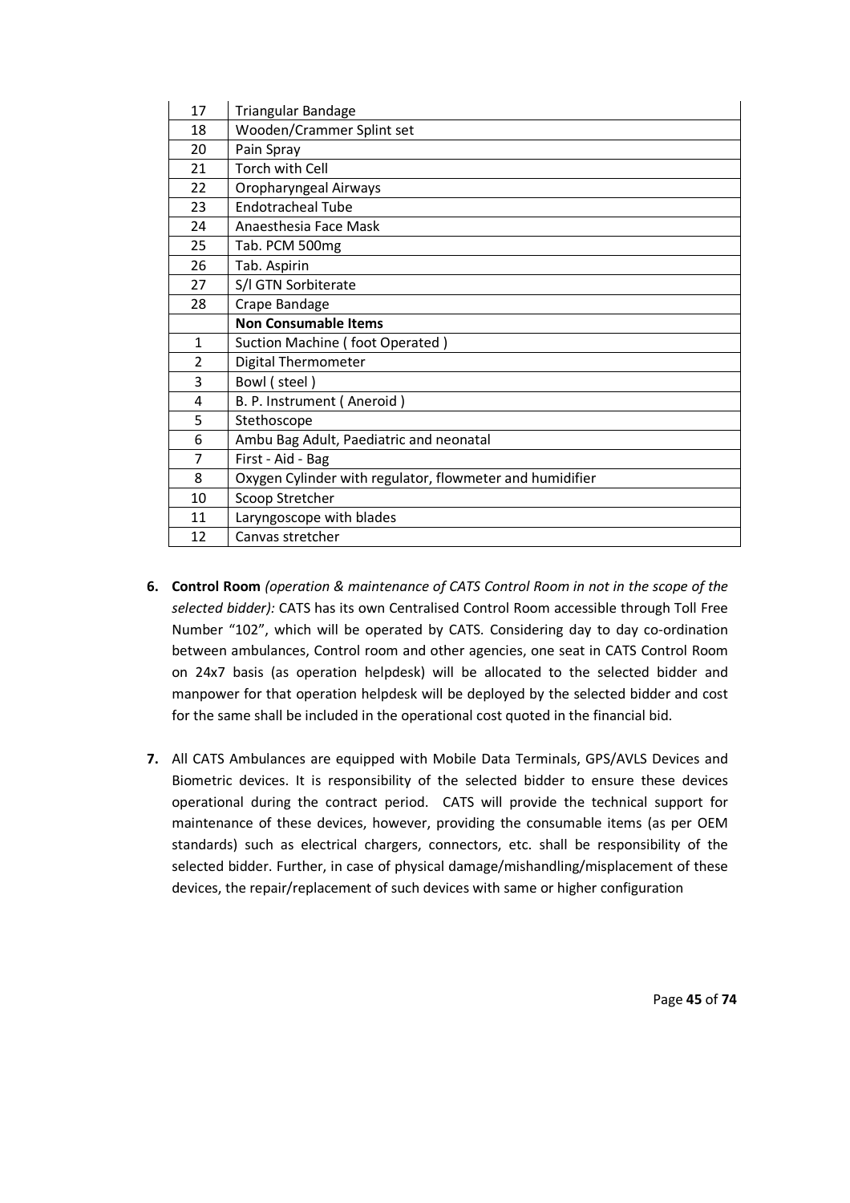| | |
|---|---|
| 17 | Triangular Bandage |
| 18 | Wooden/Crammer Splint set |
| 20 | Pain Spray |
| 21 | Torch with Cell |
| 22 | Oropharyngeal Airways |
| 23 | Endotracheal Tube |
| 24 | Anaesthesia Face Mask |
| 25 | Tab. PCM 500mg |
| 26 | Tab. Aspirin |
| 27 | S/l GTN Sorbiterate |
| 28 | Crape Bandage |
| | **Non Consumable Items** |
| 1 | Suction Machine ( foot Operated ) |
| 2 | Digital Thermometer |
| 3 | Bowl ( steel ) |
| 4 | B. P. Instrument ( Aneroid ) |
| 5 | Stethoscope |
| 6 | Ambu Bag Adult, Paediatric and neonatal |
| 7 | First - Aid - Bag |
| 8 | Oxygen Cylinder with regulator, flowmeter and humidifier |
| 10 | Scoop Stretcher |
| 11 | Laryngoscope with blades |
| 12 | Canvas stretcher |

6. **Control Room** *(operation & maintenance of CATS Control Room in not in the scope of the selected bidder):* CATS has its own Centralised Control Room accessible through Toll Free Number "102", which will be operated by CATS. Considering day to day co-ordination between ambulances, Control room and other agencies, one seat in CATS Control Room on 24x7 basis (as operation helpdesk) will be allocated to the selected bidder and manpower for that operation helpdesk will be deployed by the selected bidder and cost for the same shall be included in the operational cost quoted in the financial bid.

7. All CATS Ambulances are equipped with Mobile Data Terminals, GPS/AVLS Devices and Biometric devices. It is responsibility of the selected bidder to ensure these devices operational during the contract period. CATS will provide the technical support for maintenance of these devices, however, providing the consumable items (as per OEM standards) such as electrical chargers, connectors, etc. shall be responsibility of the selected bidder. Further, in case of physical damage/mishandling/misplacement of these devices, the repair/replacement of such devices with same or higher configuration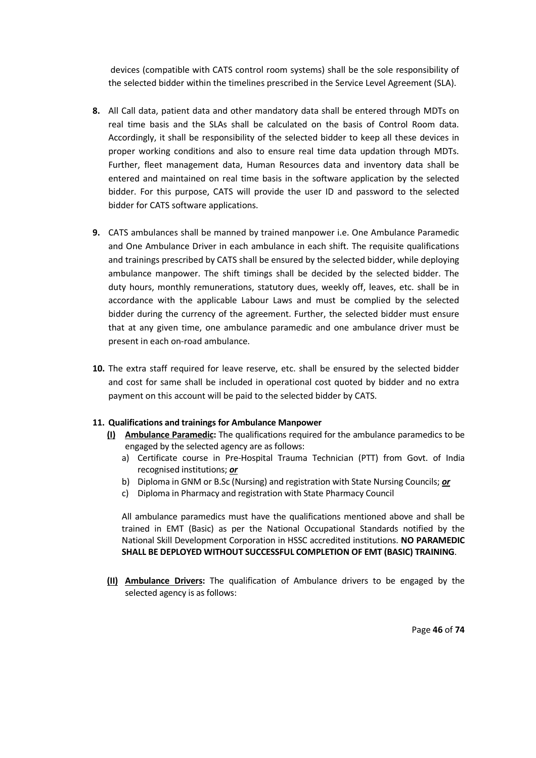devices (compatible with CATS control room systems) shall be the sole responsibility of the selected bidder within the timelines prescribed in the Service Level Agreement (SLA).

**8.** All Call data, patient data and other mandatory data shall be entered through MDTs on real time basis and the SLAs shall be calculated on the basis of Control Room data. Accordingly, it shall be responsibility of the selected bidder to keep all these devices in proper working conditions and also to ensure real time data updation through MDTs. Further, fleet management data, Human Resources data and inventory data shall be entered and maintained on real time basis in the software application by the selected bidder. For this purpose, CATS will provide the user ID and password to the selected bidder for CATS software applications.

**9.** CATS ambulances shall be manned by trained manpower i.e. One Ambulance Paramedic and One Ambulance Driver in each ambulance in each shift. The requisite qualifications and trainings prescribed by CATS shall be ensured by the selected bidder, while deploying ambulance manpower. The shift timings shall be decided by the selected bidder. The duty hours, monthly remunerations, statutory dues, weekly off, leaves, etc. shall be in accordance with the applicable Labour Laws and must be complied by the selected bidder during the currency of the agreement. Further, the selected bidder must ensure that at any given time, one ambulance paramedic and one ambulance driver must be present in each on-road ambulance.

**10.** The extra staff required for leave reserve, etc. shall be ensured by the selected bidder and cost for same shall be included in operational cost quoted by bidder and no extra payment on this account will be paid to the selected bidder by CATS.

**11. Qualifications and trainings for Ambulance Manpower**

**(I)** **Ambulance Paramedic:** The qualifications required for the ambulance paramedics to be engaged by the selected agency are as follows:

a) Certificate course in Pre-Hospital Trauma Technician (PTT) from Govt. of India recognised institutions; ***or***

b) Diploma in GNM or B.Sc (Nursing) and registration with State Nursing Councils; ***or***

c) Diploma in Pharmacy and registration with State Pharmacy Council

All ambulance paramedics must have the qualifications mentioned above and shall be trained in EMT (Basic) as per the National Occupational Standards notified by the National Skill Development Corporation in HSSC accredited institutions. **NO PARAMEDIC SHALL BE DEPLOYED WITHOUT SUCCESSFUL COMPLETION OF EMT (BASIC) TRAINING**.

**(II)** **Ambulance Drivers:** The qualification of Ambulance drivers to be engaged by the selected agency is as follows: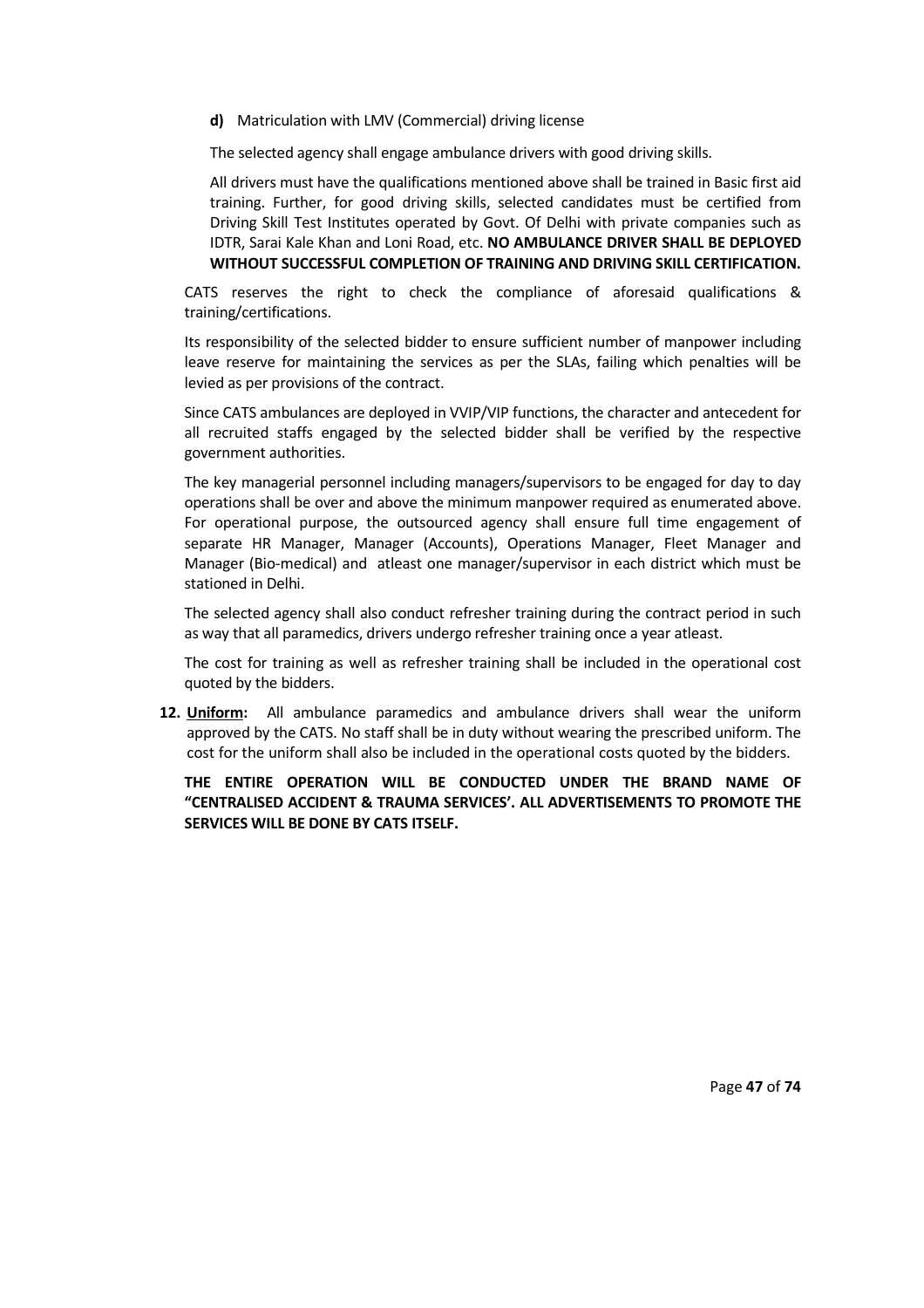**d)** Matriculation with LMV (Commercial) driving license

The selected agency shall engage ambulance drivers with good driving skills.

All drivers must have the qualifications mentioned above shall be trained in Basic first aid training. Further, for good driving skills, selected candidates must be certified from Driving Skill Test Institutes operated by Govt. Of Delhi with private companies such as IDTR, Sarai Kale Khan and Loni Road, etc. **NO AMBULANCE DRIVER SHALL BE DEPLOYED WITHOUT SUCCESSFUL COMPLETION OF TRAINING AND DRIVING SKILL CERTIFICATION.**

CATS reserves the right to check the compliance of aforesaid qualifications & training/certifications.

Its responsibility of the selected bidder to ensure sufficient number of manpower including leave reserve for maintaining the services as per the SLAs, failing which penalties will be levied as per provisions of the contract.

Since CATS ambulances are deployed in VVIP/VIP functions, the character and antecedent for all recruited staffs engaged by the selected bidder shall be verified by the respective government authorities.

The key managerial personnel including managers/supervisors to be engaged for day to day operations shall be over and above the minimum manpower required as enumerated above. For operational purpose, the outsourced agency shall ensure full time engagement of separate HR Manager, Manager (Accounts), Operations Manager, Fleet Manager and Manager (Bio-medical) and atleast one manager/supervisor in each district which must be stationed in Delhi.

The selected agency shall also conduct refresher training during the contract period in such as way that all paramedics, drivers undergo refresher training once a year atleast.

The cost for training as well as refresher training shall be included in the operational cost quoted by the bidders.

**12. <u>Uniform</u>:** All ambulance paramedics and ambulance drivers shall wear the uniform approved by the CATS. No staff shall be in duty without wearing the prescribed uniform. The cost for the uniform shall also be included in the operational costs quoted by the bidders.

**THE ENTIRE OPERATION WILL BE CONDUCTED UNDER THE BRAND NAME OF "CENTRALISED ACCIDENT & TRAUMA SERVICES'. ALL ADVERTISEMENTS TO PROMOTE THE SERVICES WILL BE DONE BY CATS ITSELF.**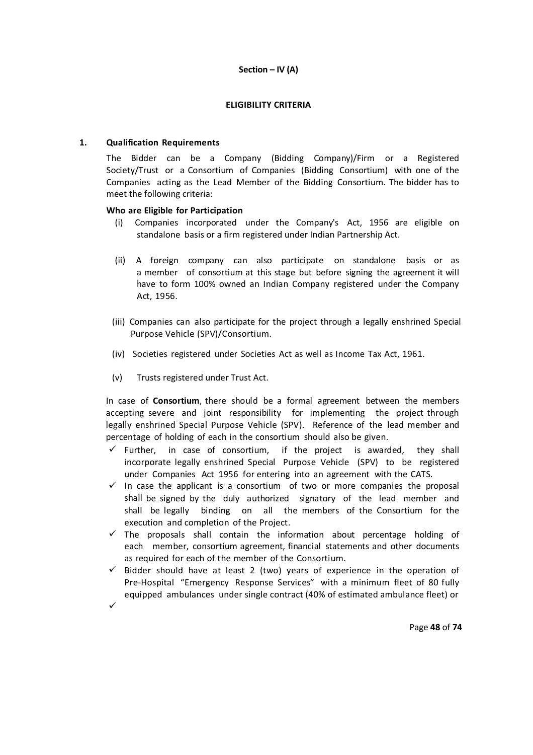**Section – IV (A)**

**ELIGIBILITY CRITERIA**

**1. Qualification Requirements**

The Bidder can be a Company (Bidding Company)/Firm or a Registered Society/Trust or a Consortium of Companies (Bidding Consortium) with one of the Companies acting as the Lead Member of the Bidding Consortium. The bidder has to meet the following criteria:

**Who are Eligible for Participation**

(i) Companies incorporated under the Company's Act, 1956 are eligible on standalone basis or a firm registered under Indian Partnership Act.

(ii) A foreign company can also participate on standalone basis or as a member of consortium at this stage but before signing the agreement it will have to form 100% owned an Indian Company registered under the Company Act, 1956.

(iii) Companies can also participate for the project through a legally enshrined Special Purpose Vehicle (SPV)/Consortium.

(iv) Societies registered under Societies Act as well as Income Tax Act, 1961.

(v) Trusts registered under Trust Act.

In case of **Consortium**, there should be a formal agreement between the members accepting severe and joint responsibility for implementing the project through legally enshrined Special Purpose Vehicle (SPV). Reference of the lead member and percentage of holding of each in the consortium should also be given.

- ✓ Further, in case of consortium, if the project is awarded, they shall incorporate legally enshrined Special Purpose Vehicle (SPV) to be registered under Companies Act 1956 for entering into an agreement with the CATS.
- ✓ In case the applicant is a consortium of two or more companies the proposal shall be signed by the duly authorized signatory of the lead member and shall be legally binding on all the members of the Consortium for the execution and completion of the Project.
- ✓ The proposals shall contain the information about percentage holding of each member, consortium agreement, financial statements and other documents as required for each of the member of the Consortium.
- ✓ Bidder should have at least 2 (two) years of experience in the operation of Pre-Hospital "Emergency Response Services" with a minimum fleet of 80 fully equipped ambulances under single contract (40% of estimated ambulance fleet) or
- ✓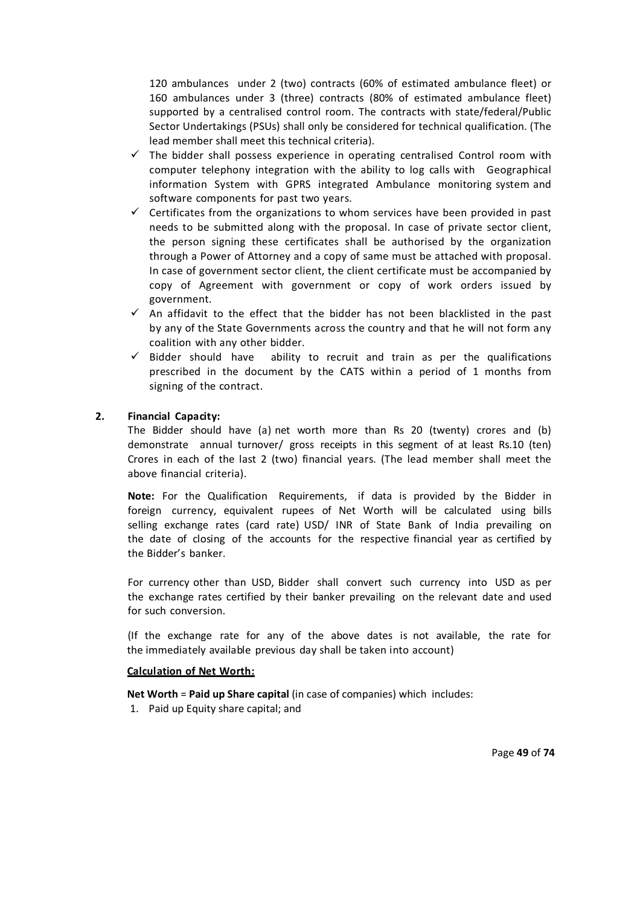120 ambulances under 2 (two) contracts (60% of estimated ambulance fleet) or 160 ambulances under 3 (three) contracts (80% of estimated ambulance fleet) supported by a centralised control room. The contracts with state/federal/Public Sector Undertakings (PSUs) shall only be considered for technical qualification. (The lead member shall meet this technical criteria).

- ✓ The bidder shall possess experience in operating centralised Control room with computer telephony integration with the ability to log calls with Geographical information System with GPRS integrated Ambulance monitoring system and software components for past two years.
- ✓ Certificates from the organizations to whom services have been provided in past needs to be submitted along with the proposal. In case of private sector client, the person signing these certificates shall be authorised by the organization through a Power of Attorney and a copy of same must be attached with proposal. In case of government sector client, the client certificate must be accompanied by copy of Agreement with government or copy of work orders issued by government.
- ✓ An affidavit to the effect that the bidder has not been blacklisted in the past by any of the State Governments across the country and that he will not form any coalition with any other bidder.
- ✓ Bidder should have ability to recruit and train as per the qualifications prescribed in the document by the CATS within a period of 1 months from signing of the contract.

**2. Financial Capacity:**

The Bidder should have (a) net worth more than Rs 20 (twenty) crores and (b) demonstrate annual turnover/ gross receipts in this segment of at least Rs.10 (ten) Crores in each of the last 2 (two) financial years. (The lead member shall meet the above financial criteria).

**Note:** For the Qualification Requirements, if data is provided by the Bidder in foreign currency, equivalent rupees of Net Worth will be calculated using bills selling exchange rates (card rate) USD/ INR of State Bank of India prevailing on the date of closing of the accounts for the respective financial year as certified by the Bidder's banker.

For currency other than USD, Bidder shall convert such currency into USD as per the exchange rates certified by their banker prevailing on the relevant date and used for such conversion.

(If the exchange rate for any of the above dates is not available, the rate for the immediately available previous day shall be taken into account)

**Calculation of Net Worth:**

**Net Worth** = **Paid up Share capital** (in case of companies) which includes:

1. Paid up Equity share capital; and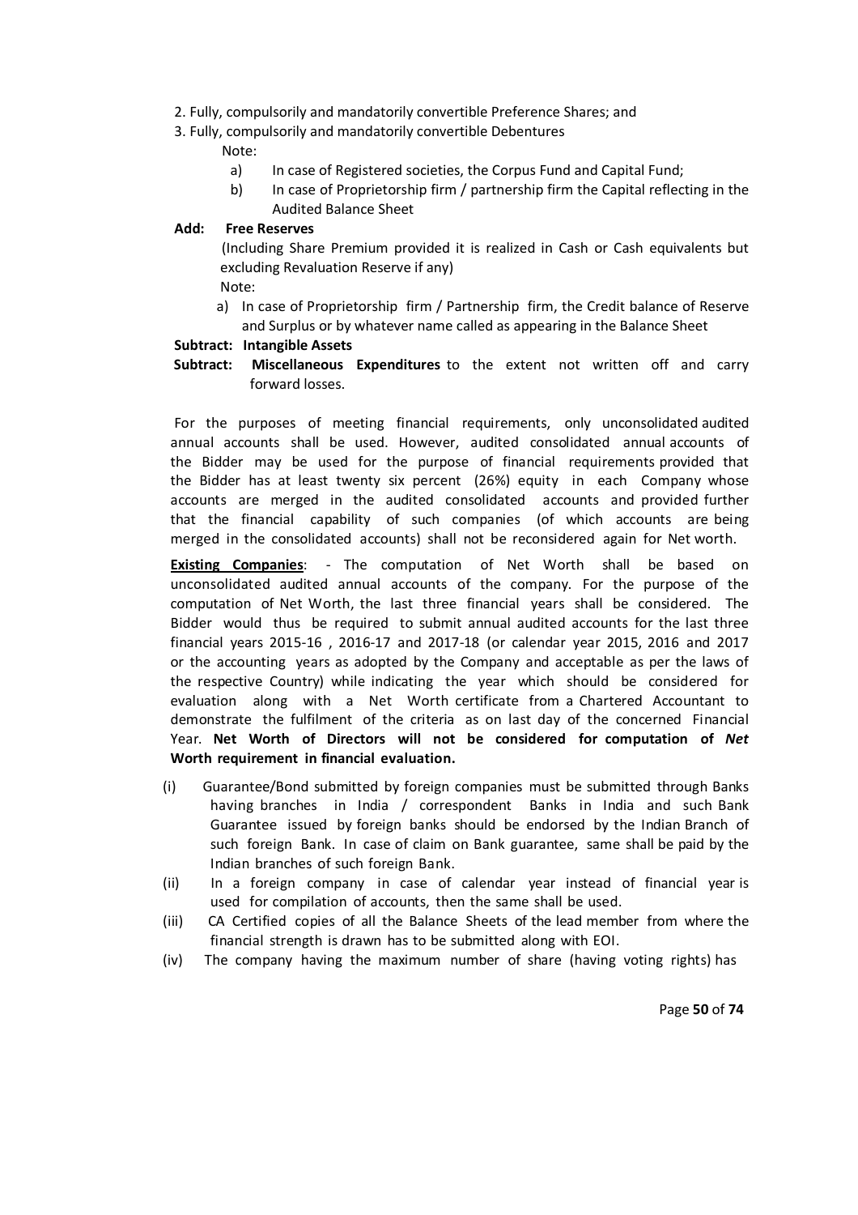2. Fully, compulsorily and mandatorily convertible Preference Shares; and
3. Fully, compulsorily and mandatorily convertible Debentures

Note:

a) In case of Registered societies, the Corpus Fund and Capital Fund;
b) In case of Proprietorship firm / partnership firm the Capital reflecting in the Audited Balance Sheet

**Add: Free Reserves**

(Including Share Premium provided it is realized in Cash or Cash equivalents but excluding Revaluation Reserve if any)

Note:

a) In case of Proprietorship firm / Partnership firm, the Credit balance of Reserve and Surplus or by whatever name called as appearing in the Balance Sheet

**Subtract: Intangible Assets**

**Subtract: Miscellaneous Expenditures** to the extent not written off and carry forward losses.

For the purposes of meeting financial requirements, only unconsolidated audited annual accounts shall be used. However, audited consolidated annual accounts of the Bidder may be used for the purpose of financial requirements provided that the Bidder has at least twenty six percent (26%) equity in each Company whose accounts are merged in the audited consolidated accounts and provided further that the financial capability of such companies (of which accounts are being merged in the consolidated accounts) shall not be reconsidered again for Net worth.

**<u>Existing Companies</u>**: - The computation of Net Worth shall be based on unconsolidated audited annual accounts of the company. For the purpose of the computation of Net Worth, the last three financial years shall be considered. The Bidder would thus be required to submit annual audited accounts for the last three financial years 2015-16 , 2016-17 and 2017-18 (or calendar year 2015, 2016 and 2017 or the accounting years as adopted by the Company and acceptable as per the laws of the respective Country) while indicating the year which should be considered for evaluation along with a Net Worth certificate from a Chartered Accountant to demonstrate the fulfilment of the criteria as on last day of the concerned Financial Year. **Net Worth of Directors will not be considered for computation of *Net* Worth requirement in financial evaluation.**

(i) Guarantee/Bond submitted by foreign companies must be submitted through Banks having branches in India / correspondent Banks in India and such Bank Guarantee issued by foreign banks should be endorsed by the Indian Branch of such foreign Bank. In case of claim on Bank guarantee, same shall be paid by the Indian branches of such foreign Bank.

(ii) In a foreign company in case of calendar year instead of financial year is used for compilation of accounts, then the same shall be used.

(iii) CA Certified copies of all the Balance Sheets of the lead member from where the financial strength is drawn has to be submitted along with EOI.

(iv) The company having the maximum number of share (having voting rights) has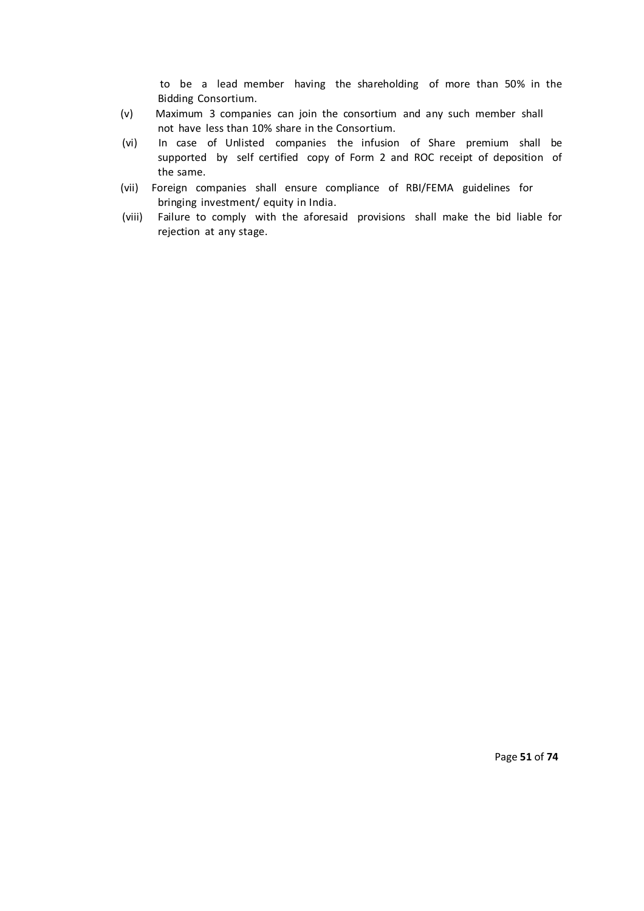to be a lead member having the shareholding of more than 50% in the Bidding Consortium.

(v) Maximum 3 companies can join the consortium and any such member shall not have less than 10% share in the Consortium.

(vi) In case of Unlisted companies the infusion of Share premium shall be supported by self certified copy of Form 2 and ROC receipt of deposition of the same.

(vii) Foreign companies shall ensure compliance of RBI/FEMA guidelines for bringing investment/ equity in India.

(viii) Failure to comply with the aforesaid provisions shall make the bid liable for rejection at any stage.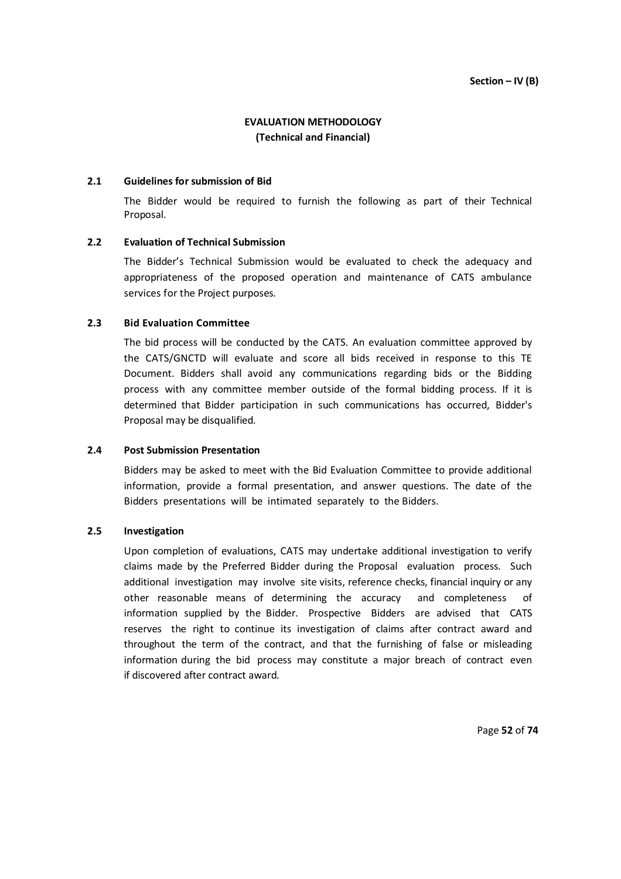**Section – IV (B)**

# EVALUATION METHODOLOGY
## (Technical and Financial)

### 2.1 Guidelines for submission of Bid

The Bidder would be required to furnish the following as part of their Technical Proposal.

### 2.2 Evaluation of Technical Submission

The Bidder's Technical Submission would be evaluated to check the adequacy and appropriateness of the proposed operation and maintenance of CATS ambulance services for the Project purposes.

### 2.3 Bid Evaluation Committee

The bid process will be conducted by the CATS. An evaluation committee approved by the CATS/GNCTD will evaluate and score all bids received in response to this TE Document. Bidders shall avoid any communications regarding bids or the Bidding process with any committee member outside of the formal bidding process. If it is determined that Bidder participation in such communications has occurred, Bidder's Proposal may be disqualified.

### 2.4 Post Submission Presentation

Bidders may be asked to meet with the Bid Evaluation Committee to provide additional information, provide a formal presentation, and answer questions. The date of the Bidders presentations will be intimated separately to the Bidders.

### 2.5 Investigation

Upon completion of evaluations, CATS may undertake additional investigation to verify claims made by the Preferred Bidder during the Proposal evaluation process. Such additional investigation may involve site visits, reference checks, financial inquiry or any other reasonable means of determining the accuracy and completeness of information supplied by the Bidder. Prospective Bidders are advised that CATS reserves the right to continue its investigation of claims after contract award and throughout the term of the contract, and that the furnishing of false or misleading information during the bid process may constitute a major breach of contract even if discovered after contract award.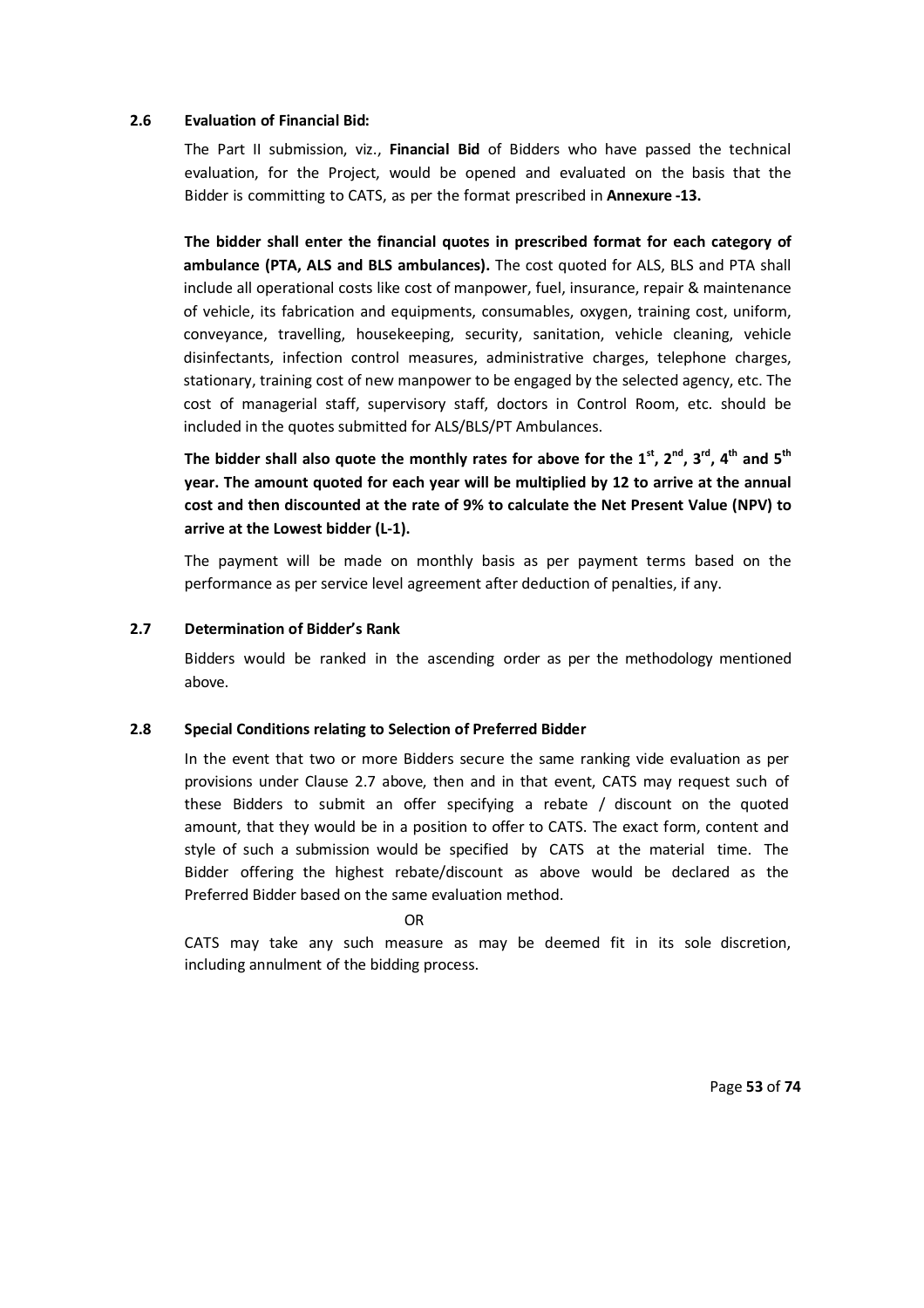### 2.6 Evaluation of Financial Bid:

The Part II submission, viz., **Financial Bid** of Bidders who have passed the technical evaluation, for the Project, would be opened and evaluated on the basis that the Bidder is committing to CATS, as per the format prescribed in **Annexure -13.**

**The bidder shall enter the financial quotes in prescribed format for each category of ambulance (PTA, ALS and BLS ambulances).** The cost quoted for ALS, BLS and PTA shall include all operational costs like cost of manpower, fuel, insurance, repair & maintenance of vehicle, its fabrication and equipments, consumables, oxygen, training cost, uniform, conveyance, travelling, housekeeping, security, sanitation, vehicle cleaning, vehicle disinfectants, infection control measures, administrative charges, telephone charges, stationary, training cost of new manpower to be engaged by the selected agency, etc. The cost of managerial staff, supervisory staff, doctors in Control Room, etc. should be included in the quotes submitted for ALS/BLS/PT Ambulances.

**The bidder shall also quote the monthly rates for above for the 1st, 2nd, 3rd, 4th and 5th year. The amount quoted for each year will be multiplied by 12 to arrive at the annual cost and then discounted at the rate of 9% to calculate the Net Present Value (NPV) to arrive at the Lowest bidder (L-1).**

The payment will be made on monthly basis as per payment terms based on the performance as per service level agreement after deduction of penalties, if any.

### 2.7 Determination of Bidder's Rank

Bidders would be ranked in the ascending order as per the methodology mentioned above.

### 2.8 Special Conditions relating to Selection of Preferred Bidder

In the event that two or more Bidders secure the same ranking vide evaluation as per provisions under Clause 2.7 above, then and in that event, CATS may request such of these Bidders to submit an offer specifying a rebate / discount on the quoted amount, that they would be in a position to offer to CATS. The exact form, content and style of such a submission would be specified by CATS at the material time. The Bidder offering the highest rebate/discount as above would be declared as the Preferred Bidder based on the same evaluation method.

OR

CATS may take any such measure as may be deemed fit in its sole discretion, including annulment of the bidding process.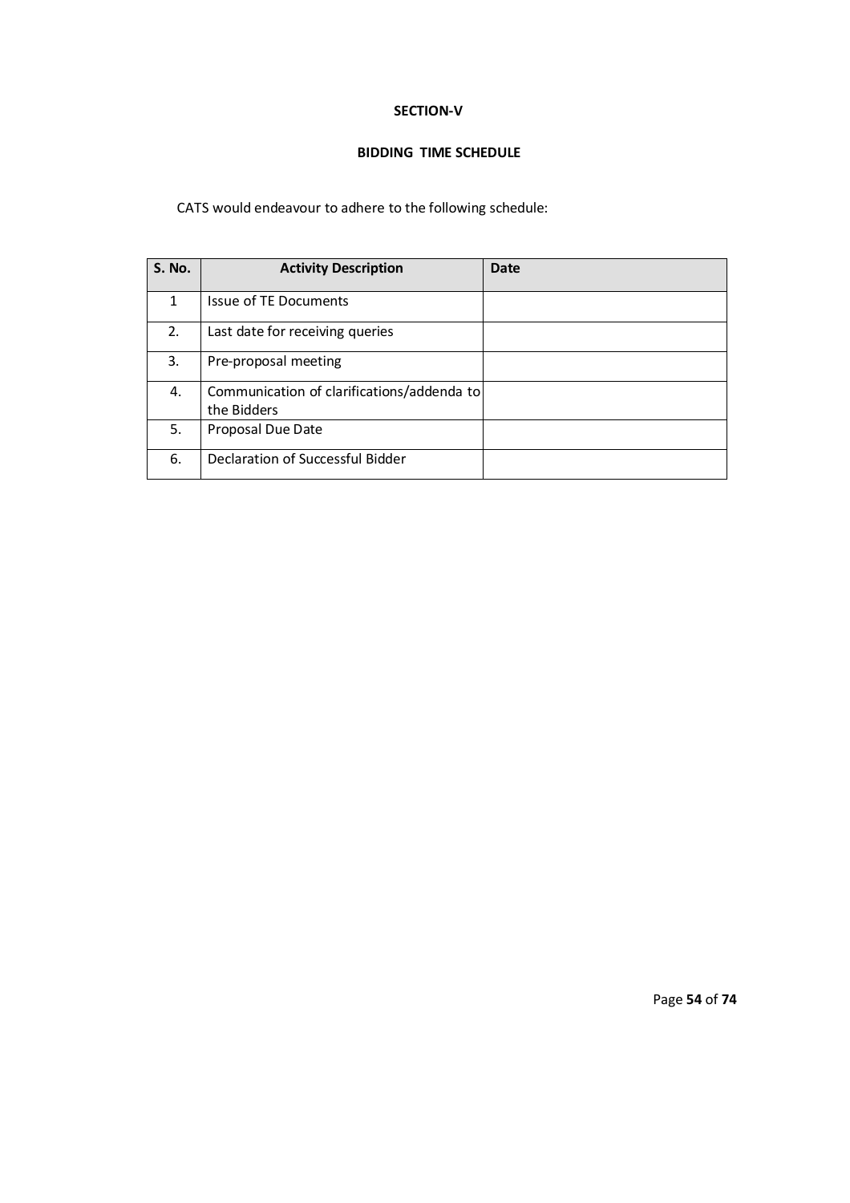## SECTION-V

### BIDDING TIME SCHEDULE

CATS would endeavour to adhere to the following schedule:

| S. No. | Activity Description | Date |
|---|---|---|
| 1 | Issue of TE Documents | |
| 2. | Last date for receiving queries | |
| 3. | Pre-proposal meeting | |
| 4. | Communication of clarifications/addenda to the Bidders | |
| 5. | Proposal Due Date | |
| 6. | Declaration of Successful Bidder | |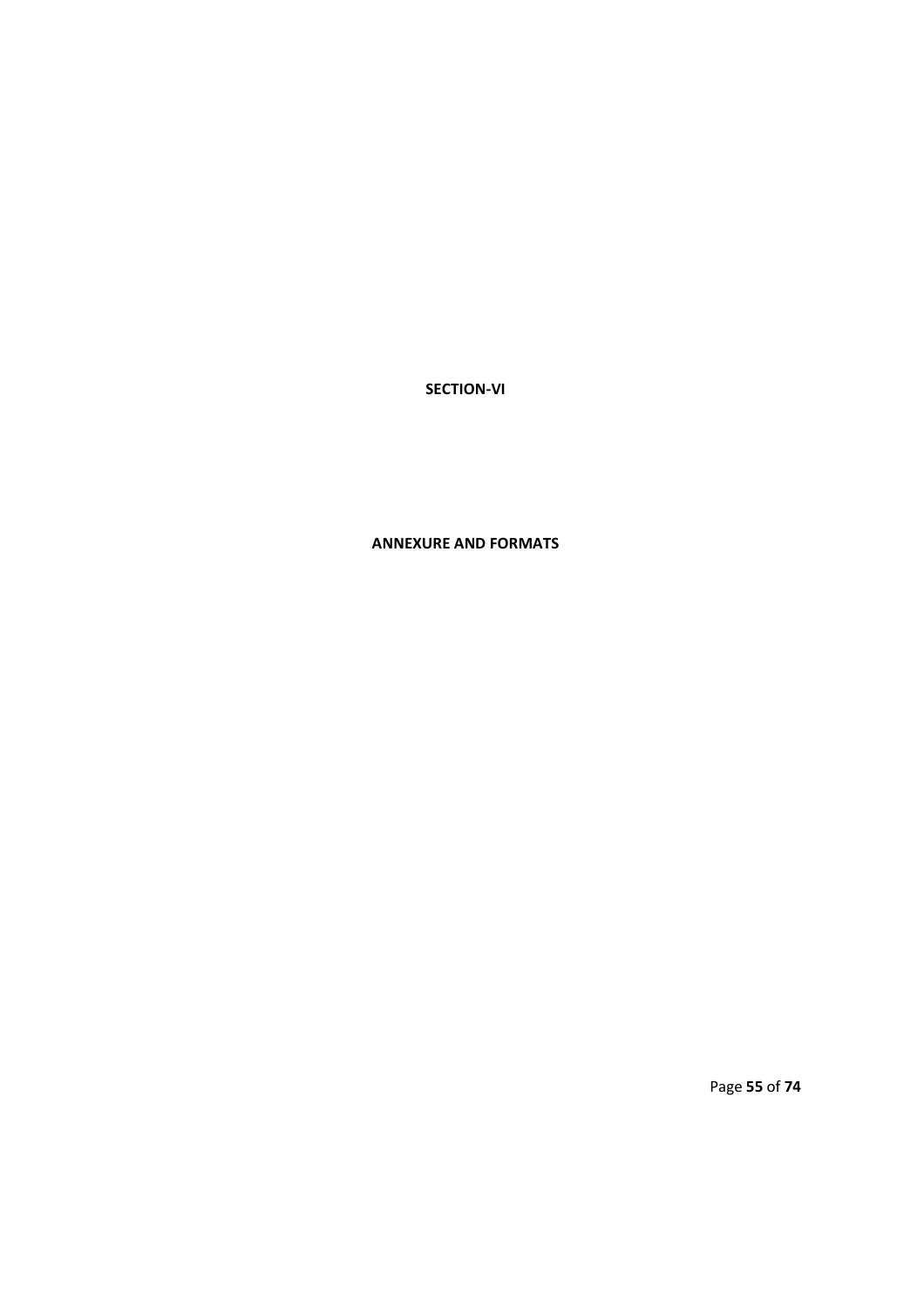# SECTION-VI

## ANNEXURE AND FORMATS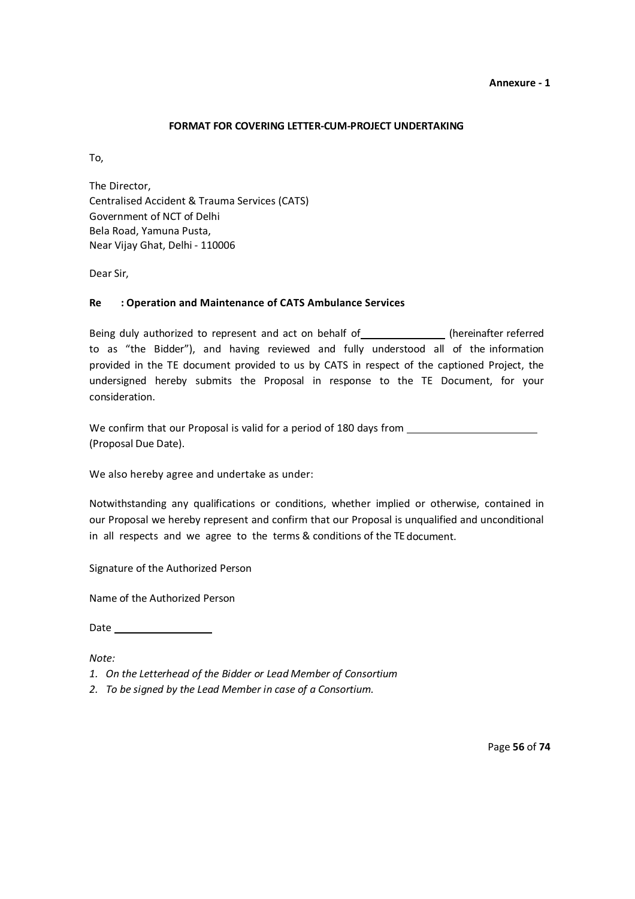**Annexure - 1**

**FORMAT FOR COVERING LETTER-CUM-PROJECT UNDERTAKING**

To,

The Director,
Centralised Accident & Trauma Services (CATS)
Government of NCT of Delhi
Bela Road, Yamuna Pusta,
Near Vijay Ghat, Delhi - 110006

Dear Sir,

**Re : Operation and Maintenance of CATS Ambulance Services**

Being duly authorized to represent and act on behalf of______________ (hereinafter referred to as "the Bidder"), and having reviewed and fully understood all of the information provided in the TE document provided to us by CATS in respect of the captioned Project, the undersigned hereby submits the Proposal in response to the TE Document, for your consideration.

We confirm that our Proposal is valid for a period of 180 days from ______________________ (Proposal Due Date).

We also hereby agree and undertake as under:

Notwithstanding any qualifications or conditions, whether implied or otherwise, contained in our Proposal we hereby represent and confirm that our Proposal is unqualified and unconditional in all respects and we agree to the terms & conditions of the TE document.

Signature of the Authorized Person

Name of the Authorized Person

Date ________________

*Note:*

1. *On the Letterhead of the Bidder or Lead Member of Consortium*
2. *To be signed by the Lead Member in case of a Consortium.*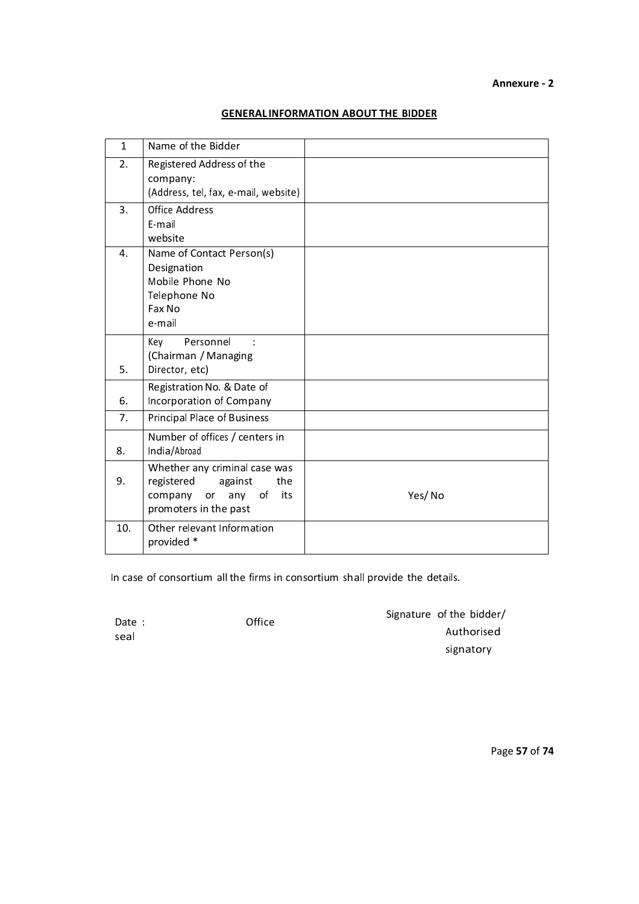**Annexure - 2**

## GENERAL INFORMATION ABOUT THE BIDDER

| | | |
|---|---|---|
| 1 | Name of the Bidder | |
| 2. | Registered Address of the company:<br>(Address, tel, fax, e-mail, website) | |
| 3. | Office Address<br>E-mail<br>website | |
| 4. | Name of Contact Person(s)<br>Designation<br>Mobile Phone No<br>Telephone No<br>Fax No<br>e-mail | |
| 5. | Key Personnel :<br>(Chairman / Managing Director, etc) | |
| 6. | Registration No. & Date of Incorporation of Company | |
| 7. | Principal Place of Business | |
| 8. | Number of offices / centers in India/Abroad | |
| 9. | Whether any criminal case was registered against the company or any of its promoters in the past | Yes/ No |
| 10. | Other relevant Information provided * | |

In case of consortium all the firms in consortium shall provide the details.

Date :

Office seal

Signature of the bidder/ Authorised signatory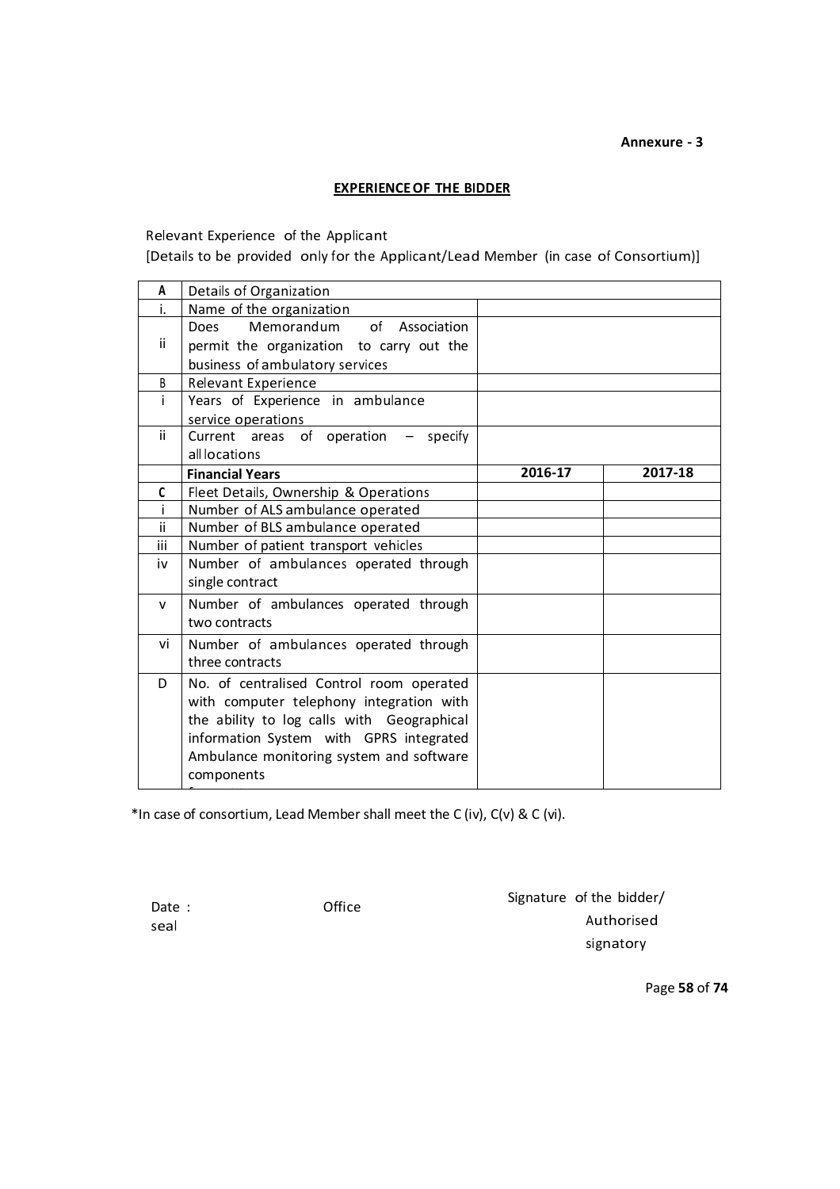**Annexure - 3**

## EXPERIENCE OF THE BIDDER

Relevant Experience of the Applicant

[Details to be provided only for the Applicant/Lead Member (in case of Consortium)]

| A | Details of Organization | | |
|---|---|---|---|
| i. | Name of the organization | | |
| ii | Does Memorandum of Association permit the organization to carry out the business of ambulatory services | | |
| B | Relevant Experience | | |
| i | Years of Experience in ambulance service operations | | |
| ii | Current areas of operation – specify all locations | | |
| | **Financial Years** | **2016-17** | **2017-18** |
| C | Fleet Details, Ownership & Operations | | |
| i | Number of ALS ambulance operated | | |
| ii | Number of BLS ambulance operated | | |
| iii | Number of patient transport vehicles | | |
| iv | Number of ambulances operated through single contract | | |
| v | Number of ambulances operated through two contracts | | |
| vi | Number of ambulances operated through three contracts | | |
| D | No. of centralised Control room operated with computer telephony integration with the ability to log calls with Geographical information System with GPRS integrated Ambulance monitoring system and software components | | |

*In case of consortium, Lead Member shall meet the C (iv), C(v) & C (vi).

Date :

Office seal

Signature of the bidder/ Authorised signatory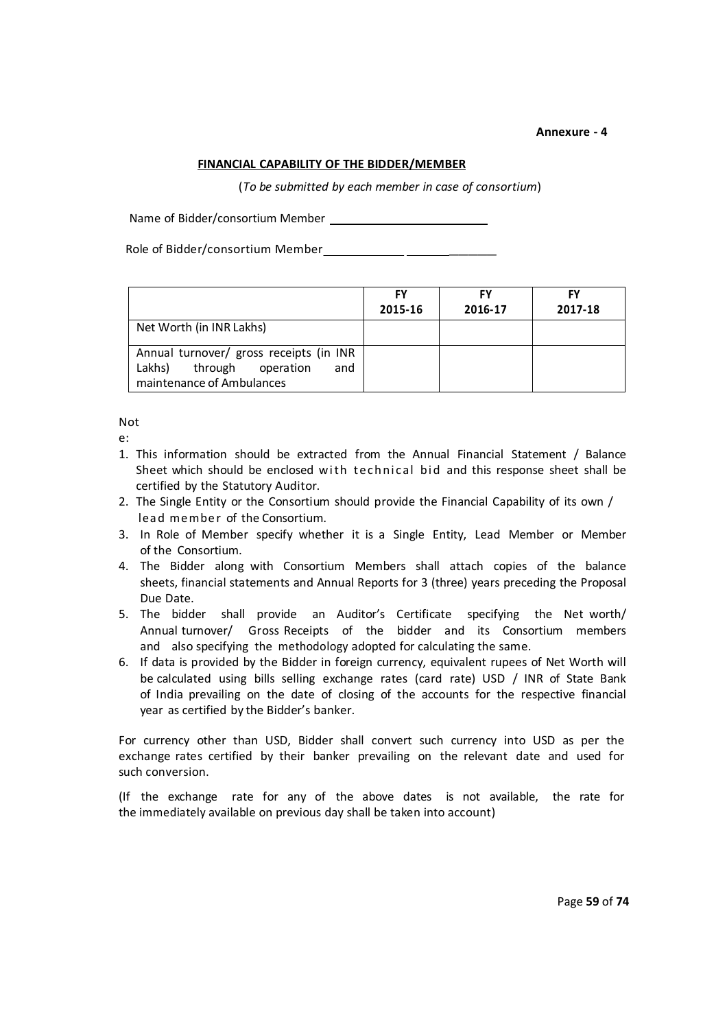**Annexure - 4**

## FINANCIAL CAPABILITY OF THE BIDDER/MEMBER

(*To be submitted by each member in case of consortium*)

Name of Bidder/consortium Member ________________________

Role of Bidder/consortium Member ____________ ______________

| | FY 2015-16 | FY 2016-17 | FY 2017-18 |
|---|---|---|---|
| Net Worth (in INR Lakhs) | | | |
| Annual turnover/ gross receipts (in INR Lakhs) through operation and maintenance of Ambulances | | | |

Note:

1. This information should be extracted from the Annual Financial Statement / Balance Sheet which should be enclosed with technical bid and this response sheet shall be certified by the Statutory Auditor.
2. The Single Entity or the Consortium should provide the Financial Capability of its own / lead member of the Consortium.
3. In Role of Member specify whether it is a Single Entity, Lead Member or Member of the Consortium.
4. The Bidder along with Consortium Members shall attach copies of the balance sheets, financial statements and Annual Reports for 3 (three) years preceding the Proposal Due Date.
5. The bidder shall provide an Auditor's Certificate specifying the Net worth/ Annual turnover/ Gross Receipts of the bidder and its Consortium members and also specifying the methodology adopted for calculating the same.
6. If data is provided by the Bidder in foreign currency, equivalent rupees of Net Worth will be calculated using bills selling exchange rates (card rate) USD / INR of State Bank of India prevailing on the date of closing of the accounts for the respective financial year as certified by the Bidder's banker.

For currency other than USD, Bidder shall convert such currency into USD as per the exchange rates certified by their banker prevailing on the relevant date and used for such conversion.

(If the exchange rate for any of the above dates is not available, the rate for the immediately available on previous day shall be taken into account)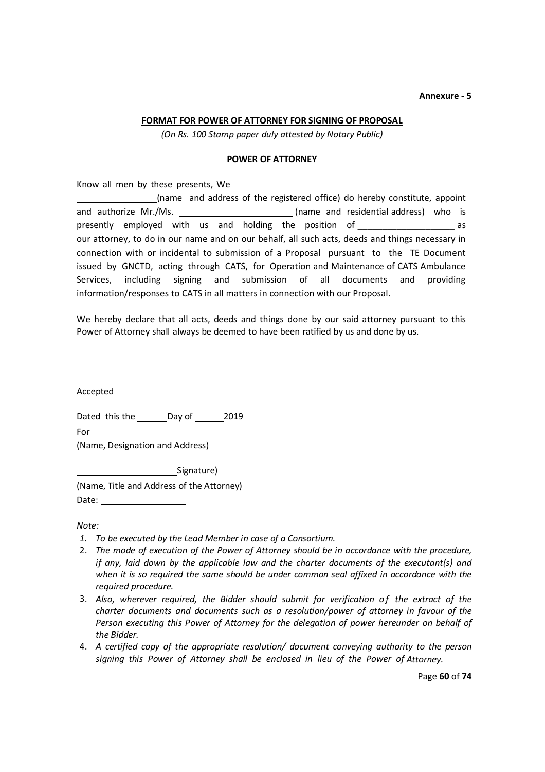**Annexure - 5**

**FORMAT FOR POWER OF ATTORNEY FOR SIGNING OF PROPOSAL**

*(On Rs. 100 Stamp paper duly attested by Notary Public)*

**POWER OF ATTORNEY**

Know all men by these presents, We \_\_\_\_\_\_\_\_\_\_\_\_\_\_\_\_\_\_\_\_\_\_\_\_\_\_\_\_\_\_\_\_\_\_\_\_\_\_\_\_\_\_\_\_\_\_\_\_ \_\_\_\_\_\_\_\_\_\_\_\_\_\_\_\_\_(name and address of the registered office) do hereby constitute, appoint and authorize Mr./Ms. \_\_\_\_\_\_\_\_\_\_\_\_\_\_\_\_\_\_\_\_\_\_\_\_\_ (name and residential address) who is presently employed with us and holding the position of \_\_\_\_\_\_\_\_\_\_\_\_\_\_\_\_\_\_\_\_ as our attorney, to do in our name and on our behalf, all such acts, deeds and things necessary in connection with or incidental to submission of a Proposal pursuant to the TE Document issued by GNCTD, acting through CATS, for Operation and Maintenance of CATS Ambulance Services, including signing and submission of all documents and providing information/responses to CATS in all matters in connection with our Proposal.

We hereby declare that all acts, deeds and things done by our said attorney pursuant to this Power of Attorney shall always be deemed to have been ratified by us and done by us.

Accepted

Dated this the \_\_\_\_\_\_ Day of \_\_\_\_\_\_ 2019

For \_\_\_\_\_\_\_\_\_\_\_\_\_\_\_\_\_\_\_\_\_\_\_\_\_\_\_

(Name, Designation and Address)

\_\_\_\_\_\_\_\_\_\_\_\_\_\_\_\_\_\_\_\_\_\_ Signature)

(Name, Title and Address of the Attorney)

Date: \_\_\_\_\_\_\_\_\_\_\_\_\_\_\_\_\_\_

*Note:*

1. *To be executed by the Lead Member in case of a Consortium.*
2. *The mode of execution of the Power of Attorney should be in accordance with the procedure, if any, laid down by the applicable law and the charter documents of the executant(s) and when it is so required the same should be under common seal affixed in accordance with the required procedure.*
3. *Also, wherever required, the Bidder should submit for verification of the extract of the charter documents and documents such as a resolution/power of attorney in favour of the Person executing this Power of Attorney for the delegation of power hereunder on behalf of the Bidder.*
4. *A certified copy of the appropriate resolution/ document conveying authority to the person signing this Power of Attorney shall be enclosed in lieu of the Power of Attorney.*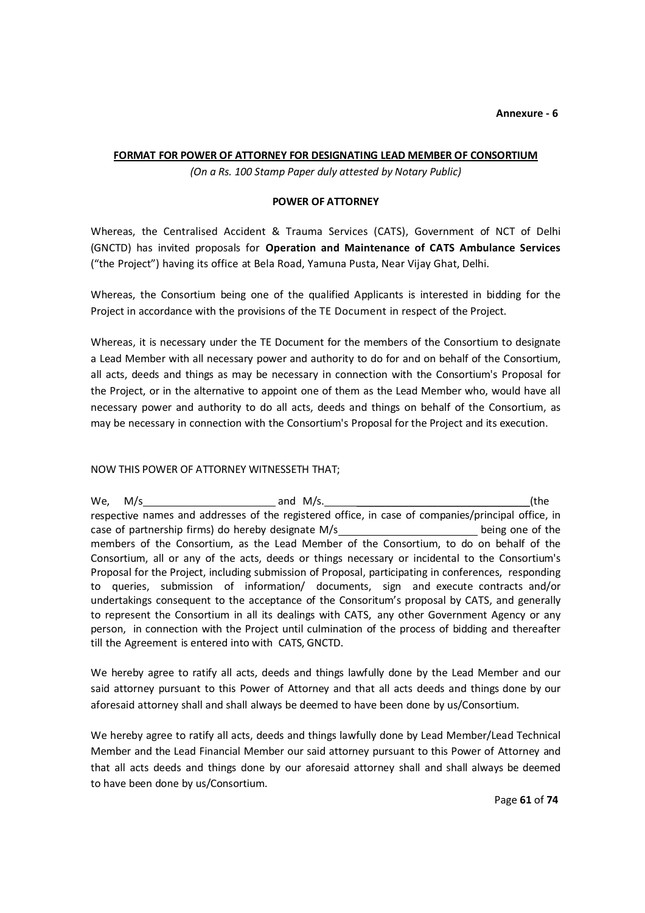**Annexure - 6**

**FORMAT FOR POWER OF ATTORNEY FOR DESIGNATING LEAD MEMBER OF CONSORTIUM**

*(On a Rs. 100 Stamp Paper duly attested by Notary Public)*

**POWER OF ATTORNEY**

Whereas, the Centralised Accident & Trauma Services (CATS), Government of NCT of Delhi (GNCTD) has invited proposals for **Operation and Maintenance of CATS Ambulance Services** ("the Project") having its office at Bela Road, Yamuna Pusta, Near Vijay Ghat, Delhi.

Whereas, the Consortium being one of the qualified Applicants is interested in bidding for the Project in accordance with the provisions of the TE Document in respect of the Project.

Whereas, it is necessary under the TE Document for the members of the Consortium to designate a Lead Member with all necessary power and authority to do for and on behalf of the Consortium, all acts, deeds and things as may be necessary in connection with the Consortium's Proposal for the Project, or in the alternative to appoint one of them as the Lead Member who, would have all necessary power and authority to do all acts, deeds and things on behalf of the Consortium, as may be necessary in connection with the Consortium's Proposal for the Project and its execution.

NOW THIS POWER OF ATTORNEY WITNESSETH THAT;

We, M/s______________________ and M/s.______________________________________(the respective names and addresses of the registered office, in case of companies/principal office, in case of partnership firms) do hereby designate M/s________________________ being one of the members of the Consortium, as the Lead Member of the Consortium, to do on behalf of the Consortium, all or any of the acts, deeds or things necessary or incidental to the Consortium's Proposal for the Project, including submission of Proposal, participating in conferences, responding to queries, submission of information/ documents, sign and execute contracts and/or undertakings consequent to the acceptance of the Consoritum's proposal by CATS, and generally to represent the Consortium in all its dealings with CATS, any other Government Agency or any person, in connection with the Project until culmination of the process of bidding and thereafter till the Agreement is entered into with CATS, GNCTD.

We hereby agree to ratify all acts, deeds and things lawfully done by the Lead Member and our said attorney pursuant to this Power of Attorney and that all acts deeds and things done by our aforesaid attorney shall and shall always be deemed to have been done by us/Consortium.

We hereby agree to ratify all acts, deeds and things lawfully done by Lead Member/Lead Technical Member and the Lead Financial Member our said attorney pursuant to this Power of Attorney and that all acts deeds and things done by our aforesaid attorney shall and shall always be deemed to have been done by us/Consortium.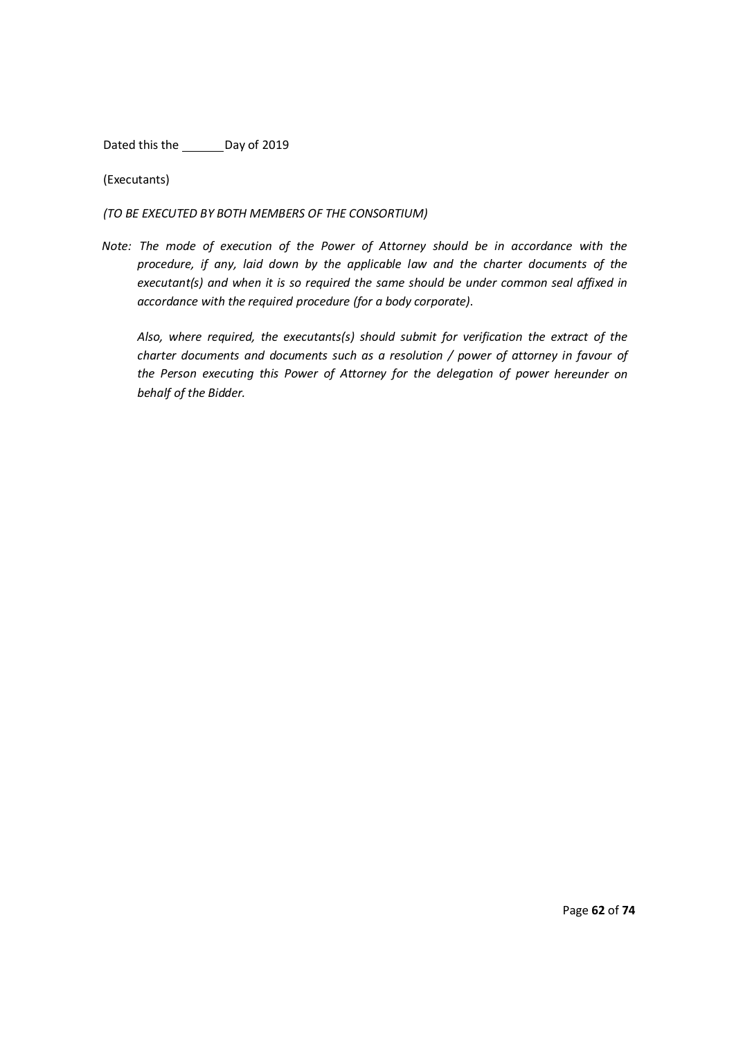Dated this the ______ Day of 2019

(Executants)

*(TO BE EXECUTED BY BOTH MEMBERS OF THE CONSORTIUM)*

*Note: The mode of execution of the Power of Attorney should be in accordance with the procedure, if any, laid down by the applicable law and the charter documents of the executant(s) and when it is so required the same should be under common seal affixed in accordance with the required procedure (for a body corporate).*

*Also, where required, the executants(s) should submit for verification the extract of the charter documents and documents such as a resolution / power of attorney in favour of the Person executing this Power of Attorney for the delegation of power hereunder on behalf of the Bidder.*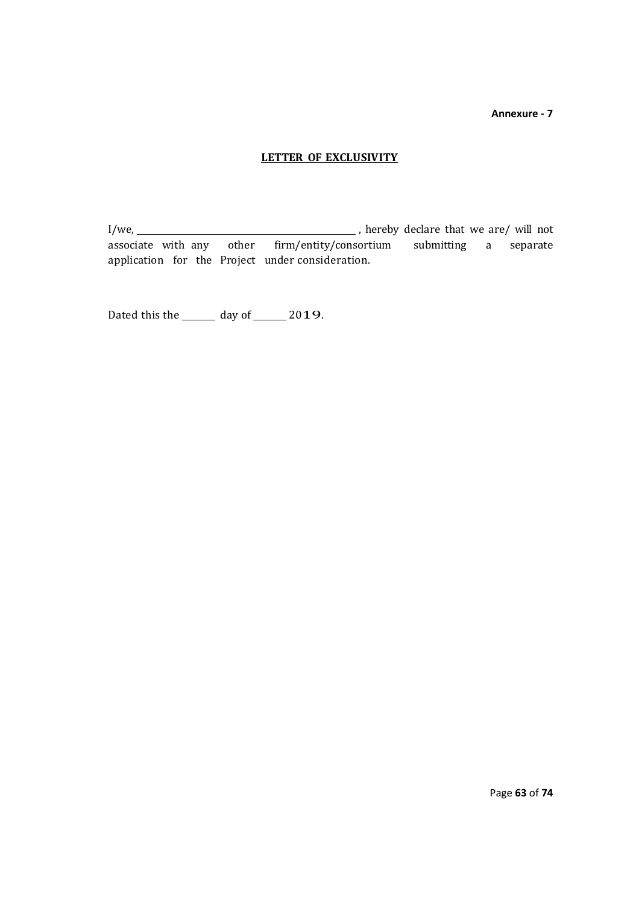**Annexure - 7**

## LETTER OF EXCLUSIVITY

I/we, _______________________________________________ , hereby declare that we are/ will not associate with any other firm/entity/consortium submitting a separate application for the Project under consideration.

Dated this the _______ day of _______ 2019.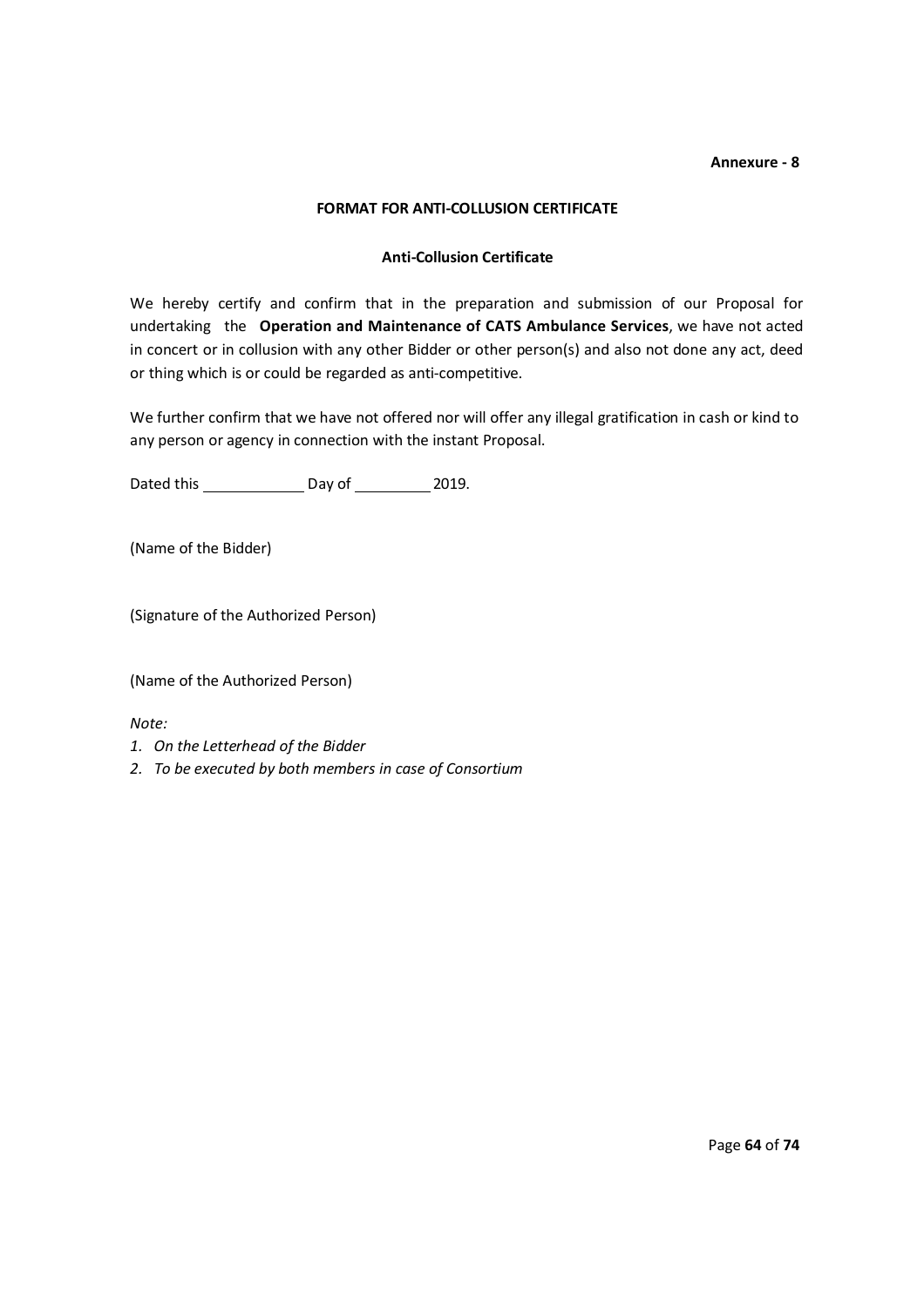**Annexure - 8**

## FORMAT FOR ANTI-COLLUSION CERTIFICATE

### Anti-Collusion Certificate

We hereby certify and confirm that in the preparation and submission of our Proposal for undertaking the **Operation and Maintenance of CATS Ambulance Services**, we have not acted in concert or in collusion with any other Bidder or other person(s) and also not done any act, deed or thing which is or could be regarded as anti-competitive.

We further confirm that we have not offered nor will offer any illegal gratification in cash or kind to any person or agency in connection with the instant Proposal.

Dated this ____________ Day of _________ 2019.

(Name of the Bidder)

(Signature of the Authorized Person)

(Name of the Authorized Person)

*Note:*

1. *On the Letterhead of the Bidder*
2. *To be executed by both members in case of Consortium*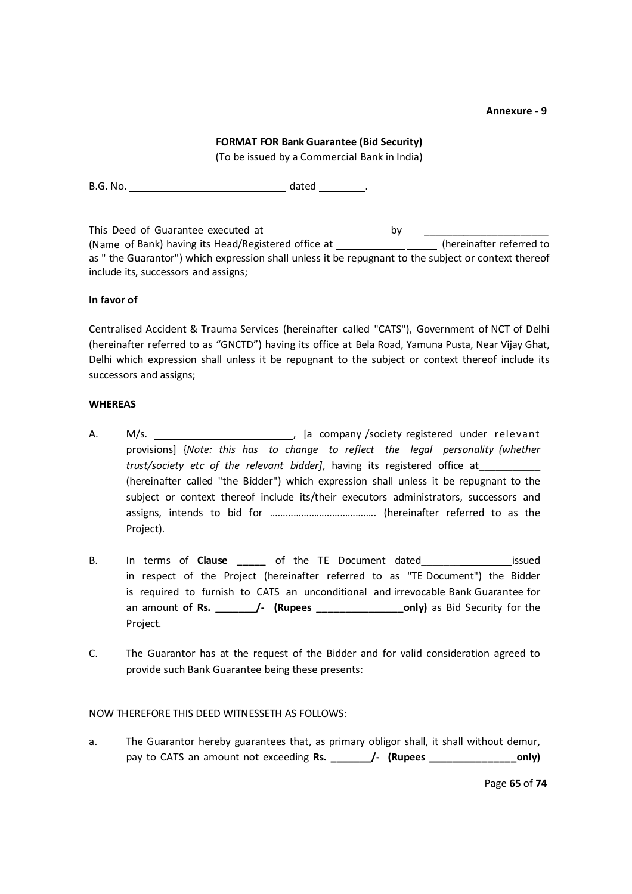**Annexure - 9**

**FORMAT FOR Bank Guarantee (Bid Security)**
(To be issued by a Commercial Bank in India)

B.G. No. ____________________________ dated _________.

This Deed of Guarantee executed at _____________________ by ________________________ (Name of Bank) having its Head/Registered office at ___________________ (hereinafter referred to as " the Guarantor") which expression shall unless it be repugnant to the subject or context thereof include its, successors and assigns;

**In favor of**

Centralised Accident & Trauma Services (hereinafter called "CATS"), Government of NCT of Delhi (hereinafter referred to as "GNCTD") having its office at Bela Road, Yamuna Pusta, Near Vijay Ghat, Delhi which expression shall unless it be repugnant to the subject or context thereof include its successors and assigns;

**WHEREAS**

A. M/s. __________________________, [a company /society registered under relevant provisions] {*Note: this has to change to reflect the legal personality (whether trust/society etc of the relevant bidder]*, having its registered office at___________ (hereinafter called "the Bidder") which expression shall unless it be repugnant to the subject or context thereof include its/their executors administrators, successors and assigns, intends to bid for ………………………………….. (hereinafter referred to as the Project).

B. In terms of **Clause _____** of the TE Document dated________________issued in respect of the Project (hereinafter referred to as "TE Document") the Bidder is required to furnish to CATS an unconditional and irrevocable Bank Guarantee for an amount **of Rs. _______/- (Rupees ________________only)** as Bid Security for the Project.

C. The Guarantor has at the request of the Bidder and for valid consideration agreed to provide such Bank Guarantee being these presents:

NOW THEREFORE THIS DEED WITNESSETH AS FOLLOWS:

a. The Guarantor hereby guarantees that, as primary obligor shall, it shall without demur, pay to CATS an amount not exceeding **Rs. _______/- (Rupees ________________only)**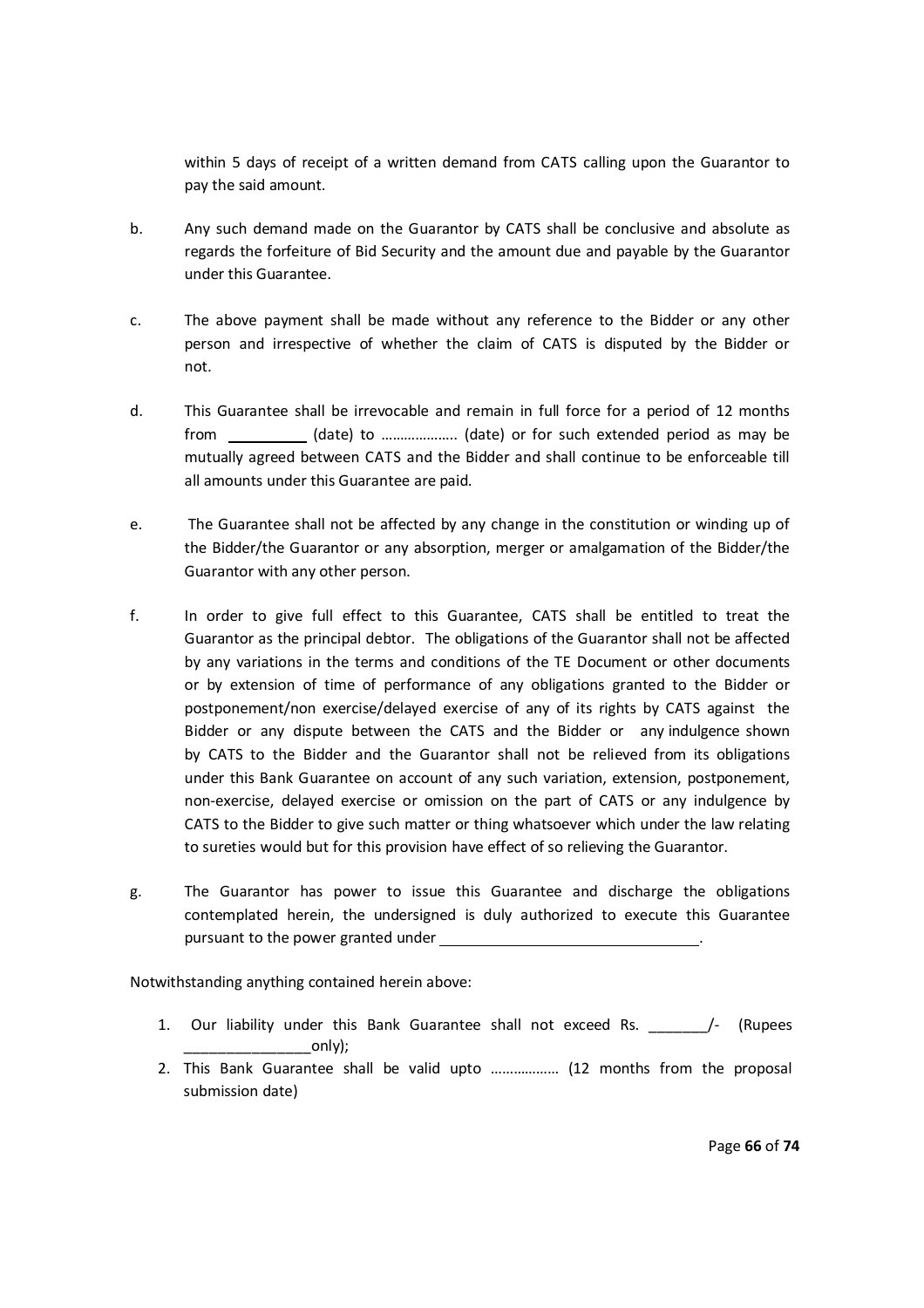within 5 days of receipt of a written demand from CATS calling upon the Guarantor to pay the said amount.

b. Any such demand made on the Guarantor by CATS shall be conclusive and absolute as regards the forfeiture of Bid Security and the amount due and payable by the Guarantor under this Guarantee.

c. The above payment shall be made without any reference to the Bidder or any other person and irrespective of whether the claim of CATS is disputed by the Bidder or not.

d. This Guarantee shall be irrevocable and remain in full force for a period of 12 months from __________ (date) to ……………….. (date) or for such extended period as may be mutually agreed between CATS and the Bidder and shall continue to be enforceable till all amounts under this Guarantee are paid.

e. The Guarantee shall not be affected by any change in the constitution or winding up of the Bidder/the Guarantor or any absorption, merger or amalgamation of the Bidder/the Guarantor with any other person.

f. In order to give full effect to this Guarantee, CATS shall be entitled to treat the Guarantor as the principal debtor. The obligations of the Guarantor shall not be affected by any variations in the terms and conditions of the TE Document or other documents or by extension of time of performance of any obligations granted to the Bidder or postponement/non exercise/delayed exercise of any of its rights by CATS against the Bidder or any dispute between the CATS and the Bidder or any indulgence shown by CATS to the Bidder and the Guarantor shall not be relieved from its obligations under this Bank Guarantee on account of any such variation, extension, postponement, non-exercise, delayed exercise or omission on the part of CATS or any indulgence by CATS to the Bidder to give such matter or thing whatsoever which under the law relating to sureties would but for this provision have effect of so relieving the Guarantor.

g. The Guarantor has power to issue this Guarantee and discharge the obligations contemplated herein, the undersigned is duly authorized to execute this Guarantee pursuant to the power granted under ________________________________.

Notwithstanding anything contained herein above:

1. Our liability under this Bank Guarantee shall not exceed Rs. _______/- (Rupees ________________only);
2. This Bank Guarantee shall be valid upto ……………… (12 months from the proposal submission date)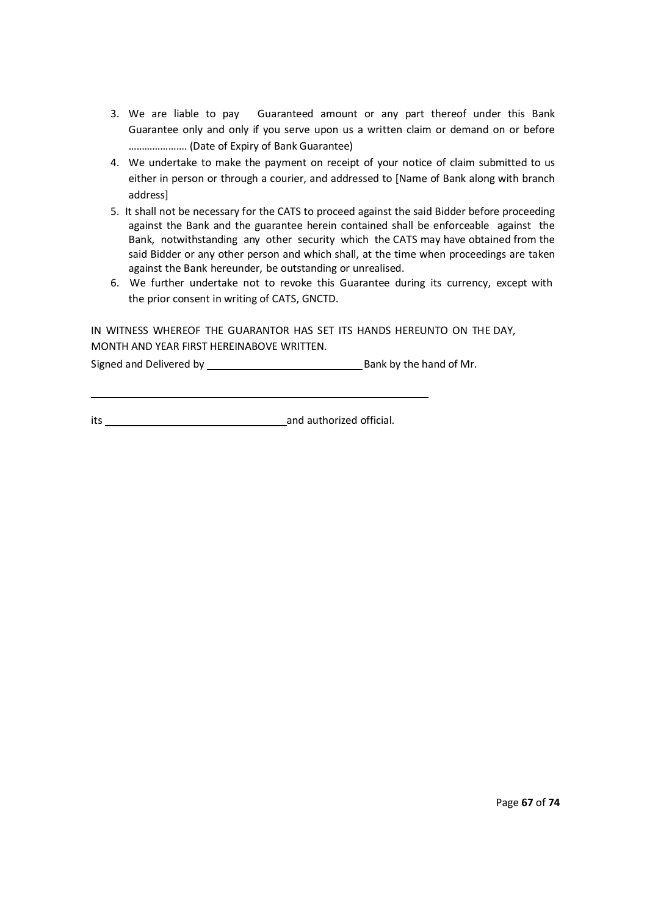3. We are liable to pay Guaranteed amount or any part thereof under this Bank Guarantee only and only if you serve upon us a written claim or demand on or before …………………. (Date of Expiry of Bank Guarantee)
4. We undertake to make the payment on receipt of your notice of claim submitted to us either in person or through a courier, and addressed to [Name of Bank along with branch address]
5. It shall not be necessary for the CATS to proceed against the said Bidder before proceeding against the Bank and the guarantee herein contained shall be enforceable against the Bank, notwithstanding any other security which the CATS may have obtained from the said Bidder or any other person and which shall, at the time when proceedings are taken against the Bank hereunder, be outstanding or unrealised.
6. We further undertake not to revoke this Guarantee during its currency, except with the prior consent in writing of CATS, GNCTD.

IN WITNESS WHEREOF THE GUARANTOR HAS SET ITS HANDS HEREUNTO ON THE DAY, MONTH AND YEAR FIRST HEREINABOVE WRITTEN.

Signed and Delivered by ___________________________ Bank by the hand of Mr.

__________________________________________________________

its ________________________________ and authorized official.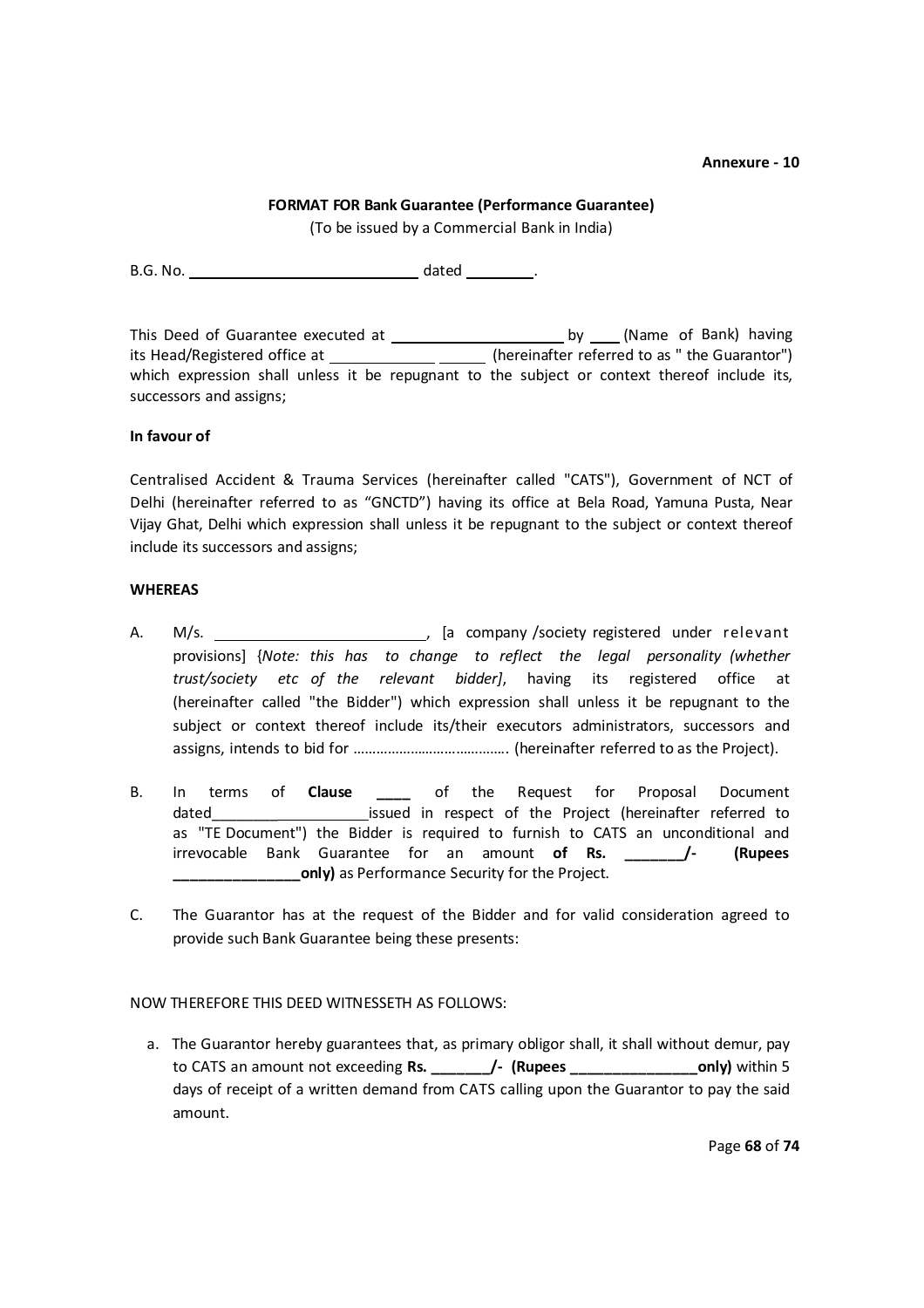**Annexure - 10**

**FORMAT FOR Bank Guarantee (Performance Guarantee)**

(To be issued by a Commercial Bank in India)

B.G. No. ____________________________ dated ________.

This Deed of Guarantee executed at _____________________ by ____ (Name of Bank) having its Head/Registered office at _____________ ______ (hereinafter referred to as " the Guarantor") which expression shall unless it be repugnant to the subject or context thereof include its, successors and assigns;

**In favour of**

Centralised Accident & Trauma Services (hereinafter called "CATS"), Government of NCT of Delhi (hereinafter referred to as "GNCTD") having its office at Bela Road, Yamuna Pusta, Near Vijay Ghat, Delhi which expression shall unless it be repugnant to the subject or context thereof include its successors and assigns;

**WHEREAS**

A. M/s. __________________________, [a company /society registered under relevant provisions] {*Note: this has to change to reflect the legal personality (whether trust/society etc of the relevant bidder]*, having its registered office at (hereinafter called "the Bidder") which expression shall unless it be repugnant to the subject or context thereof include its/their executors administrators, successors and assigns, intends to bid for ………………………………….. (hereinafter referred to as the Project).

B. In terms of **Clause ____** of the Request for Proposal Document dated_____________________issued in respect of the Project (hereinafter referred to as "TE Document") the Bidder is required to furnish to CATS an unconditional and irrevocable Bank Guarantee for an amount **of Rs. _______/- (Rupees _______________only)** as Performance Security for the Project.

C. The Guarantor has at the request of the Bidder and for valid consideration agreed to provide such Bank Guarantee being these presents:

NOW THEREFORE THIS DEED WITNESSETH AS FOLLOWS:

a. The Guarantor hereby guarantees that, as primary obligor shall, it shall without demur, pay to CATS an amount not exceeding **Rs. _______/- (Rupees _______________only)** within 5 days of receipt of a written demand from CATS calling upon the Guarantor to pay the said amount.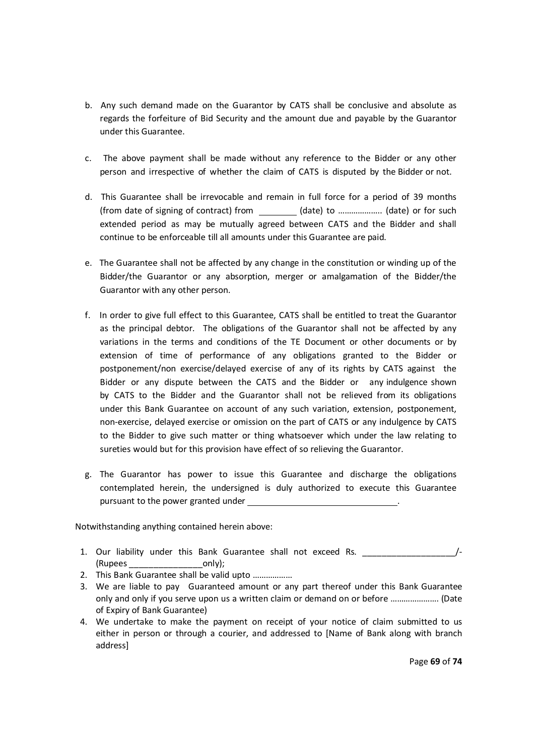b. Any such demand made on the Guarantor by CATS shall be conclusive and absolute as regards the forfeiture of Bid Security and the amount due and payable by the Guarantor under this Guarantee.

c. The above payment shall be made without any reference to the Bidder or any other person and irrespective of whether the claim of CATS is disputed by the Bidder or not.

d. This Guarantee shall be irrevocable and remain in full force for a period of 39 months (from date of signing of contract) from ________ (date) to ………………. (date) or for such extended period as may be mutually agreed between CATS and the Bidder and shall continue to be enforceable till all amounts under this Guarantee are paid.

e. The Guarantee shall not be affected by any change in the constitution or winding up of the Bidder/the Guarantor or any absorption, merger or amalgamation of the Bidder/the Guarantor with any other person.

f. In order to give full effect to this Guarantee, CATS shall be entitled to treat the Guarantor as the principal debtor. The obligations of the Guarantor shall not be affected by any variations in the terms and conditions of the TE Document or other documents or by extension of time of performance of any obligations granted to the Bidder or postponement/non exercise/delayed exercise of any of its rights by CATS against the Bidder or any dispute between the CATS and the Bidder or any indulgence shown by CATS to the Bidder and the Guarantor shall not be relieved from its obligations under this Bank Guarantee on account of any such variation, extension, postponement, non-exercise, delayed exercise or omission on the part of CATS or any indulgence by CATS to the Bidder to give such matter or thing whatsoever which under the law relating to sureties would but for this provision have effect of so relieving the Guarantor.

g. The Guarantor has power to issue this Guarantee and discharge the obligations contemplated herein, the undersigned is duly authorized to execute this Guarantee pursuant to the power granted under ________________________________.

Notwithstanding anything contained herein above:

1. Our liability under this Bank Guarantee shall not exceed Rs. ___________________/- (Rupees _______________only);
2. This Bank Guarantee shall be valid upto ………………
3. We are liable to pay Guaranteed amount or any part thereof under this Bank Guarantee only and only if you serve upon us a written claim or demand on or before …………………. (Date of Expiry of Bank Guarantee)
4. We undertake to make the payment on receipt of your notice of claim submitted to us either in person or through a courier, and addressed to [Name of Bank along with branch address]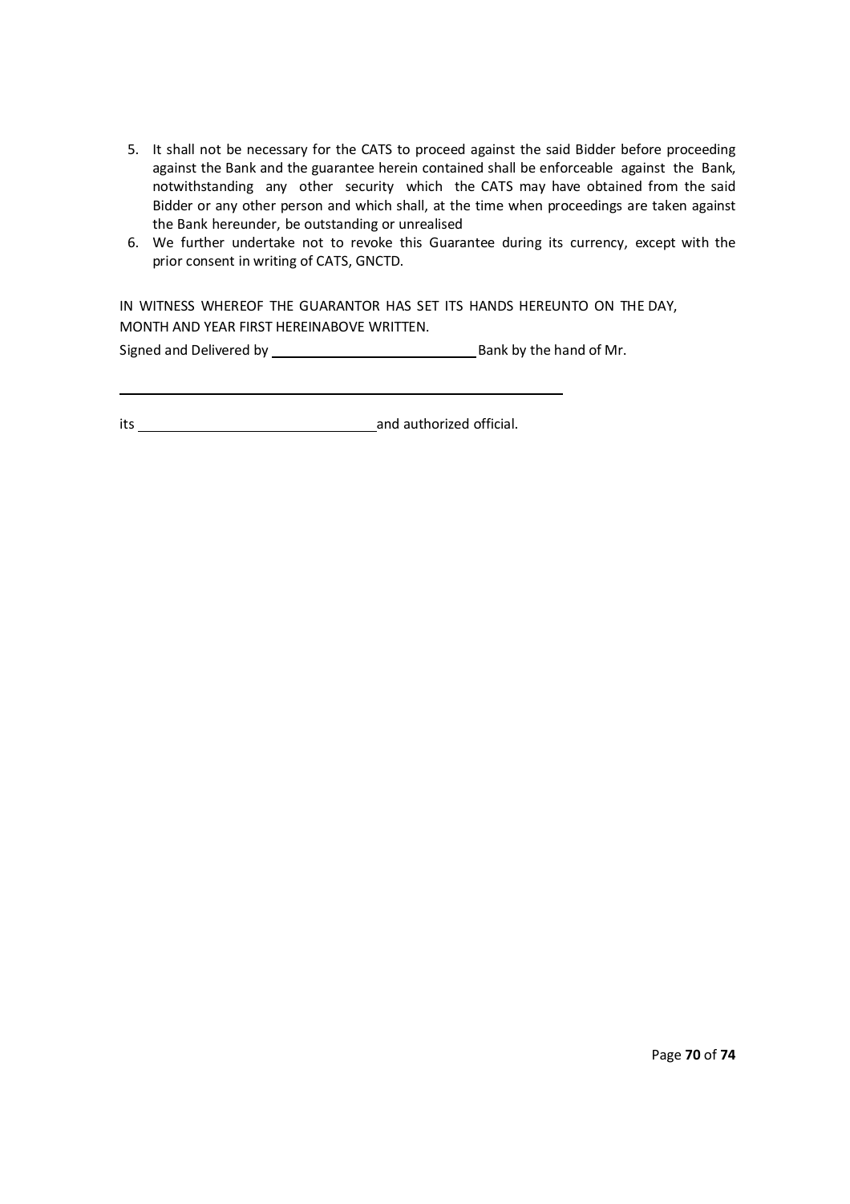5. It shall not be necessary for the CATS to proceed against the said Bidder before proceeding against the Bank and the guarantee herein contained shall be enforceable against the Bank, notwithstanding any other security which the CATS may have obtained from the said Bidder or any other person and which shall, at the time when proceedings are taken against the Bank hereunder, be outstanding or unrealised
6. We further undertake not to revoke this Guarantee during its currency, except with the prior consent in writing of CATS, GNCTD.

IN WITNESS WHEREOF THE GUARANTOR HAS SET ITS HANDS HEREUNTO ON THE DAY, MONTH AND YEAR FIRST HEREINABOVE WRITTEN.

Signed and Delivered by \_\_\_\_\_\_\_\_\_\_\_\_\_\_\_\_\_\_\_\_\_\_\_\_\_\_\_\_ Bank by the hand of Mr.

\_\_\_\_\_\_\_\_\_\_\_\_\_\_\_\_\_\_\_\_\_\_\_\_\_\_\_\_\_\_\_\_\_\_\_\_\_\_\_\_\_\_\_\_\_\_\_\_\_\_\_\_\_\_\_\_\_\_\_\_

its \_\_\_\_\_\_\_\_\_\_\_\_\_\_\_\_\_\_\_\_\_\_\_\_\_\_\_\_\_\_\_\_\_\_ and authorized official.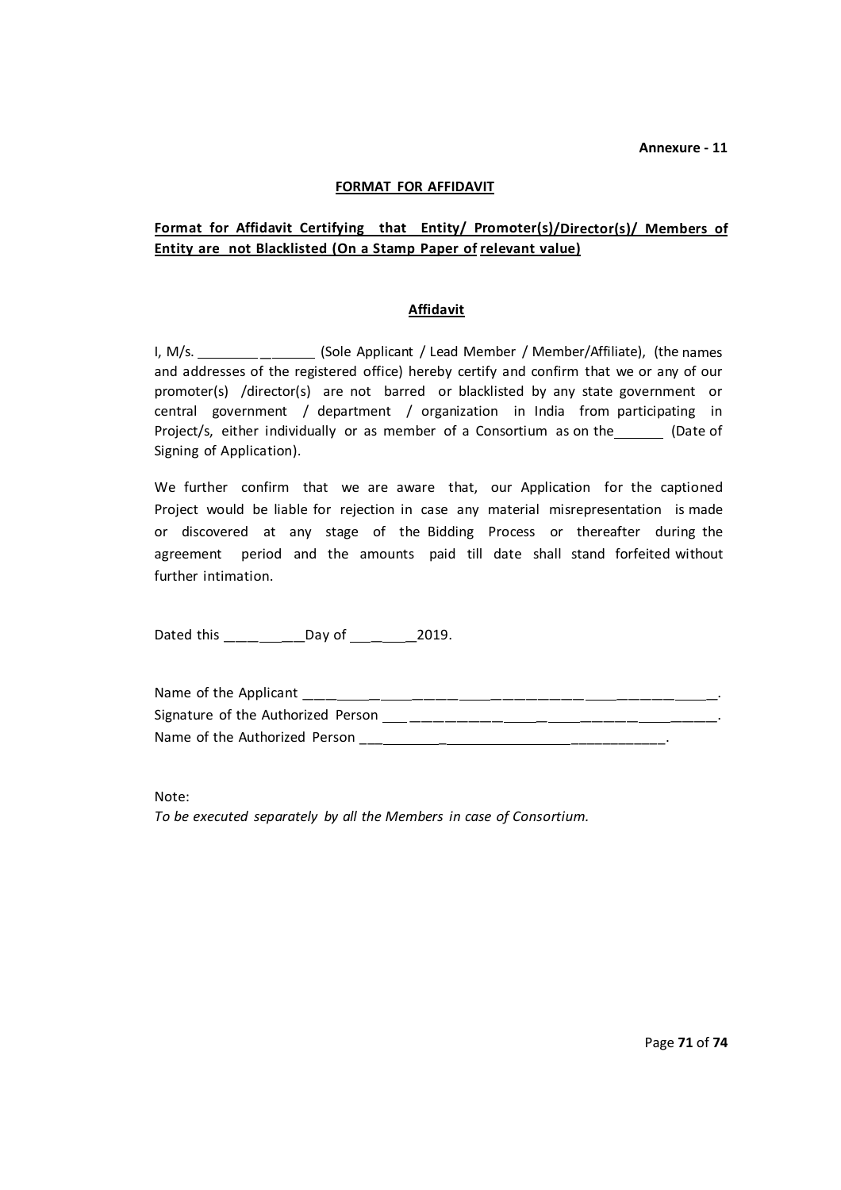**Annexure - 11**

## FORMAT FOR AFFIDAVIT

**Format for Affidavit Certifying that Entity/ Promoter(s)/Director(s)/ Members of Entity are not Blacklisted (On a Stamp Paper of relevant value)**

### Affidavit

I, M/s. ________________ (Sole Applicant / Lead Member / Member/Affiliate), (the names and addresses of the registered office) hereby certify and confirm that we or any of our promoter(s) /director(s) are not barred or blacklisted by any state government or central government / department / organization in India from participating in Project/s, either individually or as member of a Consortium as on the______ (Date of Signing of Application).

We further confirm that we are aware that, our Application for the captioned Project would be liable for rejection in case any material misrepresentation is made or discovered at any stage of the Bidding Process or thereafter during the agreement period and the amounts paid till date shall stand forfeited without further intimation.

Dated this __________Day of ________2019.

Name of the Applicant ____________________________________________________.
Signature of the Authorized Person ____________________________________________.
Name of the Authorized Person ___________________________________________.

Note:
*To be executed separately by all the Members in case of Consortium.*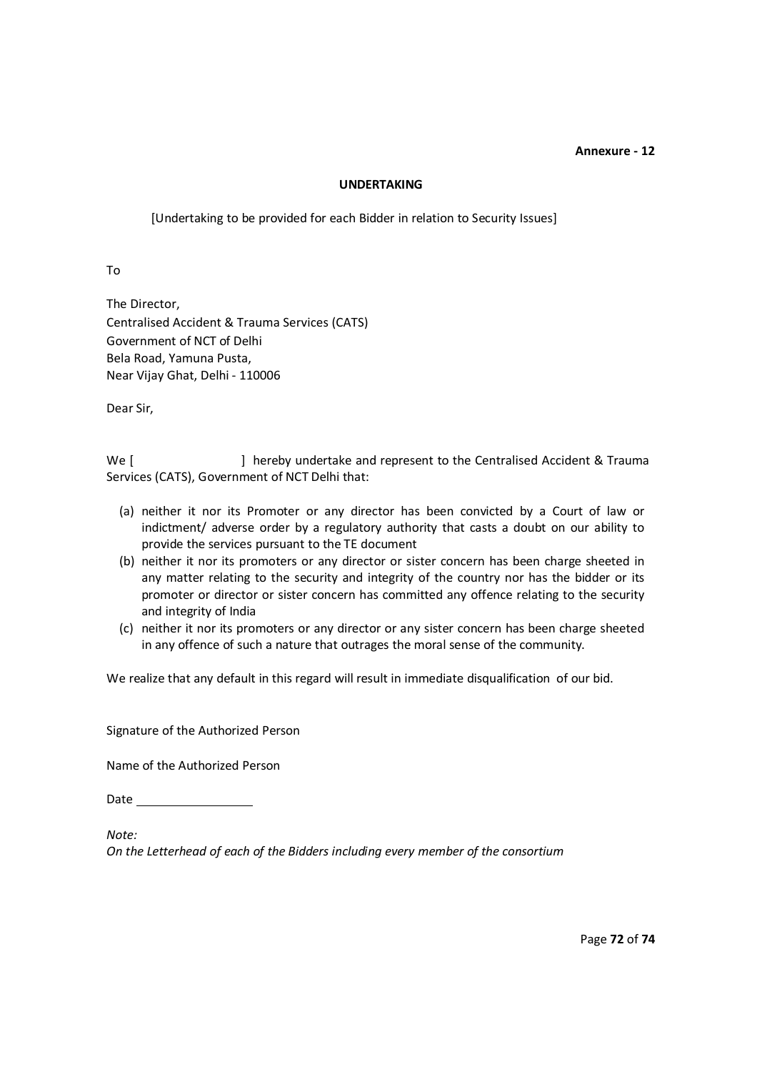**Annexure - 12**

## UNDERTAKING

[Undertaking to be provided for each Bidder in relation to Security Issues]

To

The Director,
Centralised Accident & Trauma Services (CATS)
Government of NCT of Delhi
Bela Road, Yamuna Pusta,
Near Vijay Ghat, Delhi - 110006

Dear Sir,

We [                    ] hereby undertake and represent to the Centralised Accident & Trauma Services (CATS), Government of NCT Delhi that:

(a) neither it nor its Promoter or any director has been convicted by a Court of law or indictment/ adverse order by a regulatory authority that casts a doubt on our ability to provide the services pursuant to the TE document

(b) neither it nor its promoters or any director or sister concern has been charge sheeted in any matter relating to the security and integrity of the country nor has the bidder or its promoter or director or sister concern has committed any offence relating to the security and integrity of India

(c) neither it nor its promoters or any director or any sister concern has been charge sheeted in any offence of such a nature that outrages the moral sense of the community.

We realize that any default in this regard will result in immediate disqualification of our bid.

Signature of the Authorized Person

Name of the Authorized Person

Date ________________

*Note:*
*On the Letterhead of each of the Bidders including every member of the consortium*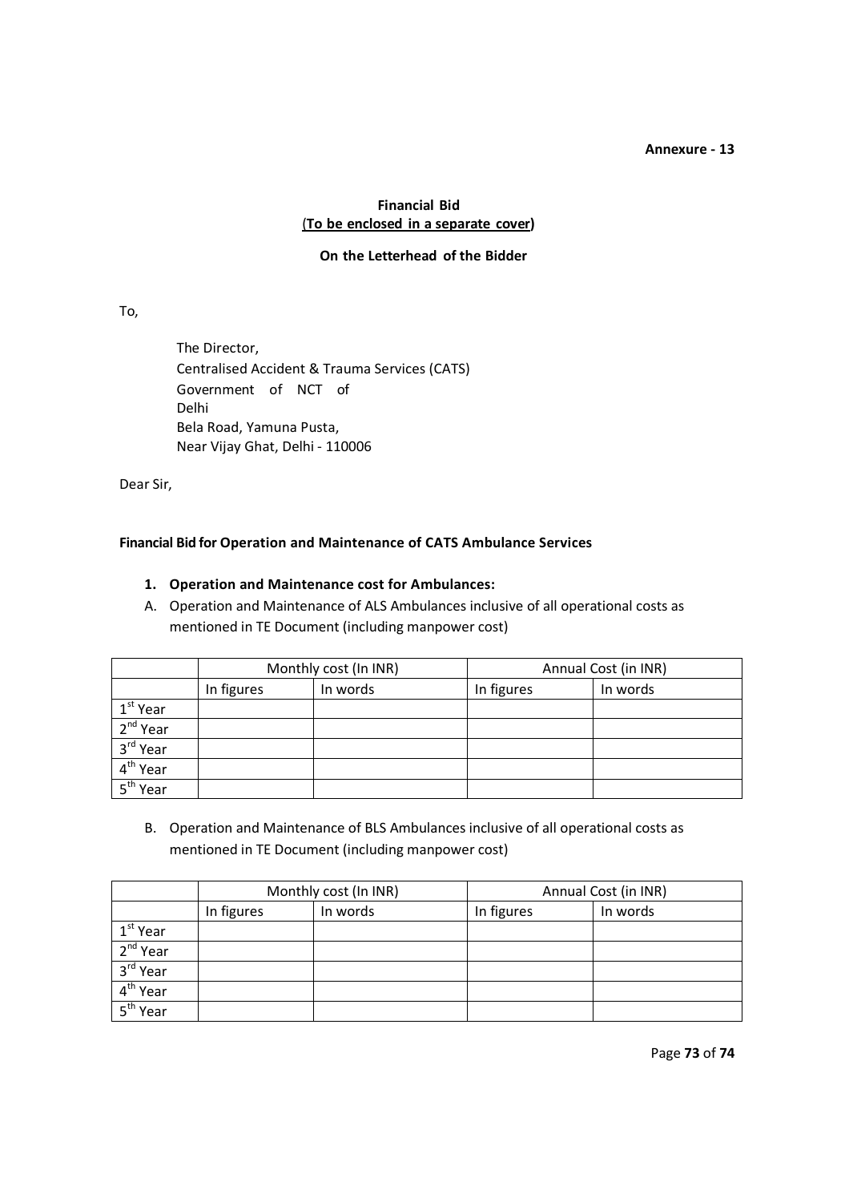**Annexure - 13**

**Financial Bid**
**(To be enclosed in a separate cover)**

**On the Letterhead of the Bidder**

To,

The Director,
Centralised Accident & Trauma Services (CATS)
Government of NCT of Delhi
Bela Road, Yamuna Pusta,
Near Vijay Ghat, Delhi - 110006

Dear Sir,

**Financial Bid for Operation and Maintenance of CATS Ambulance Services**

1. **Operation and Maintenance cost for Ambulances:**

A. Operation and Maintenance of ALS Ambulances inclusive of all operational costs as mentioned in TE Document (including manpower cost)

| | Monthly cost (In INR) | | Annual Cost (in INR) | |
|---|---|---|---|---|
| | In figures | In words | In figures | In words |
| 1st Year | | | | |
| 2nd Year | | | | |
| 3rd Year | | | | |
| 4th Year | | | | |
| 5th Year | | | | |

B. Operation and Maintenance of BLS Ambulances inclusive of all operational costs as mentioned in TE Document (including manpower cost)

| | Monthly cost (In INR) | | Annual Cost (in INR) | |
|---|---|---|---|---|
| | In figures | In words | In figures | In words |
| 1st Year | | | | |
| 2nd Year | | | | |
| 3rd Year | | | | |
| 4th Year | | | | |
| 5th Year | | | | |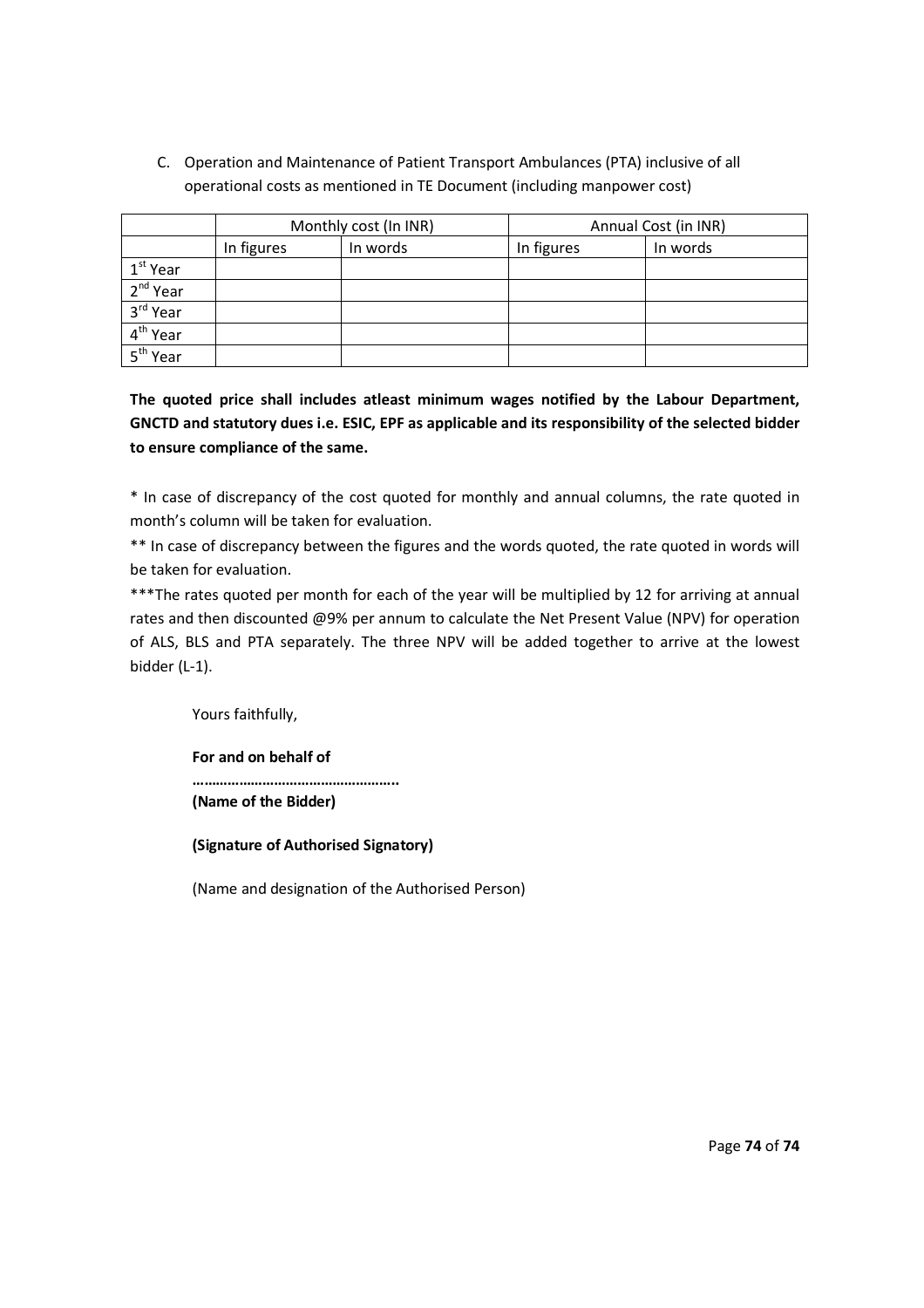C. Operation and Maintenance of Patient Transport Ambulances (PTA) inclusive of all operational costs as mentioned in TE Document (including manpower cost)

| | Monthly cost (In INR) | | Annual Cost (in INR) | |
|---|---|---|---|---|
| | In figures | In words | In figures | In words |
| 1st Year | | | | |
| 2nd Year | | | | |
| 3rd Year | | | | |
| 4th Year | | | | |
| 5th Year | | | | |

**The quoted price shall includes atleast minimum wages notified by the Labour Department, GNCTD and statutory dues i.e. ESIC, EPF as applicable and its responsibility of the selected bidder to ensure compliance of the same.**

* In case of discrepancy of the cost quoted for monthly and annual columns, the rate quoted in month's column will be taken for evaluation.

** In case of discrepancy between the figures and the words quoted, the rate quoted in words will be taken for evaluation.

***The rates quoted per month for each of the year will be multiplied by 12 for arriving at annual rates and then discounted @9% per annum to calculate the Net Present Value (NPV) for operation of ALS, BLS and PTA separately. The three NPV will be added together to arrive at the lowest bidder (L-1).

Yours faithfully,

**For and on behalf of**

**……………………………………………..**

**(Name of the Bidder)**

**(Signature of Authorised Signatory)**

(Name and designation of the Authorised Person)